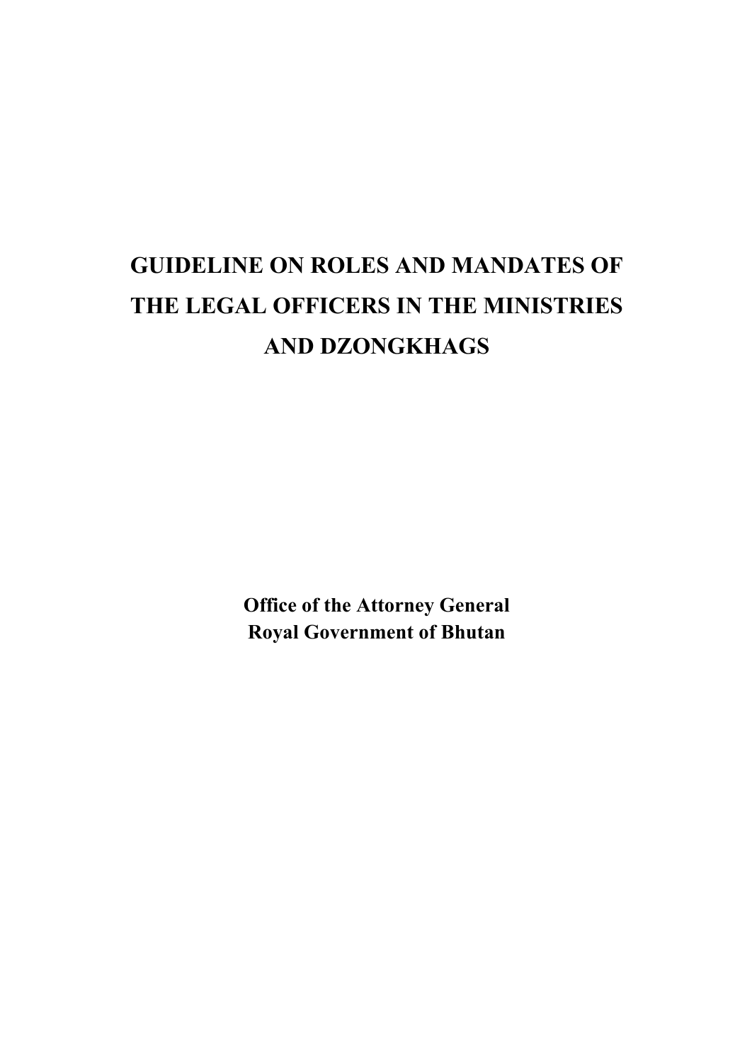# GUIDELINE ON ROLES AND MANDATES OF THE LEGAL OFFICERS IN THE MINISTRIES AND DZONGKHAGS

**Office of the Attorney General**
**Royal Government of Bhutan**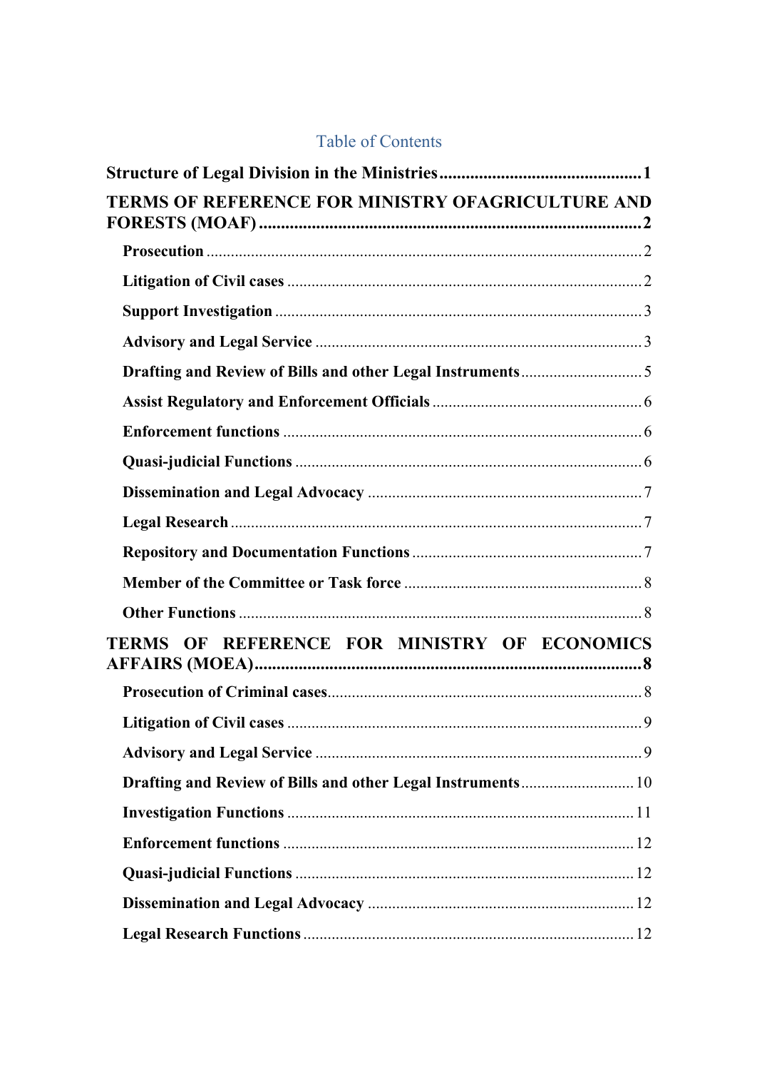# Table of Contents

**Structure of Legal Division in the Ministries** .......... **1**

**TERMS OF REFERENCE FOR MINISTRY OFAGRICULTURE AND FORESTS (MOAF)** .......... **2**

- **Prosecution** .......... 2
- **Litigation of Civil cases** .......... 2
- **Support Investigation** .......... 3
- **Advisory and Legal Service** .......... 3
- **Drafting and Review of Bills and other Legal Instruments** .......... 5
- **Assist Regulatory and Enforcement Officials** .......... 6
- **Enforcement functions** .......... 6
- **Quasi-judicial Functions** .......... 6
- **Dissemination and Legal Advocacy** .......... 7
- **Legal Research** .......... 7
- **Repository and Documentation Functions** .......... 7
- **Member of the Committee or Task force** .......... 8
- **Other Functions** .......... 8

**TERMS OF REFERENCE FOR MINISTRY OF ECONOMICS AFFAIRS (MOEA)** .......... **8**

- **Prosecution of Criminal cases** .......... 8
- **Litigation of Civil cases** .......... 9
- **Advisory and Legal Service** .......... 9
- **Drafting and Review of Bills and other Legal Instruments** .......... 10
- **Investigation Functions** .......... 11
- **Enforcement functions** .......... 12
- **Quasi-judicial Functions** .......... 12
- **Dissemination and Legal Advocacy** .......... 12
- **Legal Research Functions** .......... 12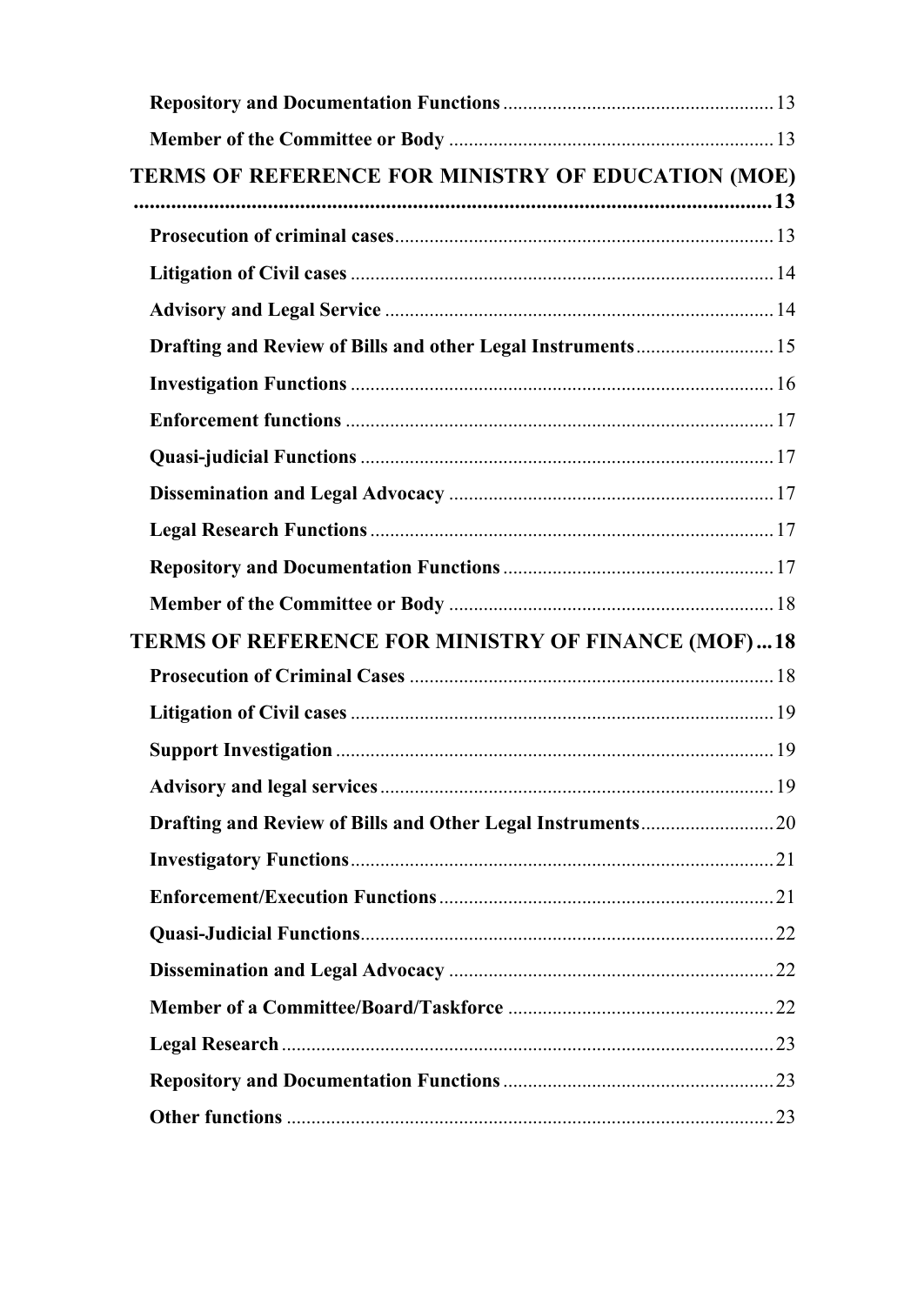Repository and Documentation Functions ... 13

Member of the Committee or Body ... 13

**TERMS OF REFERENCE FOR MINISTRY OF EDUCATION (MOE) ... 13**

Prosecution of criminal cases ... 13

Litigation of Civil cases ... 14

Advisory and Legal Service ... 14

Drafting and Review of Bills and other Legal Instruments ... 15

Investigation Functions ... 16

Enforcement functions ... 17

Quasi-judicial Functions ... 17

Dissemination and Legal Advocacy ... 17

Legal Research Functions ... 17

Repository and Documentation Functions ... 17

Member of the Committee or Body ... 18

**TERMS OF REFERENCE FOR MINISTRY OF FINANCE (MOF) ... 18**

Prosecution of Criminal Cases ... 18

Litigation of Civil cases ... 19

Support Investigation ... 19

Advisory and legal services ... 19

Drafting and Review of Bills and Other Legal Instruments ... 20

Investigatory Functions ... 21

Enforcement/Execution Functions ... 21

Quasi-Judicial Functions ... 22

Dissemination and Legal Advocacy ... 22

Member of a Committee/Board/Taskforce ... 22

Legal Research ... 23

Repository and Documentation Functions ... 23

Other functions ... 23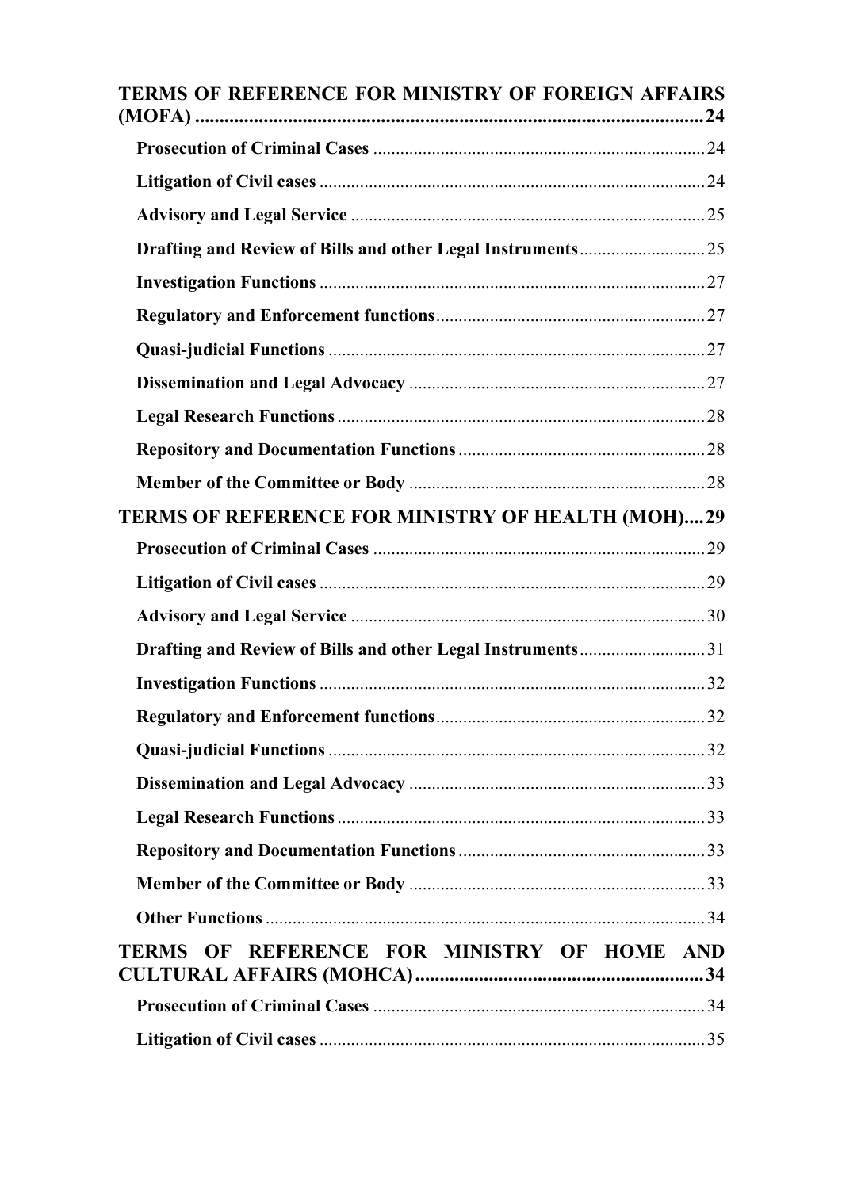**TERMS OF REFERENCE FOR MINISTRY OF FOREIGN AFFAIRS (MOFA)** ........ 24

- **Prosecution of Criminal Cases** ........ 24
- **Litigation of Civil cases** ........ 24
- **Advisory and Legal Service** ........ 25
- **Drafting and Review of Bills and other Legal Instruments** ........ 25
- **Investigation Functions** ........ 27
- **Regulatory and Enforcement functions** ........ 27
- **Quasi-judicial Functions** ........ 27
- **Dissemination and Legal Advocacy** ........ 27
- **Legal Research Functions** ........ 28
- **Repository and Documentation Functions** ........ 28
- **Member of the Committee or Body** ........ 28

**TERMS OF REFERENCE FOR MINISTRY OF HEALTH (MOH)** ........ 29

- **Prosecution of Criminal Cases** ........ 29
- **Litigation of Civil cases** ........ 29
- **Advisory and Legal Service** ........ 30
- **Drafting and Review of Bills and other Legal Instruments** ........ 31
- **Investigation Functions** ........ 32
- **Regulatory and Enforcement functions** ........ 32
- **Quasi-judicial Functions** ........ 32
- **Dissemination and Legal Advocacy** ........ 33
- **Legal Research Functions** ........ 33
- **Repository and Documentation Functions** ........ 33
- **Member of the Committee or Body** ........ 33
- **Other Functions** ........ 34

**TERMS OF REFERENCE FOR MINISTRY OF HOME AND CULTURAL AFFAIRS (MOHCA)** ........ 34

- **Prosecution of Criminal Cases** ........ 34
- **Litigation of Civil cases** ........ 35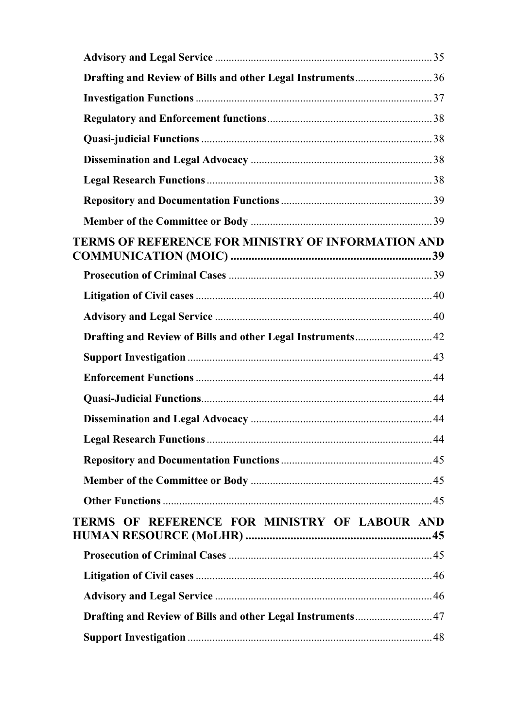**Advisory and Legal Service** ........................................ 35

**Drafting and Review of Bills and other Legal Instruments** ........................................ 36

**Investigation Functions** ........................................ 37

**Regulatory and Enforcement functions** ........................................ 38

**Quasi-judicial Functions** ........................................ 38

**Dissemination and Legal Advocacy** ........................................ 38

**Legal Research Functions** ........................................ 38

**Repository and Documentation Functions** ........................................ 39

**Member of the Committee or Body** ........................................ 39

**TERMS OF REFERENCE FOR MINISTRY OF INFORMATION AND COMMUNICATION (MOIC)** ........................................ 39

**Prosecution of Criminal Cases** ........................................ 39

**Litigation of Civil cases** ........................................ 40

**Advisory and Legal Service** ........................................ 40

**Drafting and Review of Bills and other Legal Instruments** ........................................ 42

**Support Investigation** ........................................ 43

**Enforcement Functions** ........................................ 44

**Quasi-Judicial Functions** ........................................ 44

**Dissemination and Legal Advocacy** ........................................ 44

**Legal Research Functions** ........................................ 44

**Repository and Documentation Functions** ........................................ 45

**Member of the Committee or Body** ........................................ 45

**Other Functions** ........................................ 45

**TERMS OF REFERENCE FOR MINISTRY OF LABOUR AND HUMAN RESOURCE (MoLHR)** ........................................ 45

**Prosecution of Criminal Cases** ........................................ 45

**Litigation of Civil cases** ........................................ 46

**Advisory and Legal Service** ........................................ 46

**Drafting and Review of Bills and other Legal Instruments** ........................................ 47

**Support Investigation** ........................................ 48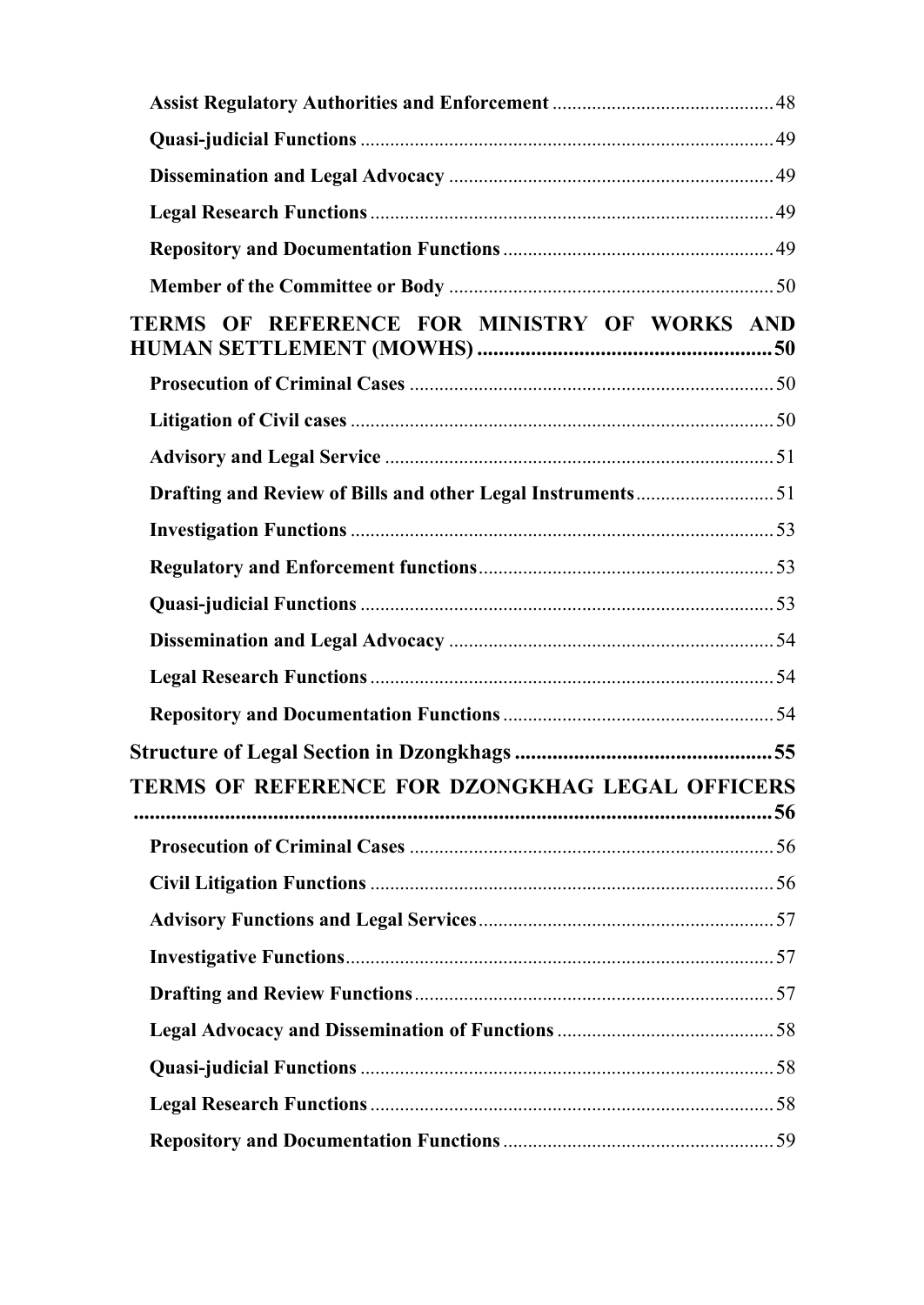Assist Regulatory Authorities and Enforcement ............................................ 48

Quasi-judicial Functions .................................................................................... 49

Dissemination and Legal Advocacy .................................................................. 49

Legal Research Functions .................................................................................. 49

Repository and Documentation Functions ....................................................... 49

Member of the Committee or Body .................................................................. 50

**TERMS OF REFERENCE FOR MINISTRY OF WORKS AND HUMAN SETTLEMENT (MOWHS) ....................................................... 50**

Prosecution of Criminal Cases .......................................................................... 50

Litigation of Civil cases ...................................................................................... 50

Advisory and Legal Service ............................................................................... 51

Drafting and Review of Bills and other Legal Instruments ............................ 51

Investigation Functions ...................................................................................... 53

Regulatory and Enforcement functions ............................................................ 53

Quasi-judicial Functions .................................................................................... 53

Dissemination and Legal Advocacy .................................................................. 54

Legal Research Functions .................................................................................. 54

Repository and Documentation Functions ....................................................... 54

**Structure of Legal Section in Dzongkhags ................................................ 55**

**TERMS OF REFERENCE FOR DZONGKHAG LEGAL OFFICERS ........................................................................................................ 56**

Prosecution of Criminal Cases .......................................................................... 56

Civil Litigation Functions .................................................................................. 56

Advisory Functions and Legal Services ............................................................ 57

Investigative Functions ....................................................................................... 57

Drafting and Review Functions ......................................................................... 57

Legal Advocacy and Dissemination of Functions ............................................ 58

Quasi-judicial Functions .................................................................................... 58

Legal Research Functions .................................................................................. 58

Repository and Documentation Functions ....................................................... 59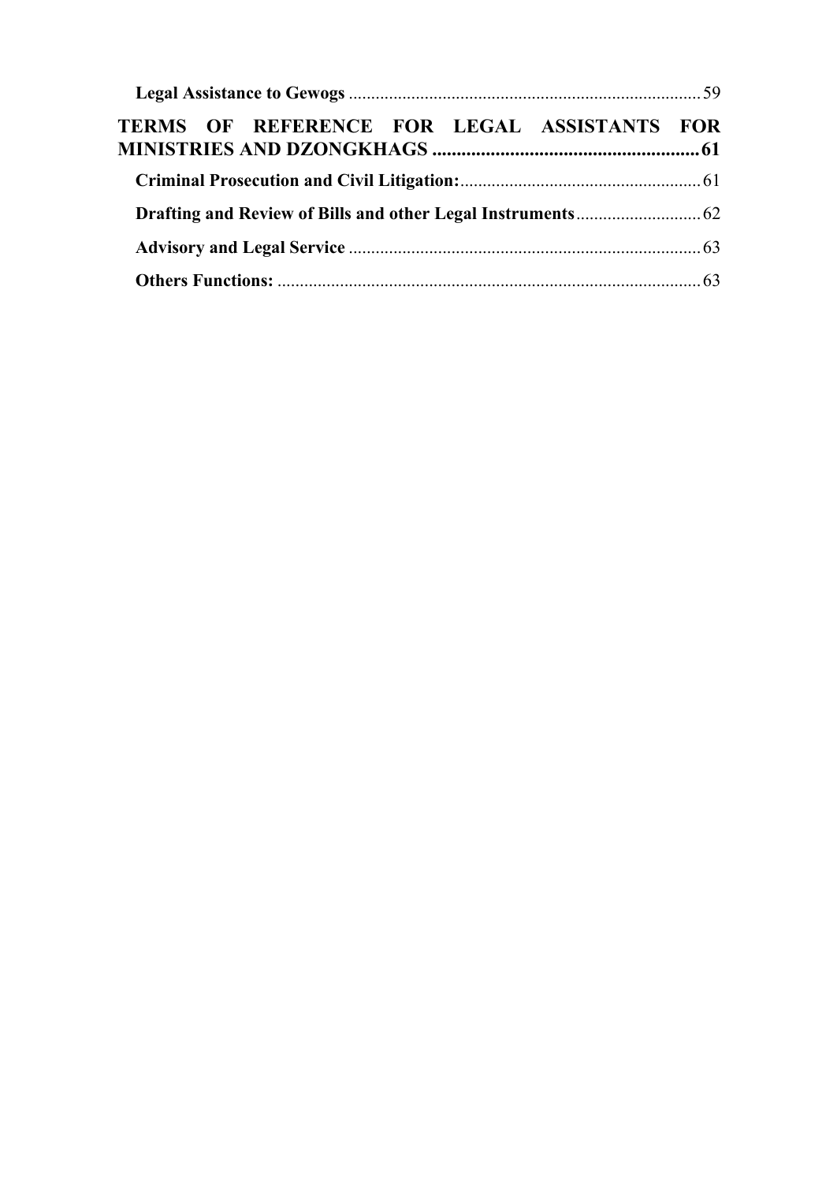**Legal Assistance to Gewogs** ........................................................................ 59

**TERMS OF REFERENCE FOR LEGAL ASSISTANTS FOR MINISTRIES AND DZONGKHAGS** ........................................................ **61**

**Criminal Prosecution and Civil Litigation:** ........................................................ 61

**Drafting and Review of Bills and other Legal Instruments** ............................ 62

**Advisory and Legal Service** ........................................................................ 63

**Others Functions:** ........................................................................................ 63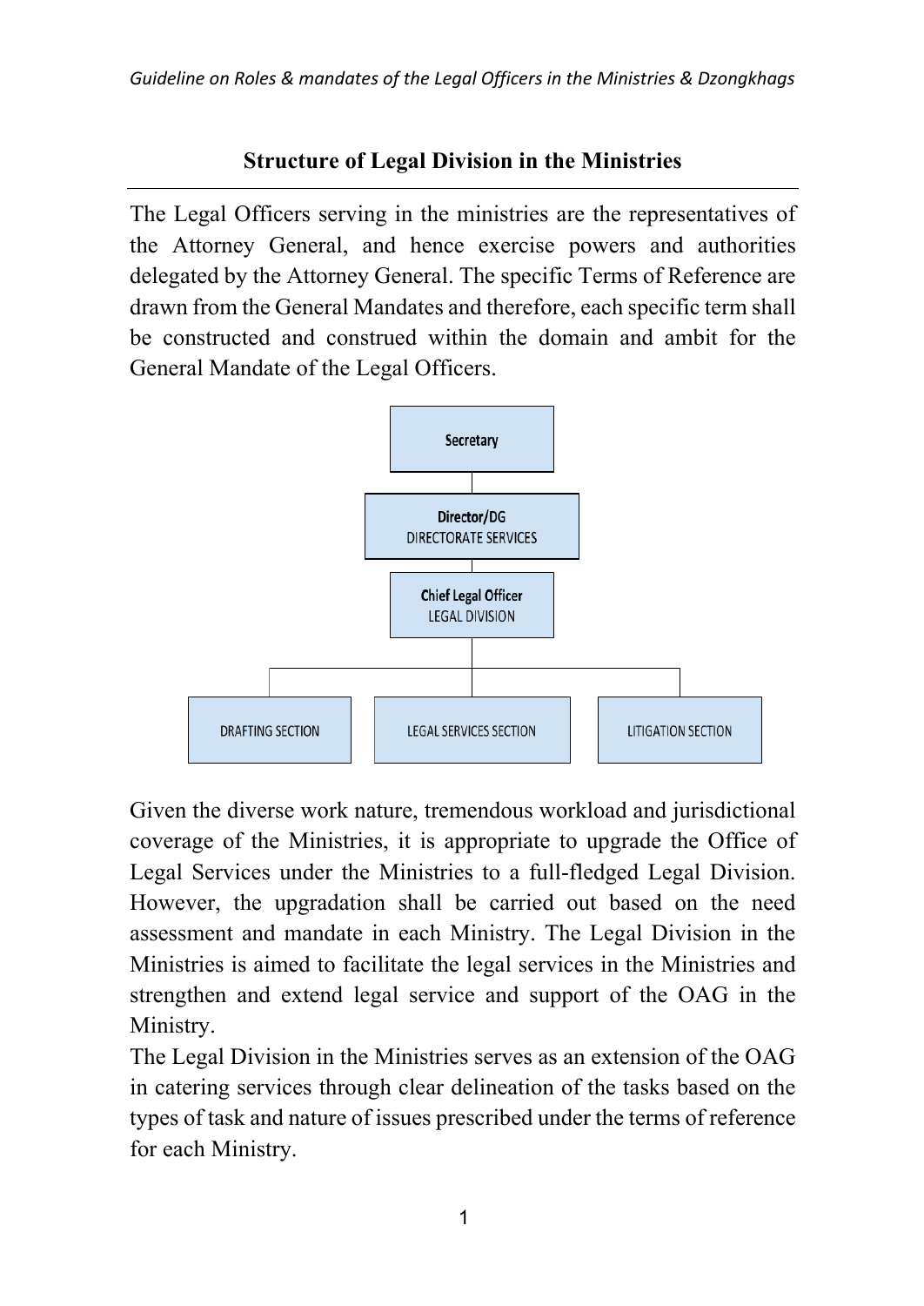## Structure of Legal Division in the Ministries

The Legal Officers serving in the ministries are the representatives of the Attorney General, and hence exercise powers and authorities delegated by the Attorney General. The specific Terms of Reference are drawn from the General Mandates and therefore, each specific term shall be constructed and construed within the domain and ambit for the General Mandate of the Legal Officers.

**Secretary**

**Director/DG**
DIRECTORATE SERVICES

**Chief Legal Officer**
LEGAL DIVISION

DRAFTING SECTION | LEGAL SERVICES SECTION | LITIGATION SECTION

Given the diverse work nature, tremendous workload and jurisdictional coverage of the Ministries, it is appropriate to upgrade the Office of Legal Services under the Ministries to a full-fledged Legal Division. However, the upgradation shall be carried out based on the need assessment and mandate in each Ministry. The Legal Division in the Ministries is aimed to facilitate the legal services in the Ministries and strengthen and extend legal service and support of the OAG in the Ministry.

The Legal Division in the Ministries serves as an extension of the OAG in catering services through clear delineation of the tasks based on the types of task and nature of issues prescribed under the terms of reference for each Ministry.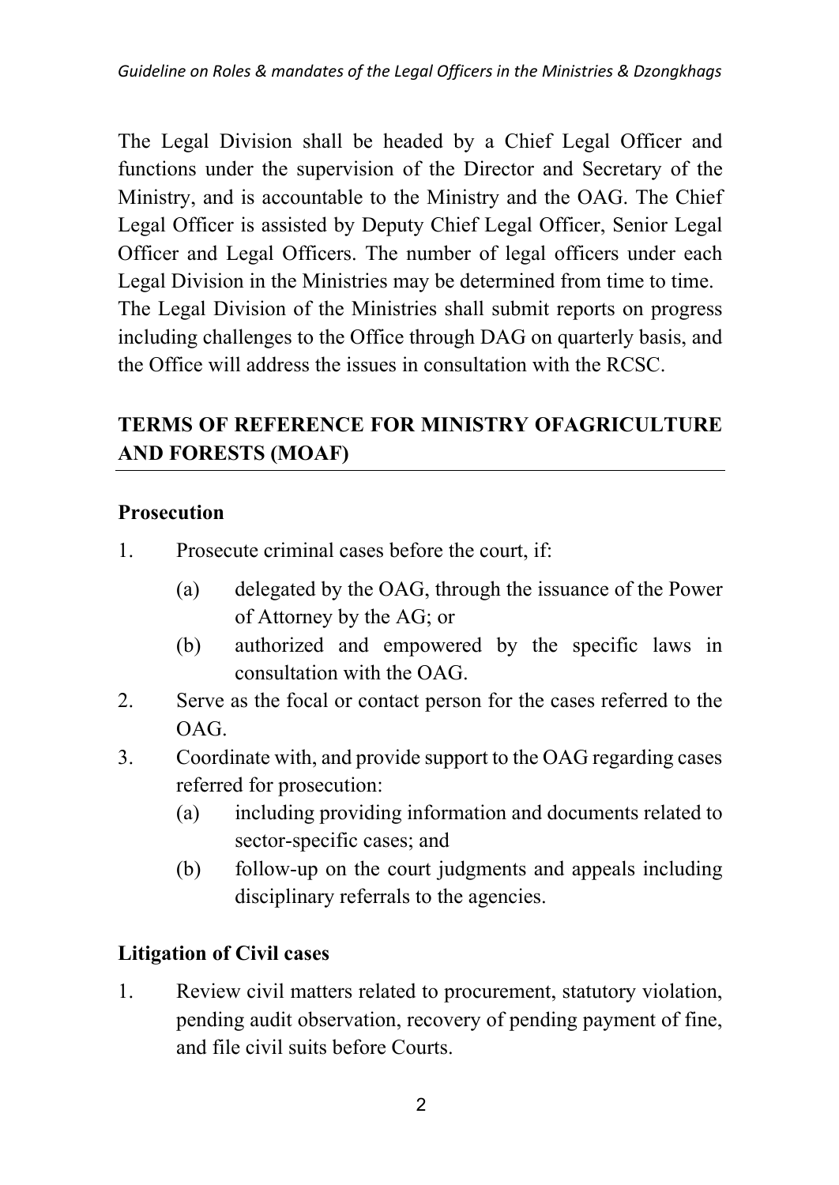The Legal Division shall be headed by a Chief Legal Officer and functions under the supervision of the Director and Secretary of the Ministry, and is accountable to the Ministry and the OAG. The Chief Legal Officer is assisted by Deputy Chief Legal Officer, Senior Legal Officer and Legal Officers. The number of legal officers under each Legal Division in the Ministries may be determined from time to time.
The Legal Division of the Ministries shall submit reports on progress including challenges to the Office through DAG on quarterly basis, and the Office will address the issues in consultation with the RCSC.

## TERMS OF REFERENCE FOR MINISTRY OFAGRICULTURE AND FORESTS (MOAF)

### Prosecution

1. Prosecute criminal cases before the court, if:
   (a) delegated by the OAG, through the issuance of the Power of Attorney by the AG; or
   (b) authorized and empowered by the specific laws in consultation with the OAG.
2. Serve as the focal or contact person for the cases referred to the OAG.
3. Coordinate with, and provide support to the OAG regarding cases referred for prosecution:
   (a) including providing information and documents related to sector-specific cases; and
   (b) follow-up on the court judgments and appeals including disciplinary referrals to the agencies.

### Litigation of Civil cases

1. Review civil matters related to procurement, statutory violation, pending audit observation, recovery of pending payment of fine, and file civil suits before Courts.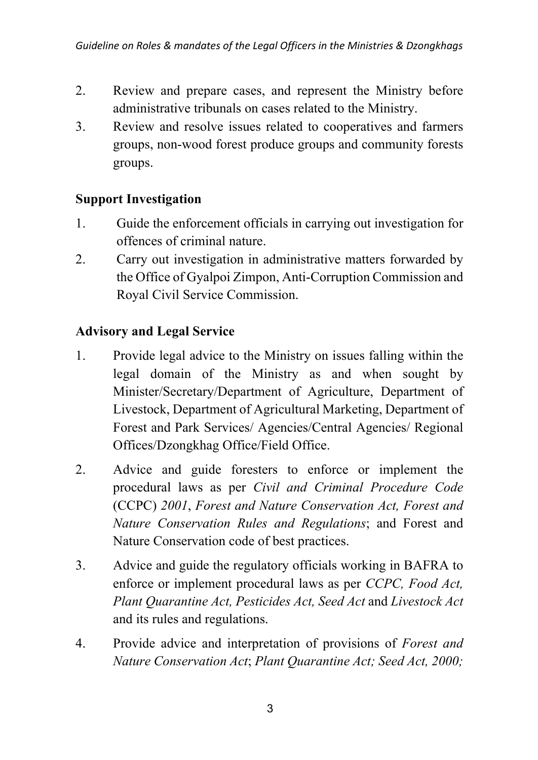2. Review and prepare cases, and represent the Ministry before administrative tribunals on cases related to the Ministry.
3. Review and resolve issues related to cooperatives and farmers groups, non-wood forest produce groups and community forests groups.

**Support Investigation**

1. Guide the enforcement officials in carrying out investigation for offences of criminal nature.
2. Carry out investigation in administrative matters forwarded by the Office of Gyalpoi Zimpon, Anti-Corruption Commission and Royal Civil Service Commission.

**Advisory and Legal Service**

1. Provide legal advice to the Ministry on issues falling within the legal domain of the Ministry as and when sought by Minister/Secretary/Department of Agriculture, Department of Livestock, Department of Agricultural Marketing, Department of Forest and Park Services/ Agencies/Central Agencies/ Regional Offices/Dzongkhag Office/Field Office.
2. Advice and guide foresters to enforce or implement the procedural laws as per *Civil and Criminal Procedure Code* (CCPC) *2001*, *Forest and Nature Conservation Act, Forest and Nature Conservation Rules and Regulations*; and Forest and Nature Conservation code of best practices.
3. Advice and guide the regulatory officials working in BAFRA to enforce or implement procedural laws as per *CCPC, Food Act, Plant Quarantine Act, Pesticides Act, Seed Act* and *Livestock Act* and its rules and regulations.
4. Provide advice and interpretation of provisions of *Forest and Nature Conservation Act*; *Plant Quarantine Act; Seed Act, 2000;*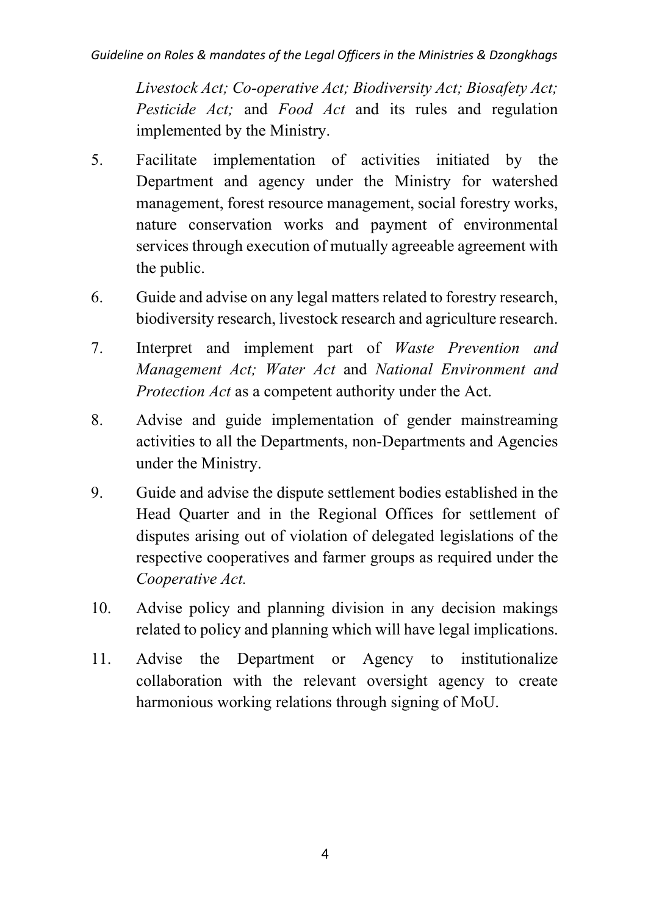*Livestock Act; Co-operative Act; Biodiversity Act; Biosafety Act; Pesticide Act;* and *Food Act* and its rules and regulation implemented by the Ministry.

5. Facilitate implementation of activities initiated by the Department and agency under the Ministry for watershed management, forest resource management, social forestry works, nature conservation works and payment of environmental services through execution of mutually agreeable agreement with the public.

6. Guide and advise on any legal matters related to forestry research, biodiversity research, livestock research and agriculture research.

7. Interpret and implement part of *Waste Prevention and Management Act; Water Act* and *National Environment and Protection Act* as a competent authority under the Act.

8. Advise and guide implementation of gender mainstreaming activities to all the Departments, non-Departments and Agencies under the Ministry.

9. Guide and advise the dispute settlement bodies established in the Head Quarter and in the Regional Offices for settlement of disputes arising out of violation of delegated legislations of the respective cooperatives and farmer groups as required under the *Cooperative Act.*

10. Advise policy and planning division in any decision makings related to policy and planning which will have legal implications.

11. Advise the Department or Agency to institutionalize collaboration with the relevant oversight agency to create harmonious working relations through signing of MoU.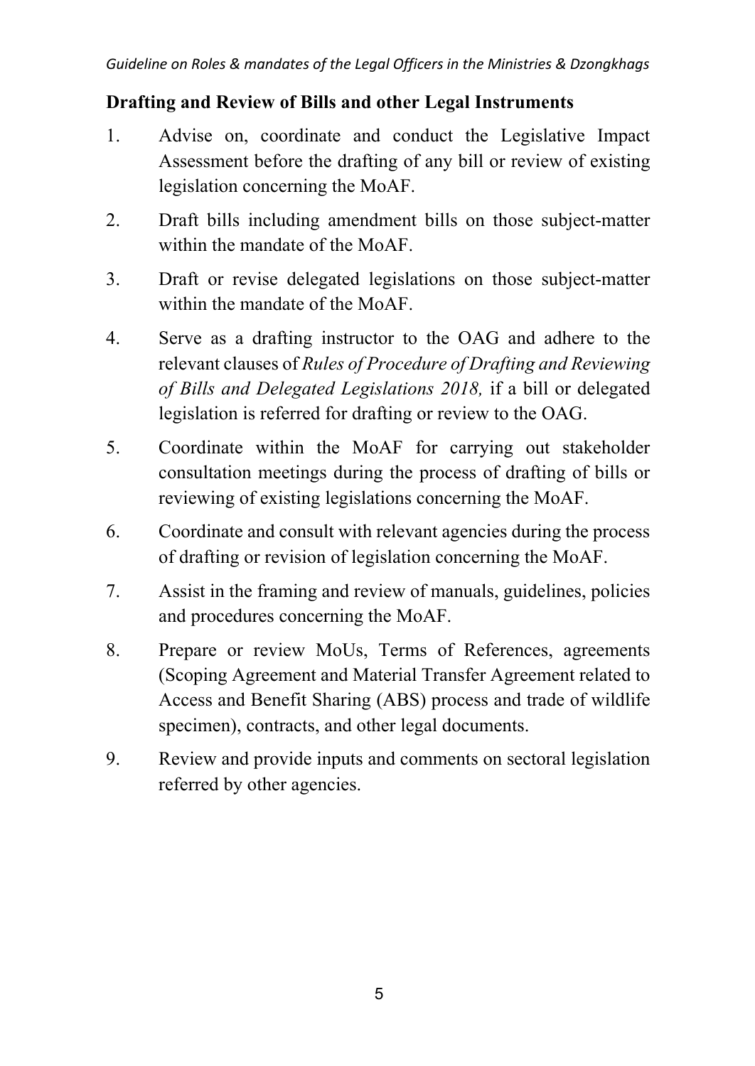## Drafting and Review of Bills and other Legal Instruments

1. Advise on, coordinate and conduct the Legislative Impact Assessment before the drafting of any bill or review of existing legislation concerning the MoAF.
2. Draft bills including amendment bills on those subject-matter within the mandate of the MoAF.
3. Draft or revise delegated legislations on those subject-matter within the mandate of the MoAF.
4. Serve as a drafting instructor to the OAG and adhere to the relevant clauses of *Rules of Procedure of Drafting and Reviewing of Bills and Delegated Legislations 2018,* if a bill or delegated legislation is referred for drafting or review to the OAG.
5. Coordinate within the MoAF for carrying out stakeholder consultation meetings during the process of drafting of bills or reviewing of existing legislations concerning the MoAF.
6. Coordinate and consult with relevant agencies during the process of drafting or revision of legislation concerning the MoAF.
7. Assist in the framing and review of manuals, guidelines, policies and procedures concerning the MoAF.
8. Prepare or review MoUs, Terms of References, agreements (Scoping Agreement and Material Transfer Agreement related to Access and Benefit Sharing (ABS) process and trade of wildlife specimen), contracts, and other legal documents.
9. Review and provide inputs and comments on sectoral legislation referred by other agencies.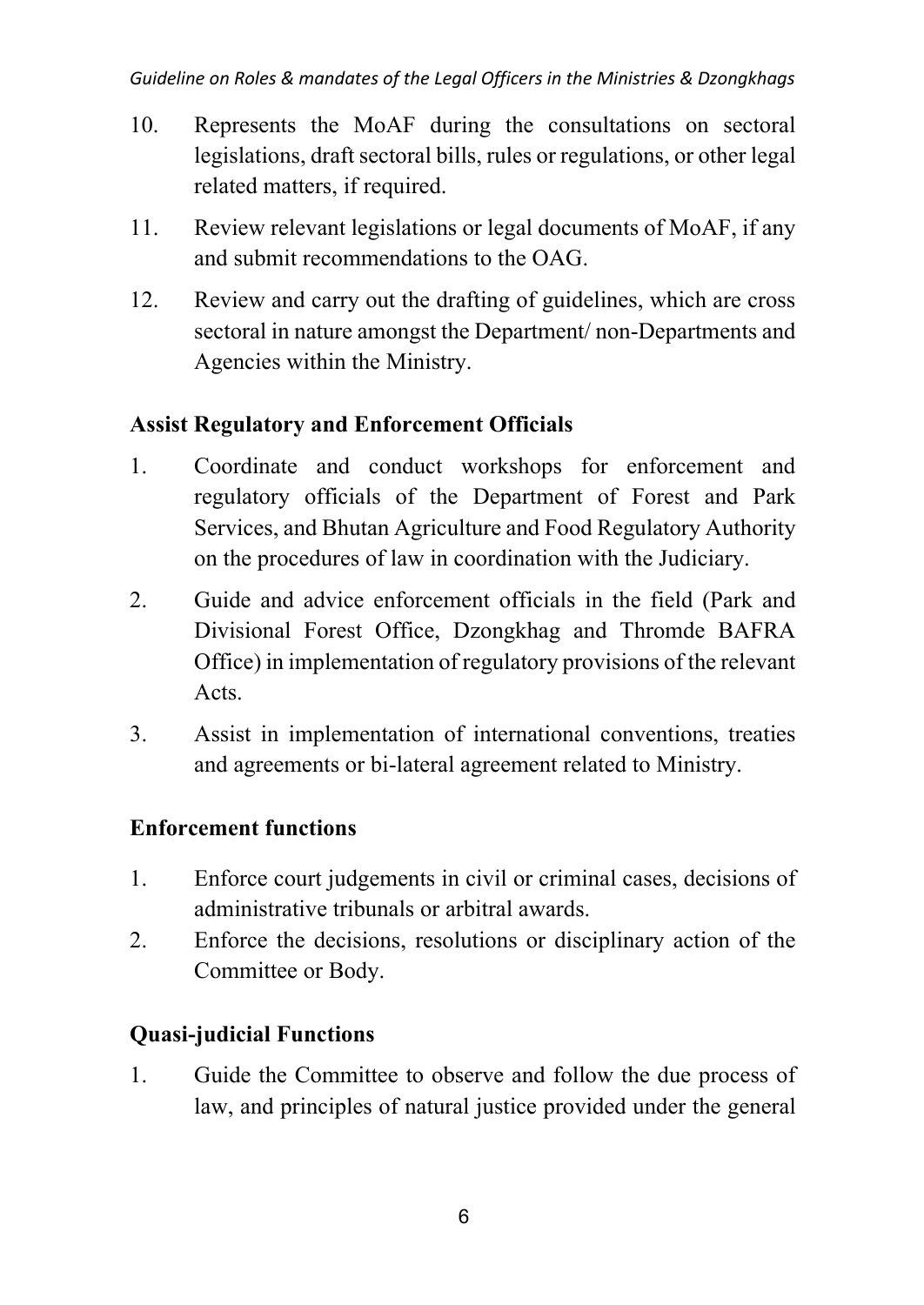10. Represents the MoAF during the consultations on sectoral legislations, draft sectoral bills, rules or regulations, or other legal related matters, if required.
11. Review relevant legislations or legal documents of MoAF, if any and submit recommendations to the OAG.
12. Review and carry out the drafting of guidelines, which are cross sectoral in nature amongst the Department/ non-Departments and Agencies within the Ministry.

**Assist Regulatory and Enforcement Officials**

1. Coordinate and conduct workshops for enforcement and regulatory officials of the Department of Forest and Park Services, and Bhutan Agriculture and Food Regulatory Authority on the procedures of law in coordination with the Judiciary.
2. Guide and advice enforcement officials in the field (Park and Divisional Forest Office, Dzongkhag and Thromde BAFRA Office) in implementation of regulatory provisions of the relevant Acts.
3. Assist in implementation of international conventions, treaties and agreements or bi-lateral agreement related to Ministry.

**Enforcement functions**

1. Enforce court judgements in civil or criminal cases, decisions of administrative tribunals or arbitral awards.
2. Enforce the decisions, resolutions or disciplinary action of the Committee or Body.

**Quasi-judicial Functions**

1. Guide the Committee to observe and follow the due process of law, and principles of natural justice provided under the general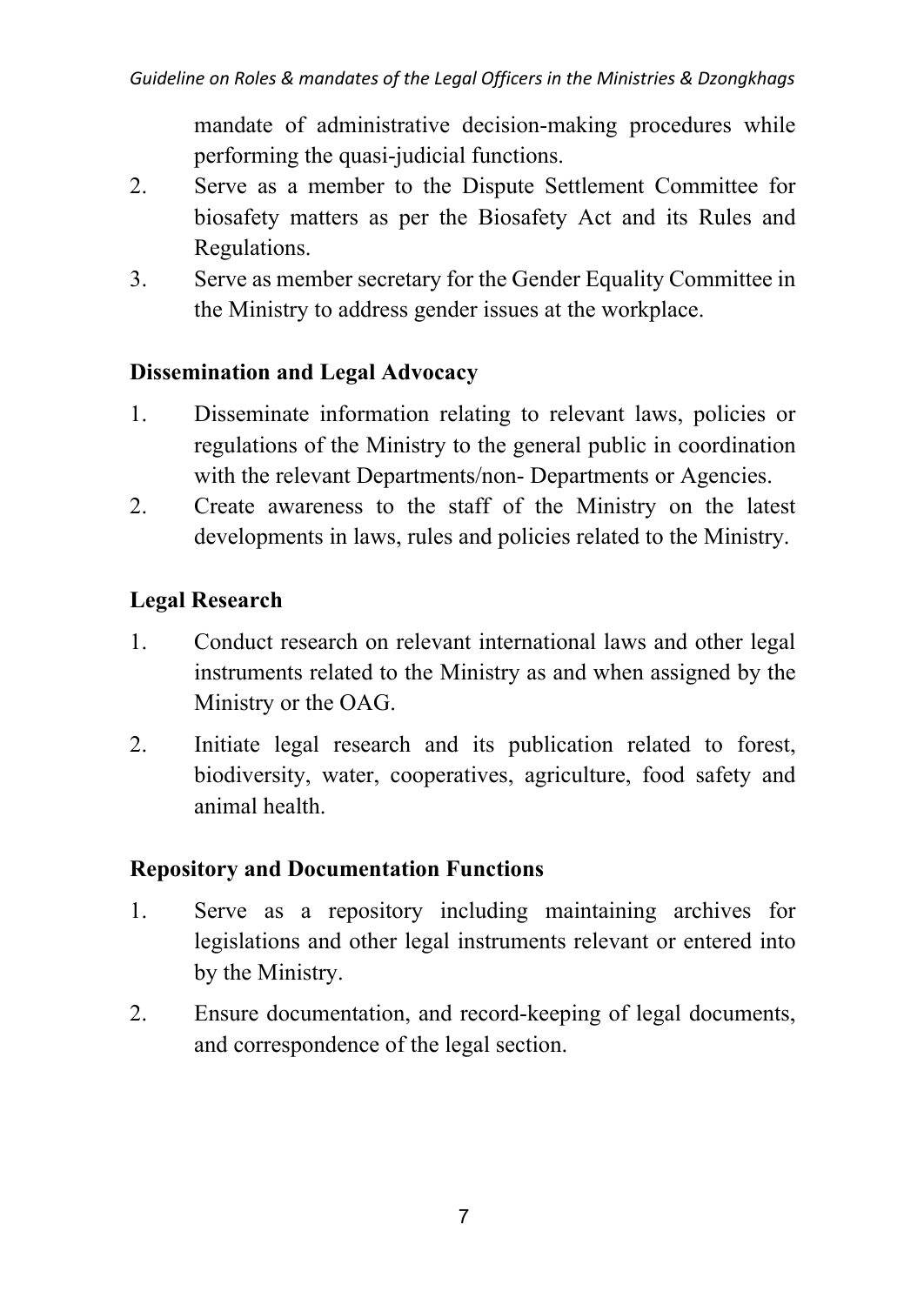mandate of administrative decision-making procedures while performing the quasi-judicial functions.

2. Serve as a member to the Dispute Settlement Committee for biosafety matters as per the Biosafety Act and its Rules and Regulations.
3. Serve as member secretary for the Gender Equality Committee in the Ministry to address gender issues at the workplace.

**Dissemination and Legal Advocacy**

1. Disseminate information relating to relevant laws, policies or regulations of the Ministry to the general public in coordination with the relevant Departments/non- Departments or Agencies.
2. Create awareness to the staff of the Ministry on the latest developments in laws, rules and policies related to the Ministry.

**Legal Research**

1. Conduct research on relevant international laws and other legal instruments related to the Ministry as and when assigned by the Ministry or the OAG.
2. Initiate legal research and its publication related to forest, biodiversity, water, cooperatives, agriculture, food safety and animal health.

**Repository and Documentation Functions**

1. Serve as a repository including maintaining archives for legislations and other legal instruments relevant or entered into by the Ministry.
2. Ensure documentation, and record-keeping of legal documents, and correspondence of the legal section.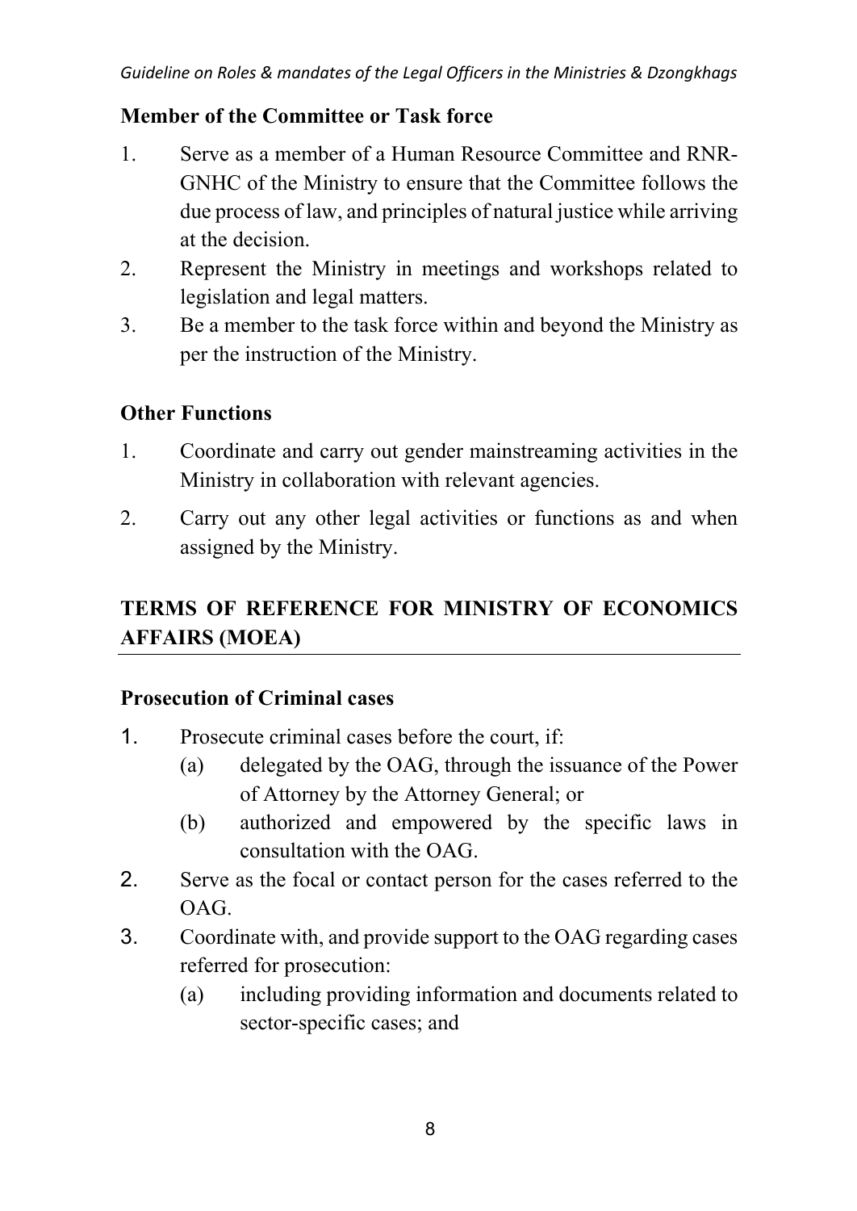### Member of the Committee or Task force

1. Serve as a member of a Human Resource Committee and RNR-GNHC of the Ministry to ensure that the Committee follows the due process of law, and principles of natural justice while arriving at the decision.
2. Represent the Ministry in meetings and workshops related to legislation and legal matters.
3. Be a member to the task force within and beyond the Ministry as per the instruction of the Ministry.

### Other Functions

1. Coordinate and carry out gender mainstreaming activities in the Ministry in collaboration with relevant agencies.
2. Carry out any other legal activities or functions as and when assigned by the Ministry.

## TERMS OF REFERENCE FOR MINISTRY OF ECONOMICS AFFAIRS (MOEA)

### Prosecution of Criminal cases

1. Prosecute criminal cases before the court, if:
   (a) delegated by the OAG, through the issuance of the Power of Attorney by the Attorney General; or
   (b) authorized and empowered by the specific laws in consultation with the OAG.
2. Serve as the focal or contact person for the cases referred to the OAG.
3. Coordinate with, and provide support to the OAG regarding cases referred for prosecution:
   (a) including providing information and documents related to sector-specific cases; and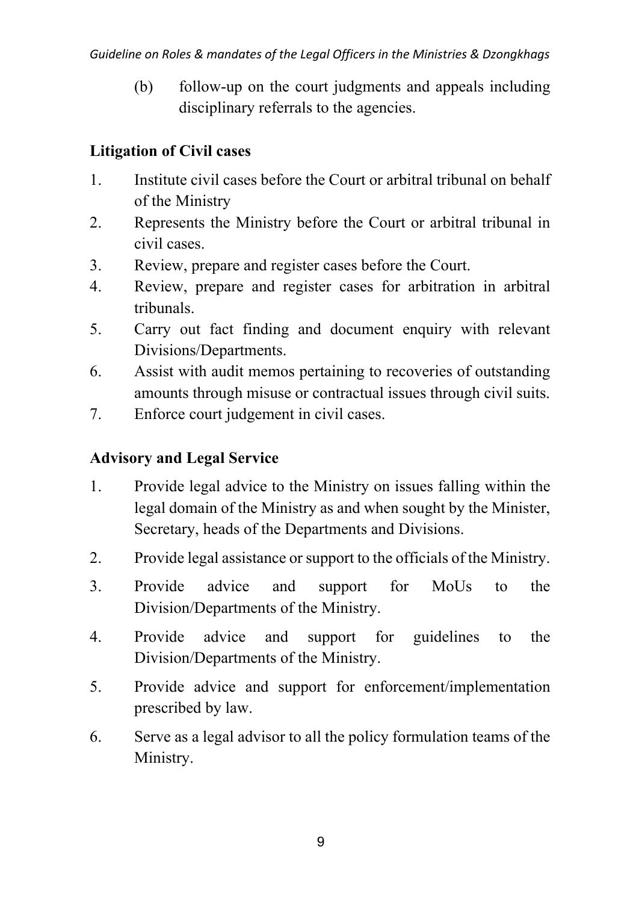(b) follow-up on the court judgments and appeals including disciplinary referrals to the agencies.

**Litigation of Civil cases**

1. Institute civil cases before the Court or arbitral tribunal on behalf of the Ministry
2. Represents the Ministry before the Court or arbitral tribunal in civil cases.
3. Review, prepare and register cases before the Court.
4. Review, prepare and register cases for arbitration in arbitral tribunals.
5. Carry out fact finding and document enquiry with relevant Divisions/Departments.
6. Assist with audit memos pertaining to recoveries of outstanding amounts through misuse or contractual issues through civil suits.
7. Enforce court judgement in civil cases.

**Advisory and Legal Service**

1. Provide legal advice to the Ministry on issues falling within the legal domain of the Ministry as and when sought by the Minister, Secretary, heads of the Departments and Divisions.
2. Provide legal assistance or support to the officials of the Ministry.
3. Provide advice and support for MoUs to the Division/Departments of the Ministry.
4. Provide advice and support for guidelines to the Division/Departments of the Ministry.
5. Provide advice and support for enforcement/implementation prescribed by law.
6. Serve as a legal advisor to all the policy formulation teams of the Ministry.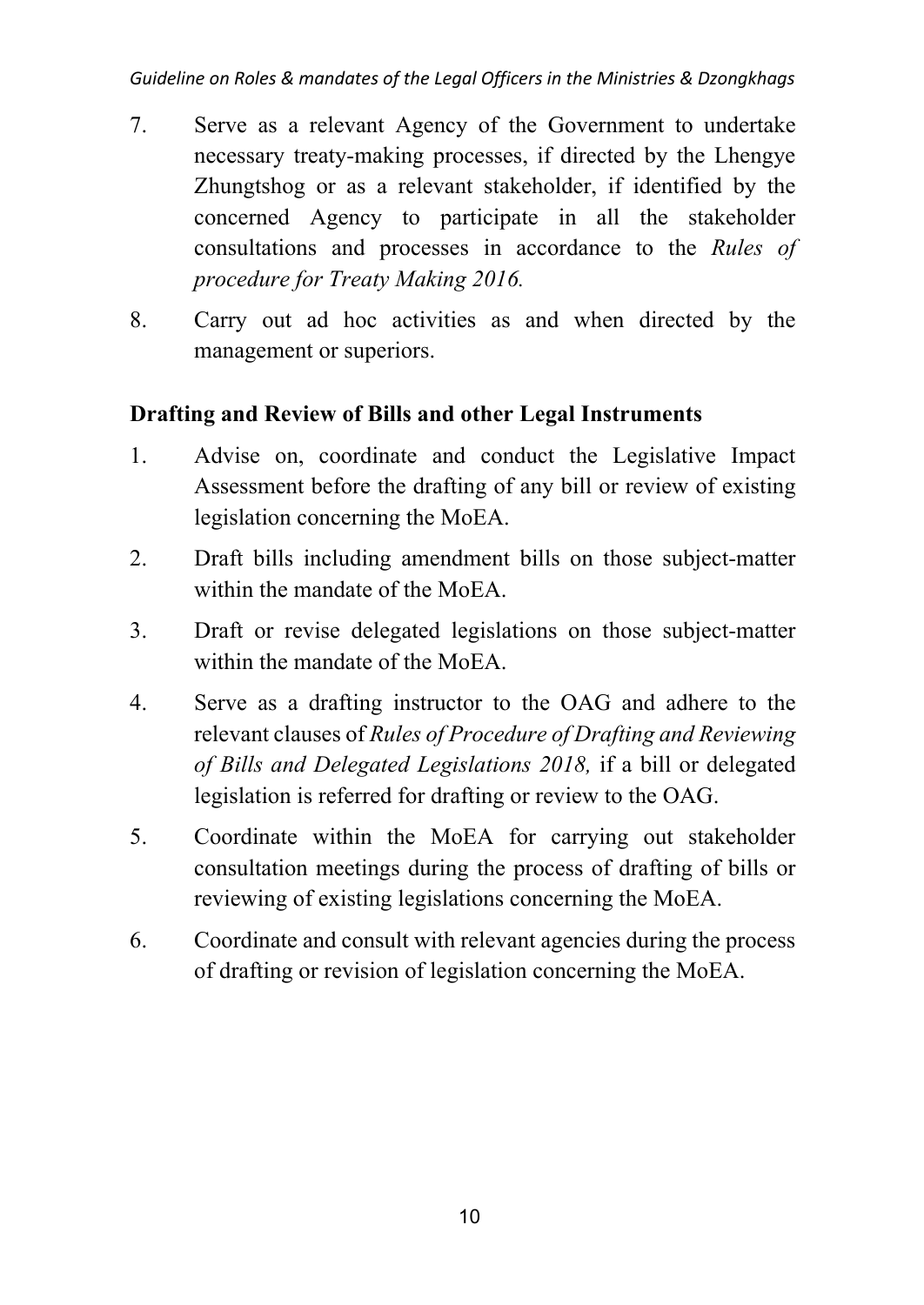7. Serve as a relevant Agency of the Government to undertake necessary treaty-making processes, if directed by the Lhengye Zhungtshog or as a relevant stakeholder, if identified by the concerned Agency to participate in all the stakeholder consultations and processes in accordance to the *Rules of procedure for Treaty Making 2016.*

8. Carry out ad hoc activities as and when directed by the management or superiors.

**Drafting and Review of Bills and other Legal Instruments**

1. Advise on, coordinate and conduct the Legislative Impact Assessment before the drafting of any bill or review of existing legislation concerning the MoEA.

2. Draft bills including amendment bills on those subject-matter within the mandate of the MoEA.

3. Draft or revise delegated legislations on those subject-matter within the mandate of the MoEA.

4. Serve as a drafting instructor to the OAG and adhere to the relevant clauses of *Rules of Procedure of Drafting and Reviewing of Bills and Delegated Legislations 2018,* if a bill or delegated legislation is referred for drafting or review to the OAG.

5. Coordinate within the MoEA for carrying out stakeholder consultation meetings during the process of drafting of bills or reviewing of existing legislations concerning the MoEA.

6. Coordinate and consult with relevant agencies during the process of drafting or revision of legislation concerning the MoEA.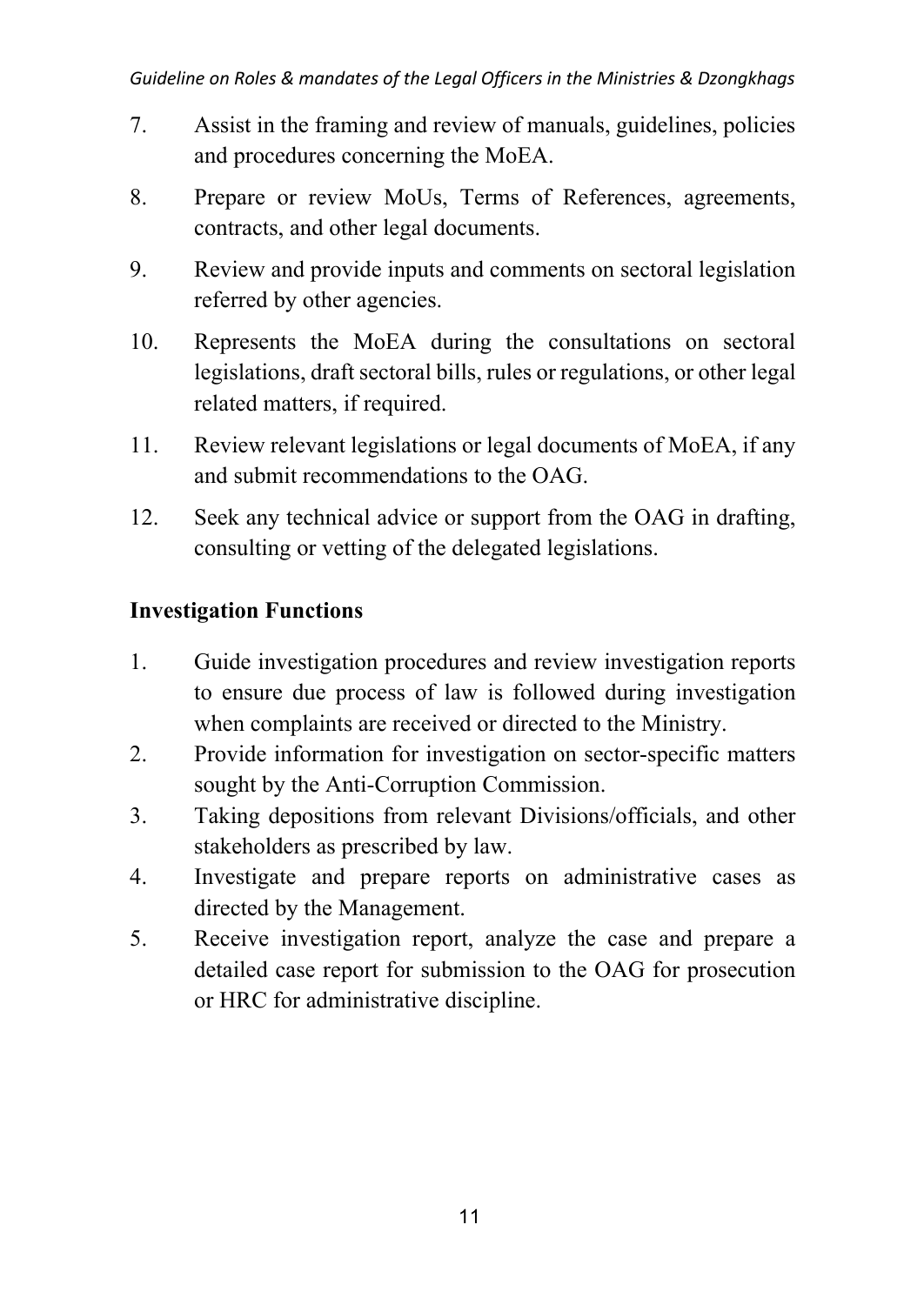7. Assist in the framing and review of manuals, guidelines, policies and procedures concerning the MoEA.
8. Prepare or review MoUs, Terms of References, agreements, contracts, and other legal documents.
9. Review and provide inputs and comments on sectoral legislation referred by other agencies.
10. Represents the MoEA during the consultations on sectoral legislations, draft sectoral bills, rules or regulations, or other legal related matters, if required.
11. Review relevant legislations or legal documents of MoEA, if any and submit recommendations to the OAG.
12. Seek any technical advice or support from the OAG in drafting, consulting or vetting of the delegated legislations.

**Investigation Functions**

1. Guide investigation procedures and review investigation reports to ensure due process of law is followed during investigation when complaints are received or directed to the Ministry.
2. Provide information for investigation on sector-specific matters sought by the Anti-Corruption Commission.
3. Taking depositions from relevant Divisions/officials, and other stakeholders as prescribed by law.
4. Investigate and prepare reports on administrative cases as directed by the Management.
5. Receive investigation report, analyze the case and prepare a detailed case report for submission to the OAG for prosecution or HRC for administrative discipline.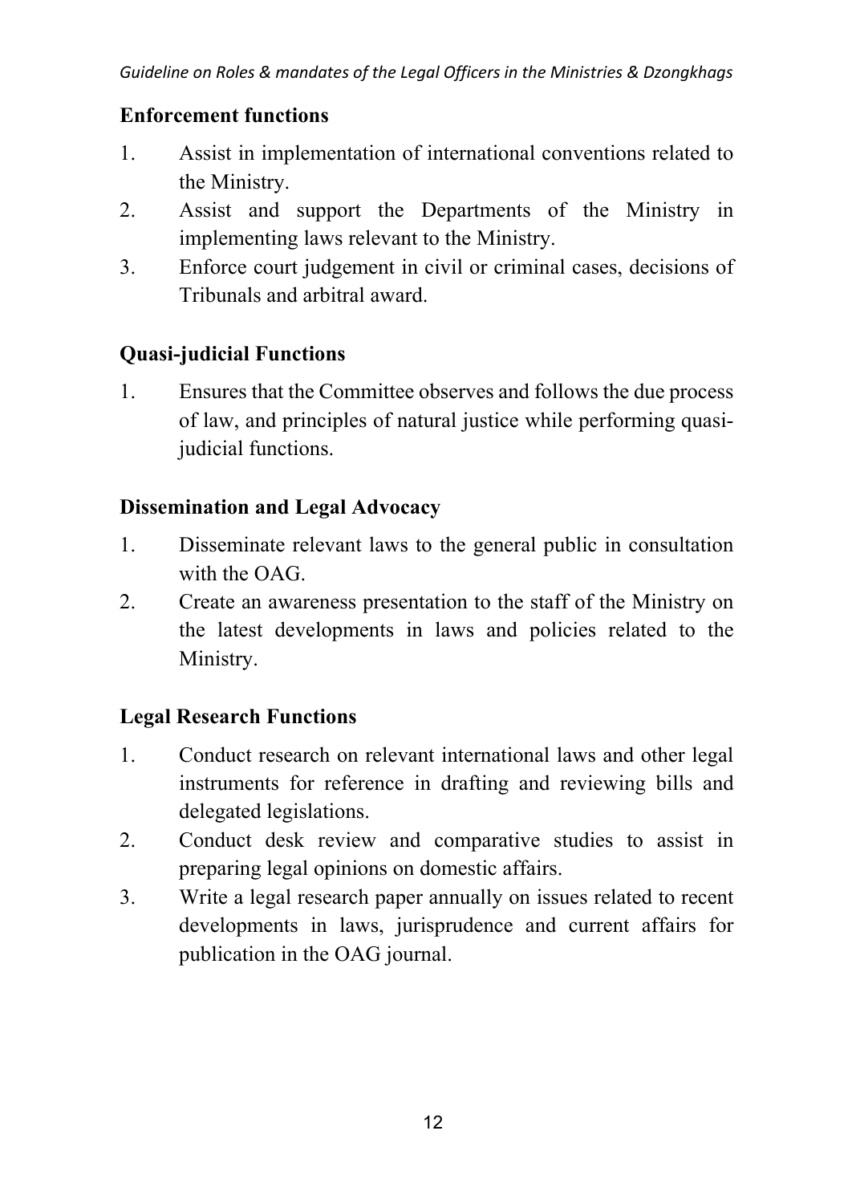**Enforcement functions**

1. Assist in implementation of international conventions related to the Ministry.
2. Assist and support the Departments of the Ministry in implementing laws relevant to the Ministry.
3. Enforce court judgement in civil or criminal cases, decisions of Tribunals and arbitral award.

**Quasi-judicial Functions**

1. Ensures that the Committee observes and follows the due process of law, and principles of natural justice while performing quasi-judicial functions.

**Dissemination and Legal Advocacy**

1. Disseminate relevant laws to the general public in consultation with the OAG.
2. Create an awareness presentation to the staff of the Ministry on the latest developments in laws and policies related to the Ministry.

**Legal Research Functions**

1. Conduct research on relevant international laws and other legal instruments for reference in drafting and reviewing bills and delegated legislations.
2. Conduct desk review and comparative studies to assist in preparing legal opinions on domestic affairs.
3. Write a legal research paper annually on issues related to recent developments in laws, jurisprudence and current affairs for publication in the OAG journal.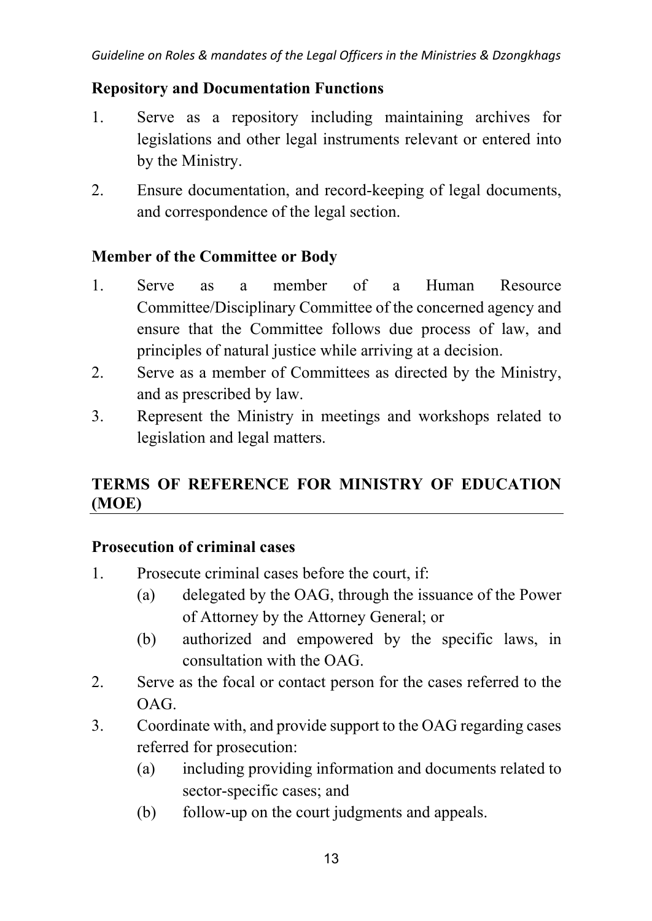### Repository and Documentation Functions

1. Serve as a repository including maintaining archives for legislations and other legal instruments relevant or entered into by the Ministry.
2. Ensure documentation, and record-keeping of legal documents, and correspondence of the legal section.

### Member of the Committee or Body

1. Serve as a member of a Human Resource Committee/Disciplinary Committee of the concerned agency and ensure that the Committee follows due process of law, and principles of natural justice while arriving at a decision.
2. Serve as a member of Committees as directed by the Ministry, and as prescribed by law.
3. Represent the Ministry in meetings and workshops related to legislation and legal matters.

## TERMS OF REFERENCE FOR MINISTRY OF EDUCATION (MOE)

### Prosecution of criminal cases

1. Prosecute criminal cases before the court, if:
   (a) delegated by the OAG, through the issuance of the Power of Attorney by the Attorney General; or
   (b) authorized and empowered by the specific laws, in consultation with the OAG.
2. Serve as the focal or contact person for the cases referred to the OAG.
3. Coordinate with, and provide support to the OAG regarding cases referred for prosecution:
   (a) including providing information and documents related to sector-specific cases; and
   (b) follow-up on the court judgments and appeals.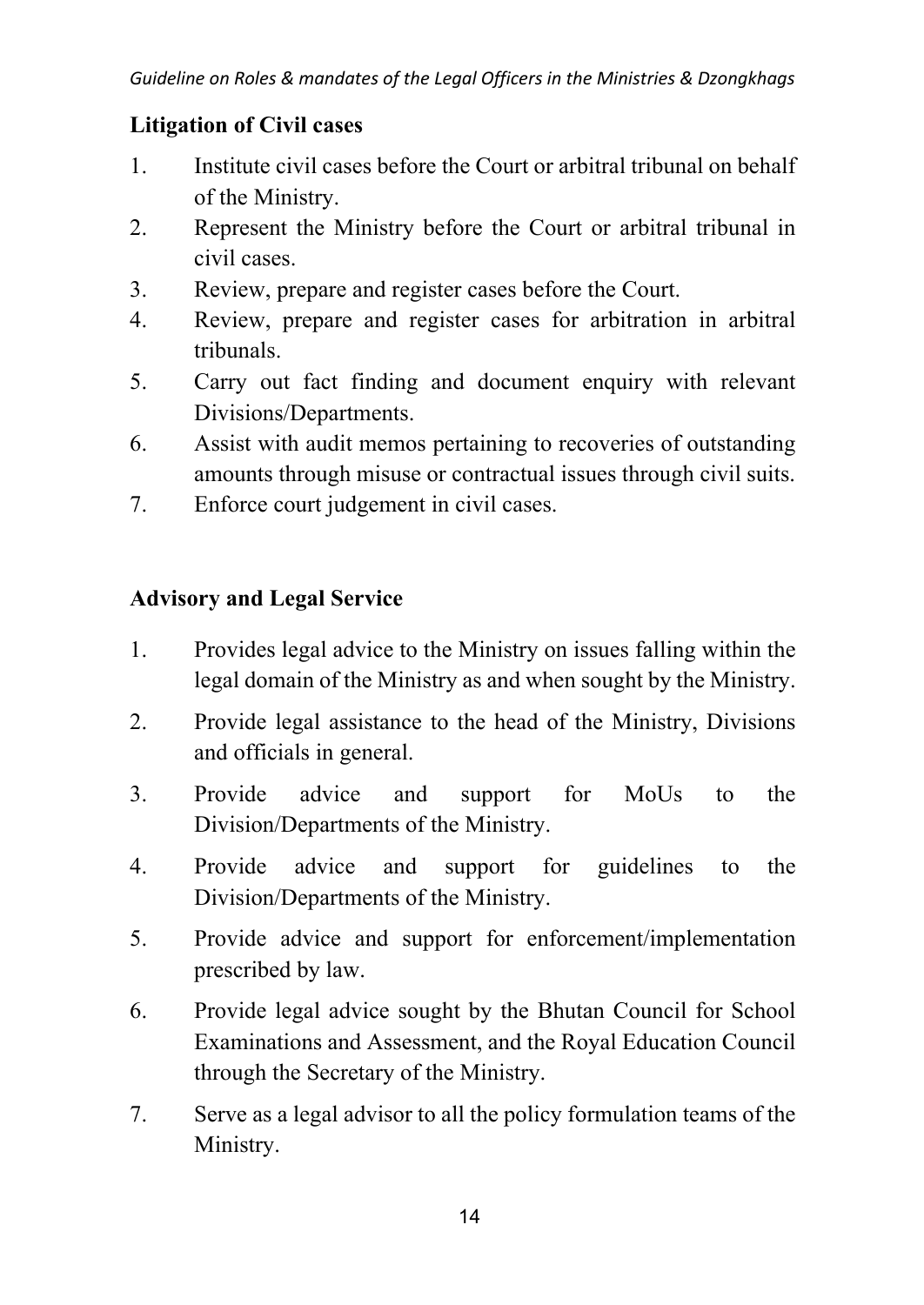**Litigation of Civil cases**

1. Institute civil cases before the Court or arbitral tribunal on behalf of the Ministry.
2. Represent the Ministry before the Court or arbitral tribunal in civil cases.
3. Review, prepare and register cases before the Court.
4. Review, prepare and register cases for arbitration in arbitral tribunals.
5. Carry out fact finding and document enquiry with relevant Divisions/Departments.
6. Assist with audit memos pertaining to recoveries of outstanding amounts through misuse or contractual issues through civil suits.
7. Enforce court judgement in civil cases.

**Advisory and Legal Service**

1. Provides legal advice to the Ministry on issues falling within the legal domain of the Ministry as and when sought by the Ministry.
2. Provide legal assistance to the head of the Ministry, Divisions and officials in general.
3. Provide advice and support for MoUs to the Division/Departments of the Ministry.
4. Provide advice and support for guidelines to the Division/Departments of the Ministry.
5. Provide advice and support for enforcement/implementation prescribed by law.
6. Provide legal advice sought by the Bhutan Council for School Examinations and Assessment, and the Royal Education Council through the Secretary of the Ministry.
7. Serve as a legal advisor to all the policy formulation teams of the Ministry.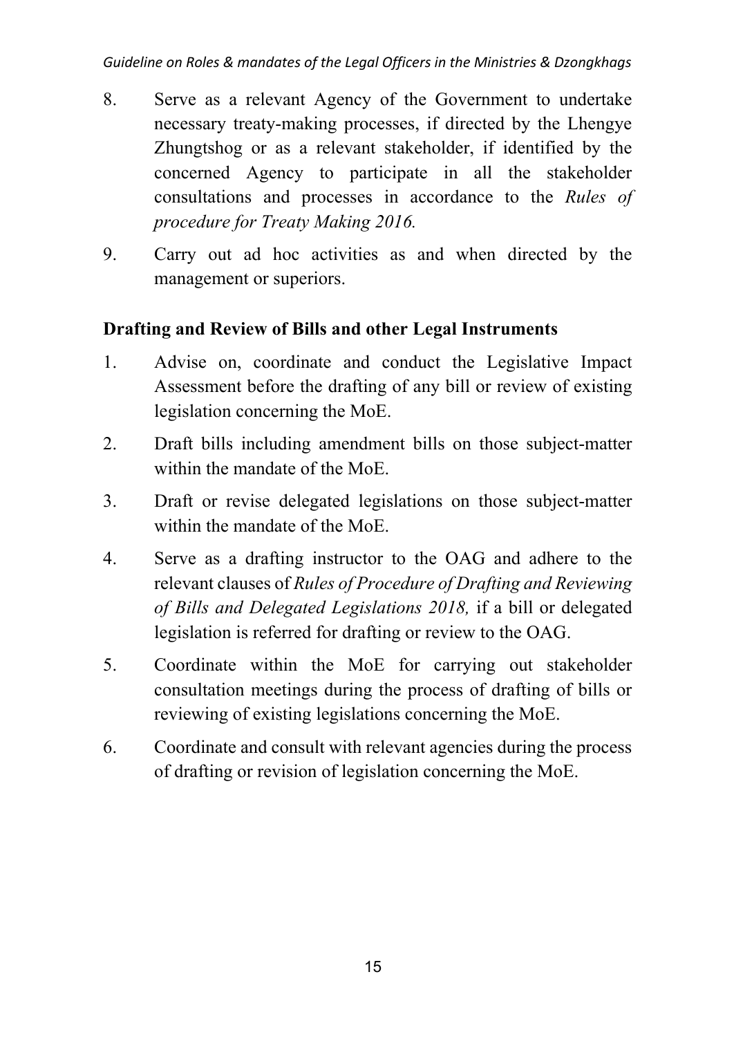8. Serve as a relevant Agency of the Government to undertake necessary treaty-making processes, if directed by the Lhengye Zhungtshog or as a relevant stakeholder, if identified by the concerned Agency to participate in all the stakeholder consultations and processes in accordance to the *Rules of procedure for Treaty Making 2016.*

9. Carry out ad hoc activities as and when directed by the management or superiors.

**Drafting and Review of Bills and other Legal Instruments**

1. Advise on, coordinate and conduct the Legislative Impact Assessment before the drafting of any bill or review of existing legislation concerning the MoE.

2. Draft bills including amendment bills on those subject-matter within the mandate of the MoE.

3. Draft or revise delegated legislations on those subject-matter within the mandate of the MoE.

4. Serve as a drafting instructor to the OAG and adhere to the relevant clauses of *Rules of Procedure of Drafting and Reviewing of Bills and Delegated Legislations 2018,* if a bill or delegated legislation is referred for drafting or review to the OAG.

5. Coordinate within the MoE for carrying out stakeholder consultation meetings during the process of drafting of bills or reviewing of existing legislations concerning the MoE.

6. Coordinate and consult with relevant agencies during the process of drafting or revision of legislation concerning the MoE.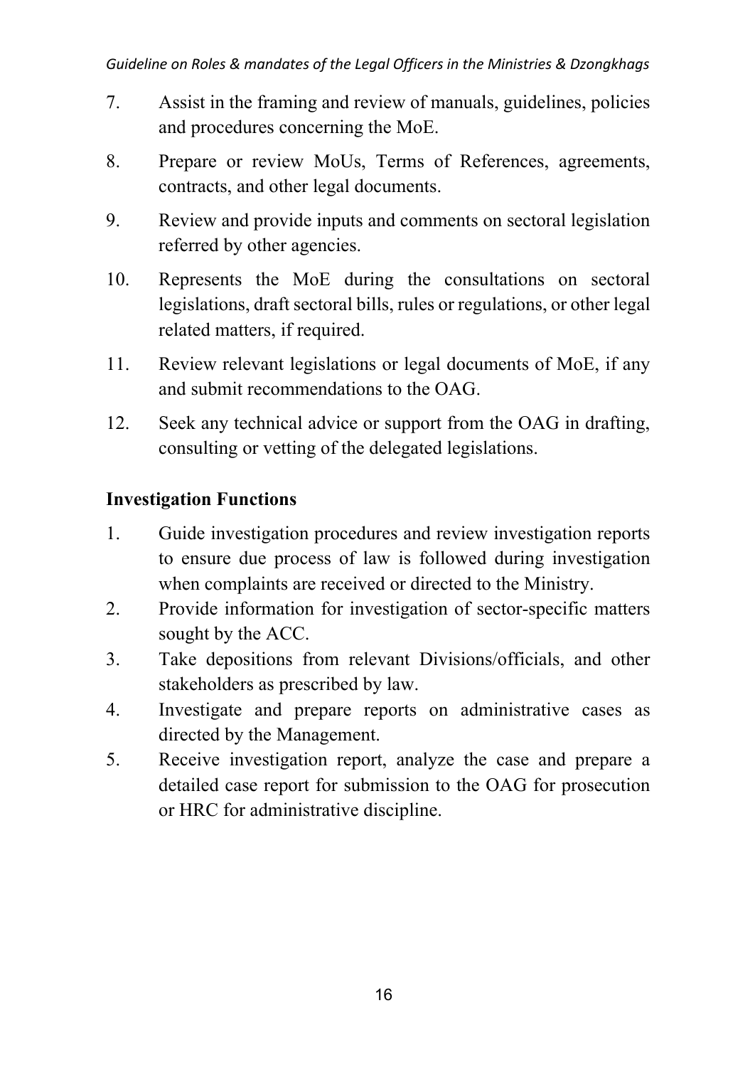7. Assist in the framing and review of manuals, guidelines, policies and procedures concerning the MoE.
8. Prepare or review MoUs, Terms of References, agreements, contracts, and other legal documents.
9. Review and provide inputs and comments on sectoral legislation referred by other agencies.
10. Represents the MoE during the consultations on sectoral legislations, draft sectoral bills, rules or regulations, or other legal related matters, if required.
11. Review relevant legislations or legal documents of MoE, if any and submit recommendations to the OAG.
12. Seek any technical advice or support from the OAG in drafting, consulting or vetting of the delegated legislations.

**Investigation Functions**

1. Guide investigation procedures and review investigation reports to ensure due process of law is followed during investigation when complaints are received or directed to the Ministry.
2. Provide information for investigation of sector-specific matters sought by the ACC.
3. Take depositions from relevant Divisions/officials, and other stakeholders as prescribed by law.
4. Investigate and prepare reports on administrative cases as directed by the Management.
5. Receive investigation report, analyze the case and prepare a detailed case report for submission to the OAG for prosecution or HRC for administrative discipline.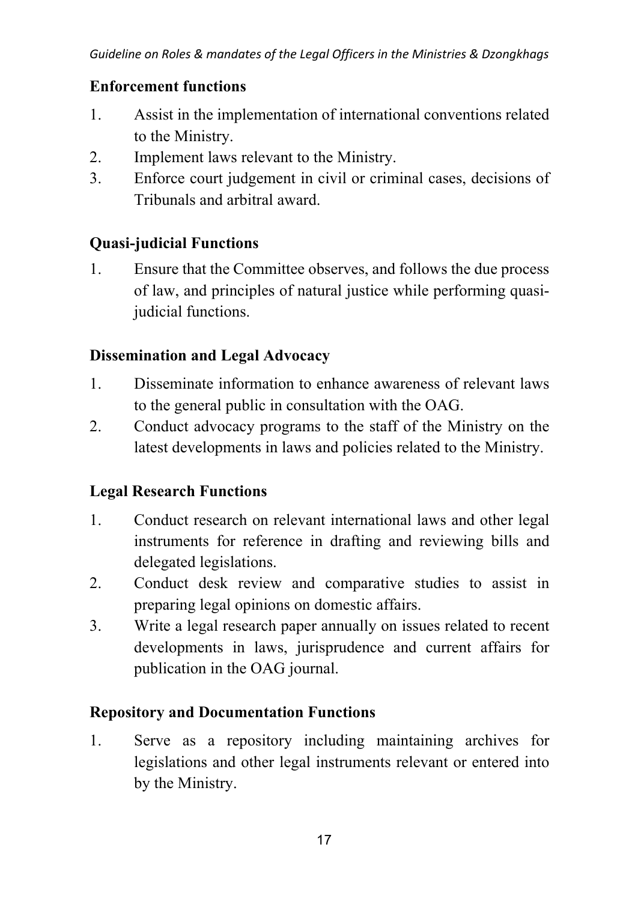**Enforcement functions**

1. Assist in the implementation of international conventions related to the Ministry.
2. Implement laws relevant to the Ministry.
3. Enforce court judgement in civil or criminal cases, decisions of Tribunals and arbitral award.

**Quasi-judicial Functions**

1. Ensure that the Committee observes, and follows the due process of law, and principles of natural justice while performing quasi-judicial functions.

**Dissemination and Legal Advocacy**

1. Disseminate information to enhance awareness of relevant laws to the general public in consultation with the OAG.
2. Conduct advocacy programs to the staff of the Ministry on the latest developments in laws and policies related to the Ministry.

**Legal Research Functions**

1. Conduct research on relevant international laws and other legal instruments for reference in drafting and reviewing bills and delegated legislations.
2. Conduct desk review and comparative studies to assist in preparing legal opinions on domestic affairs.
3. Write a legal research paper annually on issues related to recent developments in laws, jurisprudence and current affairs for publication in the OAG journal.

**Repository and Documentation Functions**

1. Serve as a repository including maintaining archives for legislations and other legal instruments relevant or entered into by the Ministry.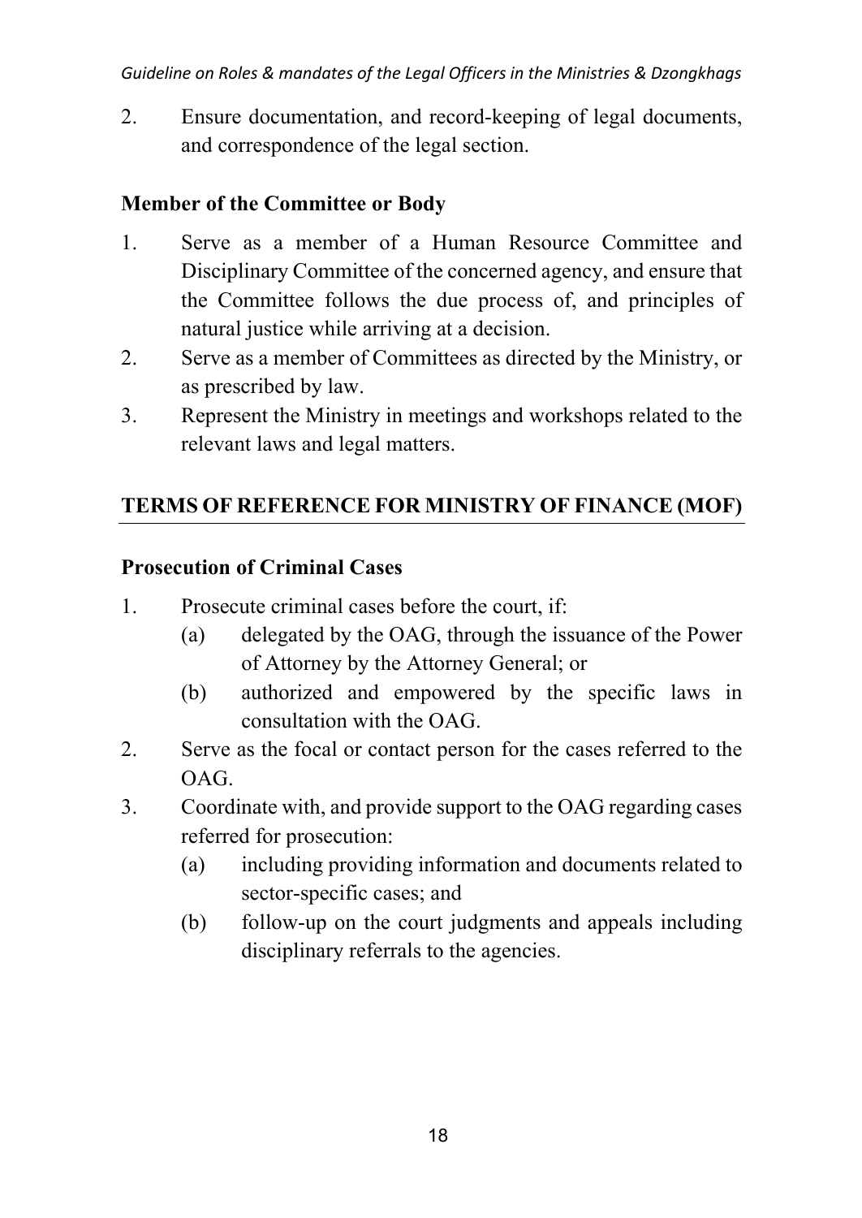2. Ensure documentation, and record-keeping of legal documents, and correspondence of the legal section.

**Member of the Committee or Body**

1. Serve as a member of a Human Resource Committee and Disciplinary Committee of the concerned agency, and ensure that the Committee follows the due process of, and principles of natural justice while arriving at a decision.
2. Serve as a member of Committees as directed by the Ministry, or as prescribed by law.
3. Represent the Ministry in meetings and workshops related to the relevant laws and legal matters.

## TERMS OF REFERENCE FOR MINISTRY OF FINANCE (MOF)

**Prosecution of Criminal Cases**

1. Prosecute criminal cases before the court, if:
   (a) delegated by the OAG, through the issuance of the Power of Attorney by the Attorney General; or
   (b) authorized and empowered by the specific laws in consultation with the OAG.
2. Serve as the focal or contact person for the cases referred to the OAG.
3. Coordinate with, and provide support to the OAG regarding cases referred for prosecution:
   (a) including providing information and documents related to sector-specific cases; and
   (b) follow-up on the court judgments and appeals including disciplinary referrals to the agencies.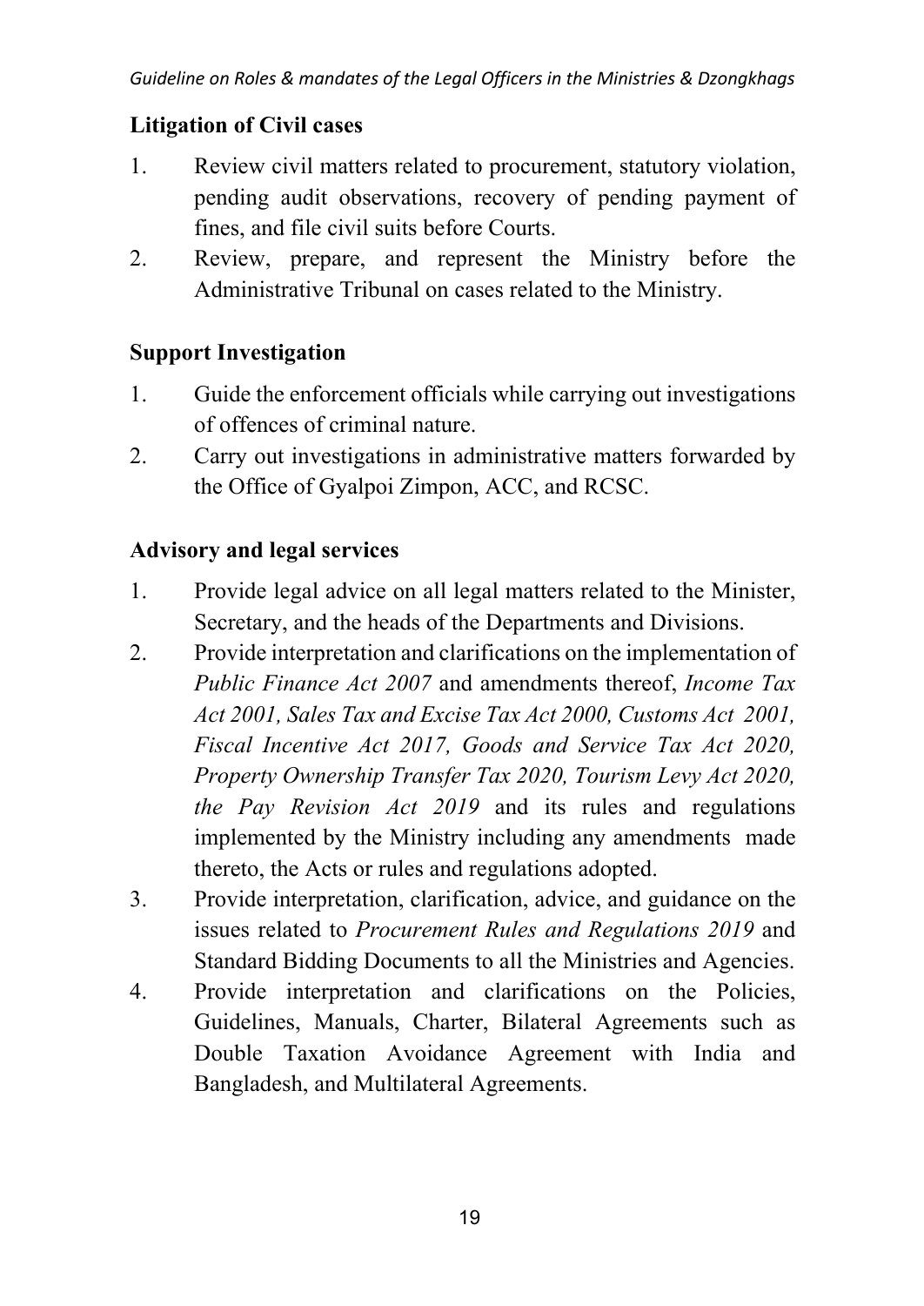**Litigation of Civil cases**

1. Review civil matters related to procurement, statutory violation, pending audit observations, recovery of pending payment of fines, and file civil suits before Courts.
2. Review, prepare, and represent the Ministry before the Administrative Tribunal on cases related to the Ministry.

**Support Investigation**

1. Guide the enforcement officials while carrying out investigations of offences of criminal nature.
2. Carry out investigations in administrative matters forwarded by the Office of Gyalpoi Zimpon, ACC, and RCSC.

**Advisory and legal services**

1. Provide legal advice on all legal matters related to the Minister, Secretary, and the heads of the Departments and Divisions.
2. Provide interpretation and clarifications on the implementation of *Public Finance Act 2007* and amendments thereof, *Income Tax Act 2001, Sales Tax and Excise Tax Act 2000, Customs Act 2001, Fiscal Incentive Act 2017, Goods and Service Tax Act 2020, Property Ownership Transfer Tax 2020, Tourism Levy Act 2020, the Pay Revision Act 2019* and its rules and regulations implemented by the Ministry including any amendments made thereto, the Acts or rules and regulations adopted.
3. Provide interpretation, clarification, advice, and guidance on the issues related to *Procurement Rules and Regulations 2019* and Standard Bidding Documents to all the Ministries and Agencies.
4. Provide interpretation and clarifications on the Policies, Guidelines, Manuals, Charter, Bilateral Agreements such as Double Taxation Avoidance Agreement with India and Bangladesh, and Multilateral Agreements.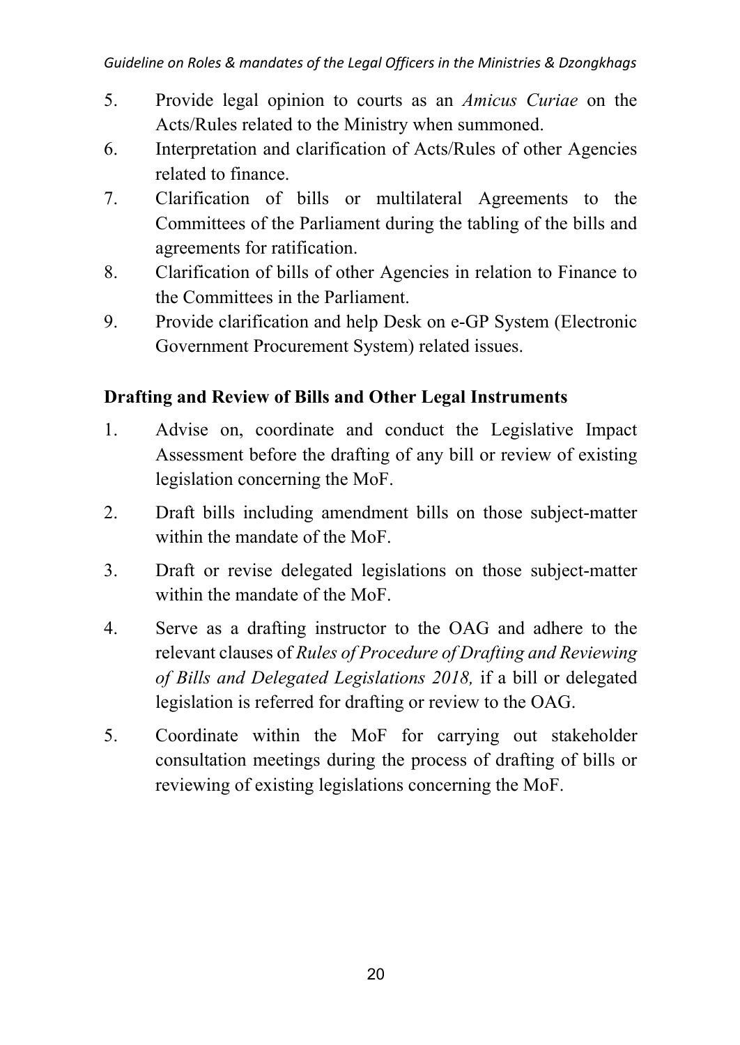5. Provide legal opinion to courts as an *Amicus Curiae* on the Acts/Rules related to the Ministry when summoned.
6. Interpretation and clarification of Acts/Rules of other Agencies related to finance.
7. Clarification of bills or multilateral Agreements to the Committees of the Parliament during the tabling of the bills and agreements for ratification.
8. Clarification of bills of other Agencies in relation to Finance to the Committees in the Parliament.
9. Provide clarification and help Desk on e-GP System (Electronic Government Procurement System) related issues.

**Drafting and Review of Bills and Other Legal Instruments**

1. Advise on, coordinate and conduct the Legislative Impact Assessment before the drafting of any bill or review of existing legislation concerning the MoF.
2. Draft bills including amendment bills on those subject-matter within the mandate of the MoF.
3. Draft or revise delegated legislations on those subject-matter within the mandate of the MoF.
4. Serve as a drafting instructor to the OAG and adhere to the relevant clauses of *Rules of Procedure of Drafting and Reviewing of Bills and Delegated Legislations 2018,* if a bill or delegated legislation is referred for drafting or review to the OAG.
5. Coordinate within the MoF for carrying out stakeholder consultation meetings during the process of drafting of bills or reviewing of existing legislations concerning the MoF.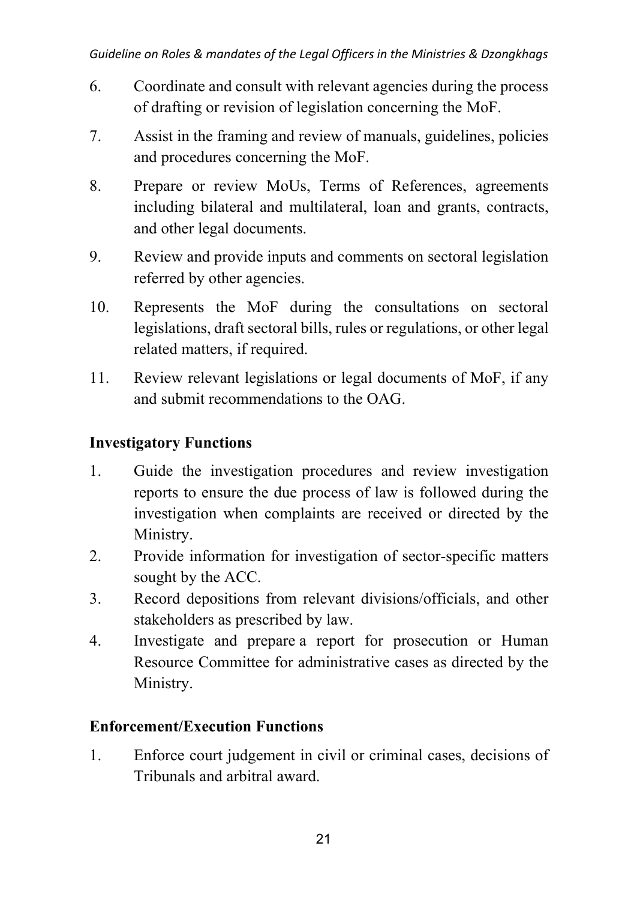6. Coordinate and consult with relevant agencies during the process of drafting or revision of legislation concerning the MoF.
7. Assist in the framing and review of manuals, guidelines, policies and procedures concerning the MoF.
8. Prepare or review MoUs, Terms of References, agreements including bilateral and multilateral, loan and grants, contracts, and other legal documents.
9. Review and provide inputs and comments on sectoral legislation referred by other agencies.
10. Represents the MoF during the consultations on sectoral legislations, draft sectoral bills, rules or regulations, or other legal related matters, if required.
11. Review relevant legislations or legal documents of MoF, if any and submit recommendations to the OAG.

**Investigatory Functions**

1. Guide the investigation procedures and review investigation reports to ensure the due process of law is followed during the investigation when complaints are received or directed by the Ministry.
2. Provide information for investigation of sector-specific matters sought by the ACC.
3. Record depositions from relevant divisions/officials, and other stakeholders as prescribed by law.
4. Investigate and prepare a report for prosecution or Human Resource Committee for administrative cases as directed by the Ministry.

**Enforcement/Execution Functions**

1. Enforce court judgement in civil or criminal cases, decisions of Tribunals and arbitral award.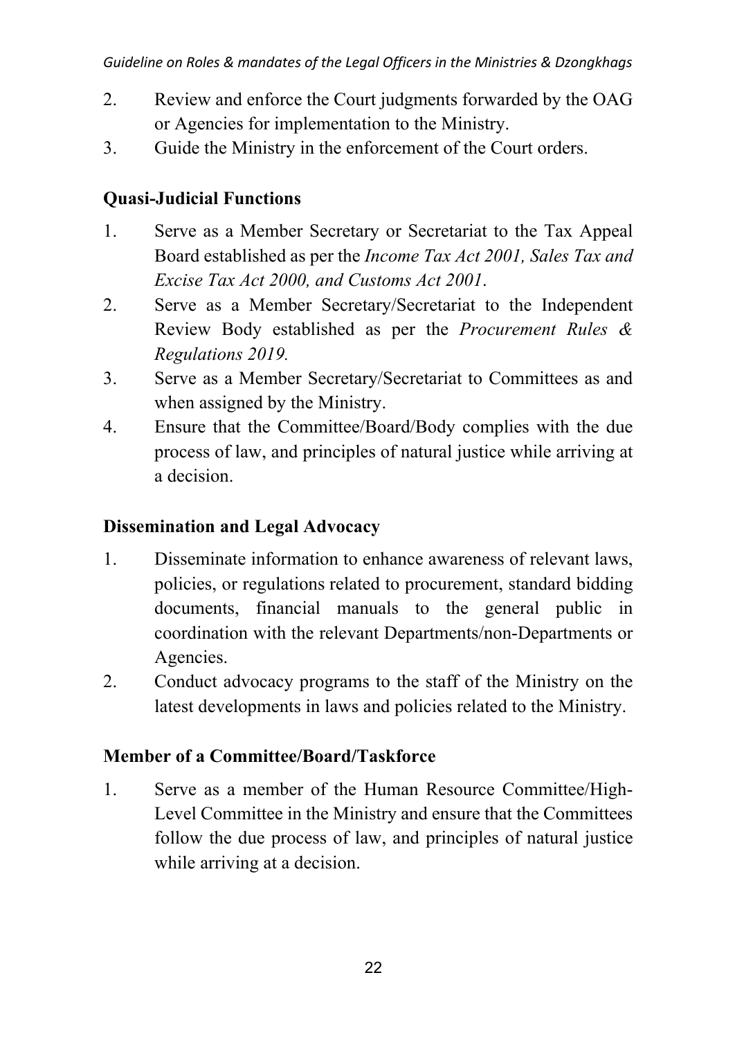2. Review and enforce the Court judgments forwarded by the OAG or Agencies for implementation to the Ministry.
3. Guide the Ministry in the enforcement of the Court orders.

**Quasi-Judicial Functions**

1. Serve as a Member Secretary or Secretariat to the Tax Appeal Board established as per the *Income Tax Act 2001, Sales Tax and Excise Tax Act 2000, and Customs Act 2001*.
2. Serve as a Member Secretary/Secretariat to the Independent Review Body established as per the *Procurement Rules & Regulations 2019.*
3. Serve as a Member Secretary/Secretariat to Committees as and when assigned by the Ministry.
4. Ensure that the Committee/Board/Body complies with the due process of law, and principles of natural justice while arriving at a decision.

**Dissemination and Legal Advocacy**

1. Disseminate information to enhance awareness of relevant laws, policies, or regulations related to procurement, standard bidding documents, financial manuals to the general public in coordination with the relevant Departments/non-Departments or Agencies.
2. Conduct advocacy programs to the staff of the Ministry on the latest developments in laws and policies related to the Ministry.

**Member of a Committee/Board/Taskforce**

1. Serve as a member of the Human Resource Committee/High-Level Committee in the Ministry and ensure that the Committees follow the due process of law, and principles of natural justice while arriving at a decision.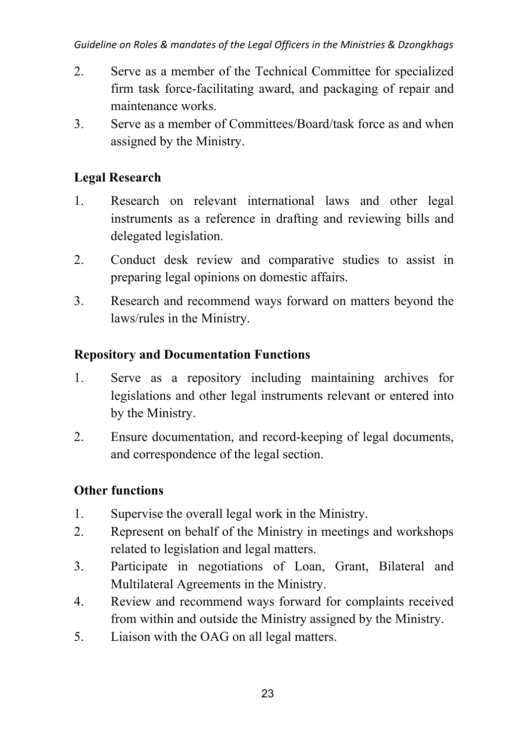2. Serve as a member of the Technical Committee for specialized firm task force-facilitating award, and packaging of repair and maintenance works.
3. Serve as a member of Committees/Board/task force as and when assigned by the Ministry.

**Legal Research**

1. Research on relevant international laws and other legal instruments as a reference in drafting and reviewing bills and delegated legislation.
2. Conduct desk review and comparative studies to assist in preparing legal opinions on domestic affairs.
3. Research and recommend ways forward on matters beyond the laws/rules in the Ministry.

**Repository and Documentation Functions**

1. Serve as a repository including maintaining archives for legislations and other legal instruments relevant or entered into by the Ministry.
2. Ensure documentation, and record-keeping of legal documents, and correspondence of the legal section.

**Other functions**

1. Supervise the overall legal work in the Ministry.
2. Represent on behalf of the Ministry in meetings and workshops related to legislation and legal matters.
3. Participate in negotiations of Loan, Grant, Bilateral and Multilateral Agreements in the Ministry.
4. Review and recommend ways forward for complaints received from within and outside the Ministry assigned by the Ministry.
5. Liaison with the OAG on all legal matters.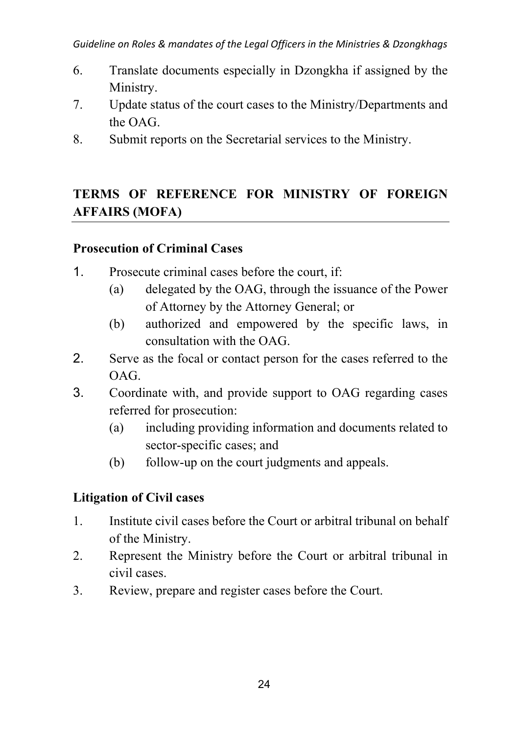6. Translate documents especially in Dzongkha if assigned by the Ministry.
7. Update status of the court cases to the Ministry/Departments and the OAG.
8. Submit reports on the Secretarial services to the Ministry.

## TERMS OF REFERENCE FOR MINISTRY OF FOREIGN AFFAIRS (MOFA)

### Prosecution of Criminal Cases

1. Prosecute criminal cases before the court, if:
   (a) delegated by the OAG, through the issuance of the Power of Attorney by the Attorney General; or
   (b) authorized and empowered by the specific laws, in consultation with the OAG.
2. Serve as the focal or contact person for the cases referred to the OAG.
3. Coordinate with, and provide support to OAG regarding cases referred for prosecution:
   (a) including providing information and documents related to sector-specific cases; and
   (b) follow-up on the court judgments and appeals.

### Litigation of Civil cases

1. Institute civil cases before the Court or arbitral tribunal on behalf of the Ministry.
2. Represent the Ministry before the Court or arbitral tribunal in civil cases.
3. Review, prepare and register cases before the Court.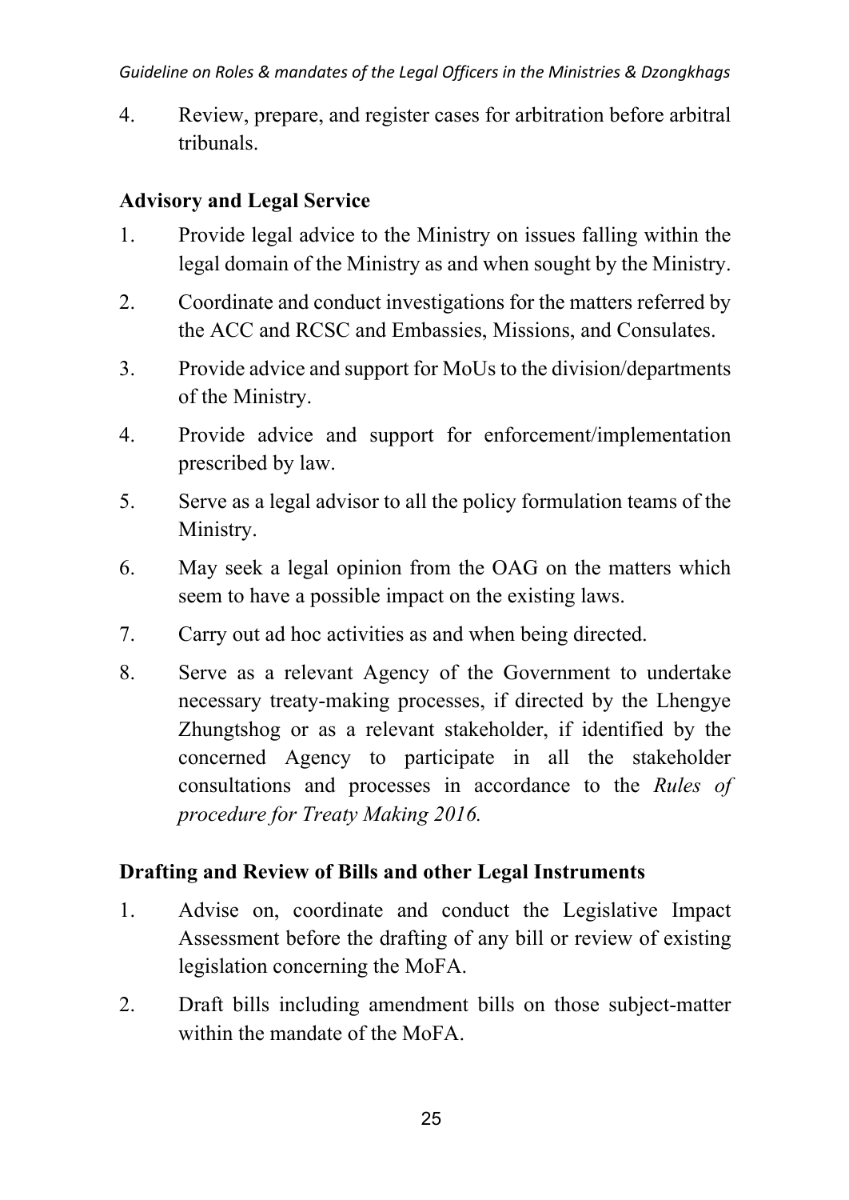4. Review, prepare, and register cases for arbitration before arbitral tribunals.

**Advisory and Legal Service**

1. Provide legal advice to the Ministry on issues falling within the legal domain of the Ministry as and when sought by the Ministry.
2. Coordinate and conduct investigations for the matters referred by the ACC and RCSC and Embassies, Missions, and Consulates.
3. Provide advice and support for MoUs to the division/departments of the Ministry.
4. Provide advice and support for enforcement/implementation prescribed by law.
5. Serve as a legal advisor to all the policy formulation teams of the Ministry.
6. May seek a legal opinion from the OAG on the matters which seem to have a possible impact on the existing laws.
7. Carry out ad hoc activities as and when being directed.
8. Serve as a relevant Agency of the Government to undertake necessary treaty-making processes, if directed by the Lhengye Zhungtshog or as a relevant stakeholder, if identified by the concerned Agency to participate in all the stakeholder consultations and processes in accordance to the *Rules of procedure for Treaty Making 2016.*

**Drafting and Review of Bills and other Legal Instruments**

1. Advise on, coordinate and conduct the Legislative Impact Assessment before the drafting of any bill or review of existing legislation concerning the MoFA.
2. Draft bills including amendment bills on those subject-matter within the mandate of the MoFA.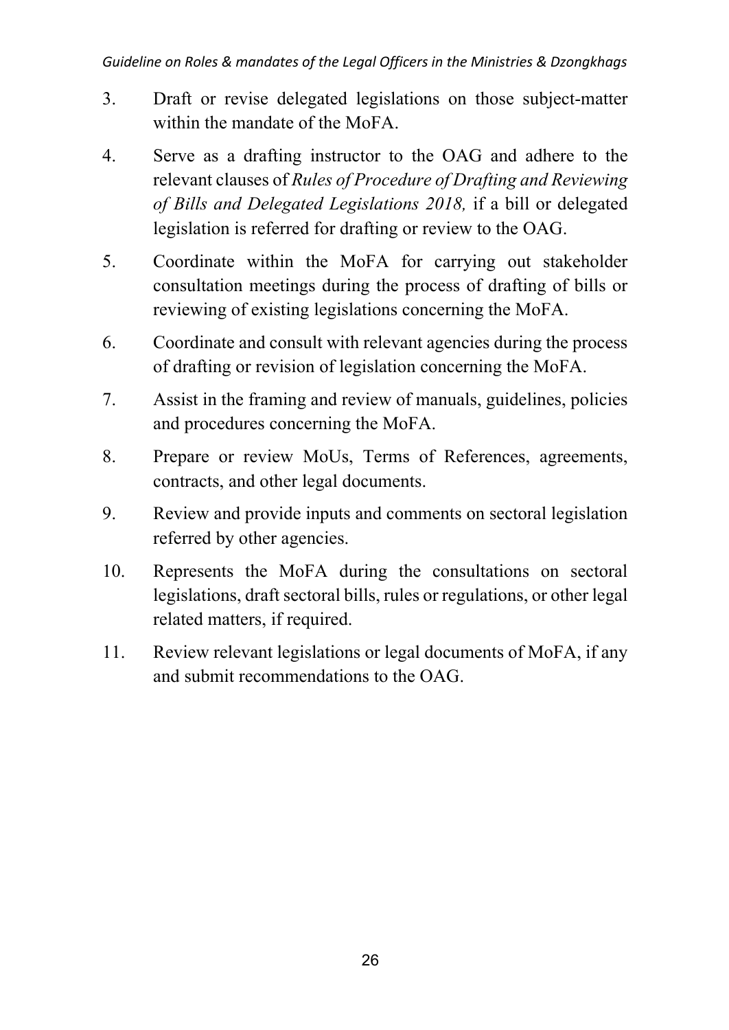3. Draft or revise delegated legislations on those subject-matter within the mandate of the MoFA.

4. Serve as a drafting instructor to the OAG and adhere to the relevant clauses of *Rules of Procedure of Drafting and Reviewing of Bills and Delegated Legislations 2018,* if a bill or delegated legislation is referred for drafting or review to the OAG.

5. Coordinate within the MoFA for carrying out stakeholder consultation meetings during the process of drafting of bills or reviewing of existing legislations concerning the MoFA.

6. Coordinate and consult with relevant agencies during the process of drafting or revision of legislation concerning the MoFA.

7. Assist in the framing and review of manuals, guidelines, policies and procedures concerning the MoFA.

8. Prepare or review MoUs, Terms of References, agreements, contracts, and other legal documents.

9. Review and provide inputs and comments on sectoral legislation referred by other agencies.

10. Represents the MoFA during the consultations on sectoral legislations, draft sectoral bills, rules or regulations, or other legal related matters, if required.

11. Review relevant legislations or legal documents of MoFA, if any and submit recommendations to the OAG.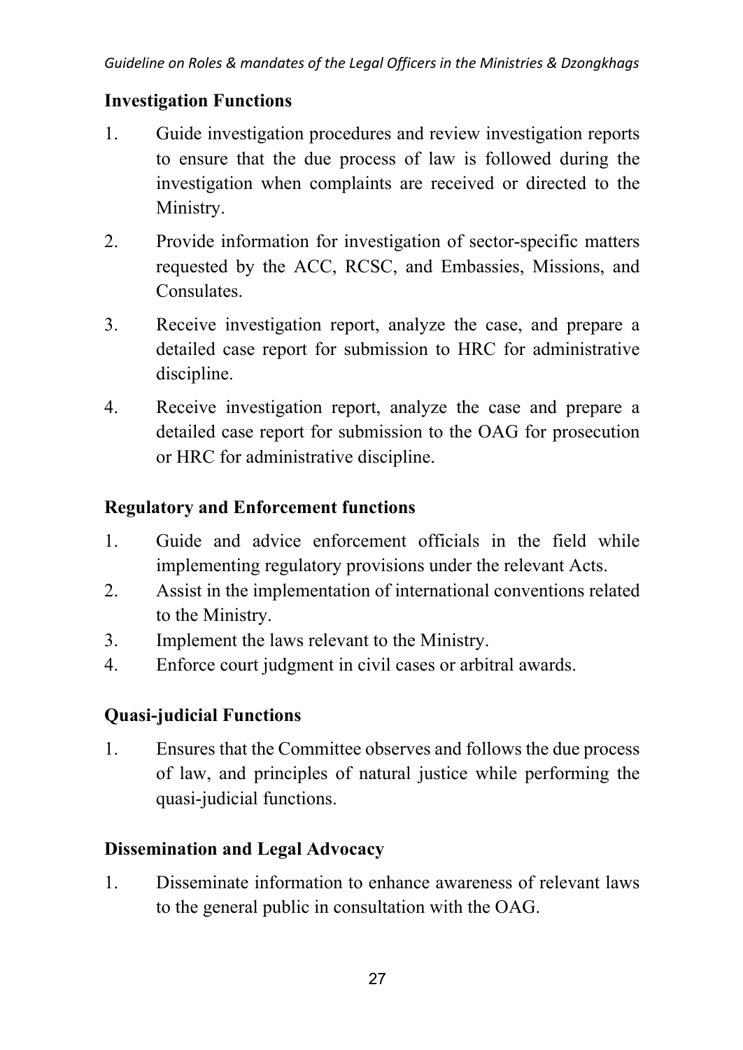**Investigation Functions**

1. Guide investigation procedures and review investigation reports to ensure that the due process of law is followed during the investigation when complaints are received or directed to the Ministry.
2. Provide information for investigation of sector-specific matters requested by the ACC, RCSC, and Embassies, Missions, and Consulates.
3. Receive investigation report, analyze the case, and prepare a detailed case report for submission to HRC for administrative discipline.
4. Receive investigation report, analyze the case and prepare a detailed case report for submission to the OAG for prosecution or HRC for administrative discipline.

**Regulatory and Enforcement functions**

1. Guide and advice enforcement officials in the field while implementing regulatory provisions under the relevant Acts.
2. Assist in the implementation of international conventions related to the Ministry.
3. Implement the laws relevant to the Ministry.
4. Enforce court judgment in civil cases or arbitral awards.

**Quasi-judicial Functions**

1. Ensures that the Committee observes and follows the due process of law, and principles of natural justice while performing the quasi-judicial functions.

**Dissemination and Legal Advocacy**

1. Disseminate information to enhance awareness of relevant laws to the general public in consultation with the OAG.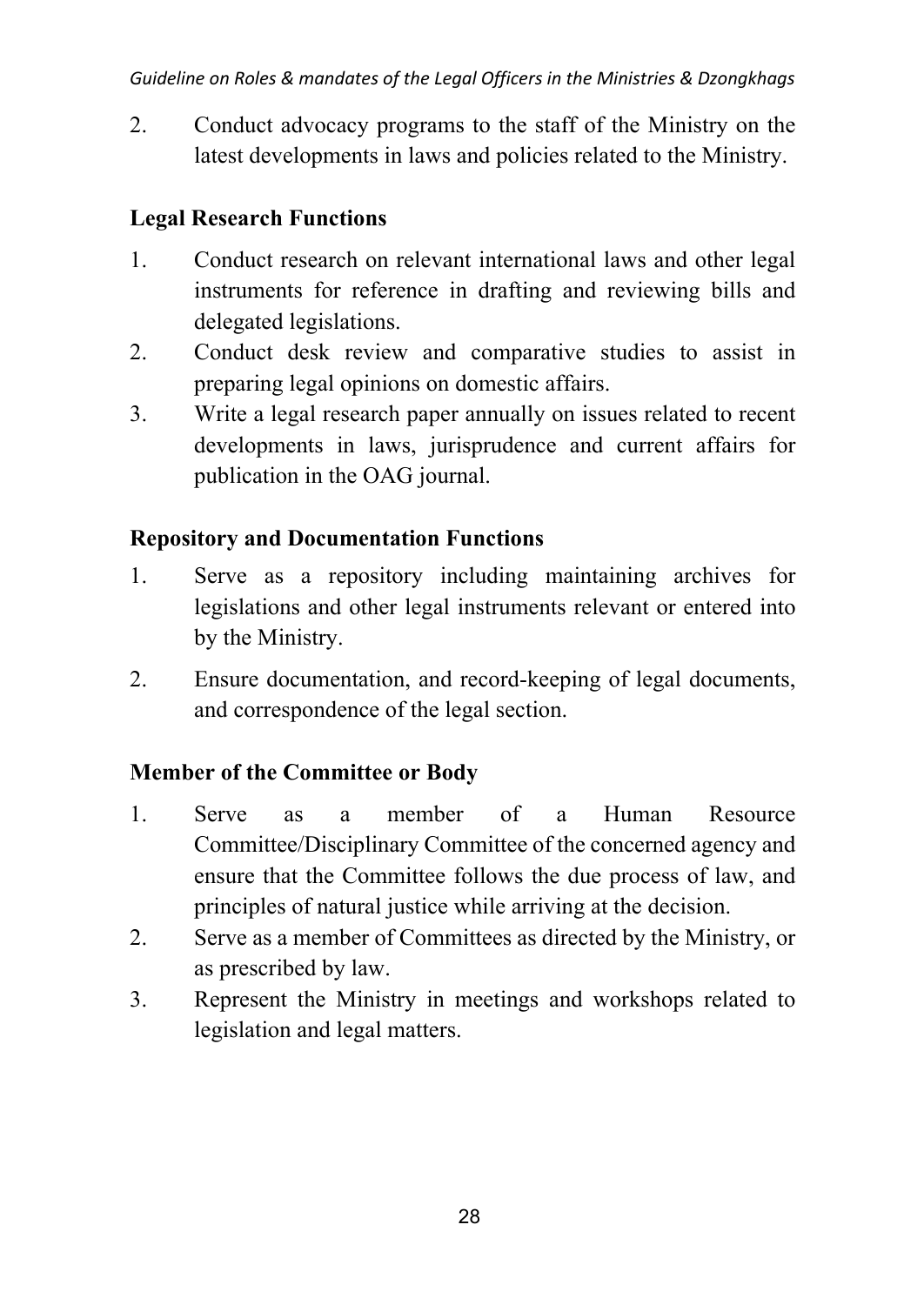2. Conduct advocacy programs to the staff of the Ministry on the latest developments in laws and policies related to the Ministry.

**Legal Research Functions**

1. Conduct research on relevant international laws and other legal instruments for reference in drafting and reviewing bills and delegated legislations.
2. Conduct desk review and comparative studies to assist in preparing legal opinions on domestic affairs.
3. Write a legal research paper annually on issues related to recent developments in laws, jurisprudence and current affairs for publication in the OAG journal.

**Repository and Documentation Functions**

1. Serve as a repository including maintaining archives for legislations and other legal instruments relevant or entered into by the Ministry.
2. Ensure documentation, and record-keeping of legal documents, and correspondence of the legal section.

**Member of the Committee or Body**

1. Serve as a member of a Human Resource Committee/Disciplinary Committee of the concerned agency and ensure that the Committee follows the due process of law, and principles of natural justice while arriving at the decision.
2. Serve as a member of Committees as directed by the Ministry, or as prescribed by law.
3. Represent the Ministry in meetings and workshops related to legislation and legal matters.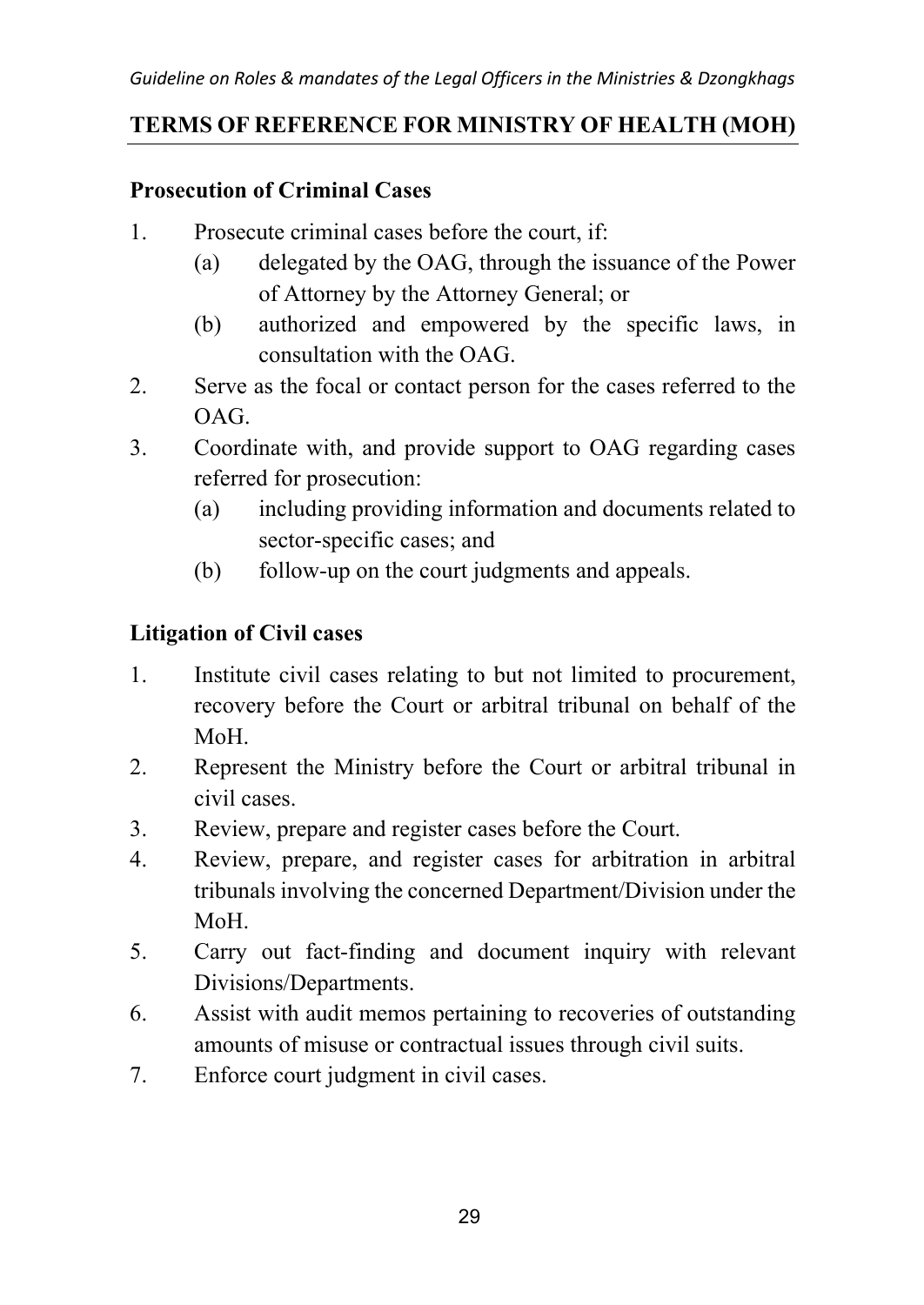## TERMS OF REFERENCE FOR MINISTRY OF HEALTH (MOH)

### Prosecution of Criminal Cases

1. Prosecute criminal cases before the court, if:
   (a) delegated by the OAG, through the issuance of the Power of Attorney by the Attorney General; or
   (b) authorized and empowered by the specific laws, in consultation with the OAG.
2. Serve as the focal or contact person for the cases referred to the OAG.
3. Coordinate with, and provide support to OAG regarding cases referred for prosecution:
   (a) including providing information and documents related to sector-specific cases; and
   (b) follow-up on the court judgments and appeals.

### Litigation of Civil cases

1. Institute civil cases relating to but not limited to procurement, recovery before the Court or arbitral tribunal on behalf of the MoH.
2. Represent the Ministry before the Court or arbitral tribunal in civil cases.
3. Review, prepare and register cases before the Court.
4. Review, prepare, and register cases for arbitration in arbitral tribunals involving the concerned Department/Division under the MoH.
5. Carry out fact-finding and document inquiry with relevant Divisions/Departments.
6. Assist with audit memos pertaining to recoveries of outstanding amounts of misuse or contractual issues through civil suits.
7. Enforce court judgment in civil cases.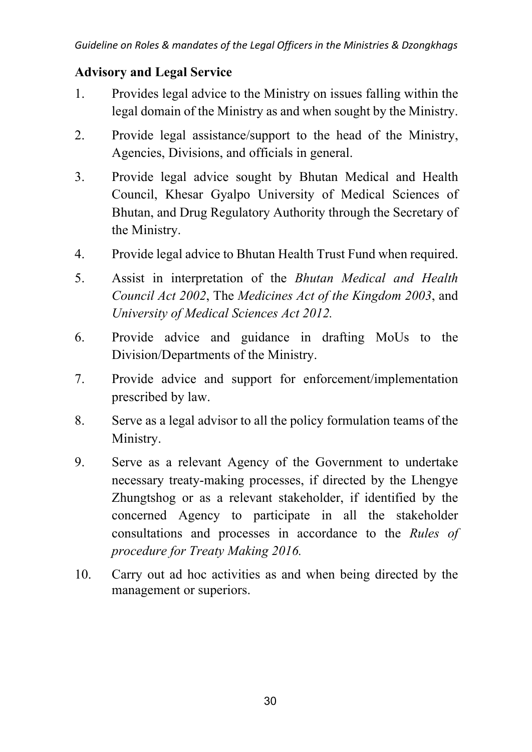**Advisory and Legal Service**

1. Provides legal advice to the Ministry on issues falling within the legal domain of the Ministry as and when sought by the Ministry.
2. Provide legal assistance/support to the head of the Ministry, Agencies, Divisions, and officials in general.
3. Provide legal advice sought by Bhutan Medical and Health Council, Khesar Gyalpo University of Medical Sciences of Bhutan, and Drug Regulatory Authority through the Secretary of the Ministry.
4. Provide legal advice to Bhutan Health Trust Fund when required.
5. Assist in interpretation of the *Bhutan Medical and Health Council Act 2002*, The *Medicines Act of the Kingdom 2003*, and *University of Medical Sciences Act 2012.*
6. Provide advice and guidance in drafting MoUs to the Division/Departments of the Ministry.
7. Provide advice and support for enforcement/implementation prescribed by law.
8. Serve as a legal advisor to all the policy formulation teams of the Ministry.
9. Serve as a relevant Agency of the Government to undertake necessary treaty-making processes, if directed by the Lhengye Zhungtshog or as a relevant stakeholder, if identified by the concerned Agency to participate in all the stakeholder consultations and processes in accordance to the *Rules of procedure for Treaty Making 2016.*
10. Carry out ad hoc activities as and when being directed by the management or superiors.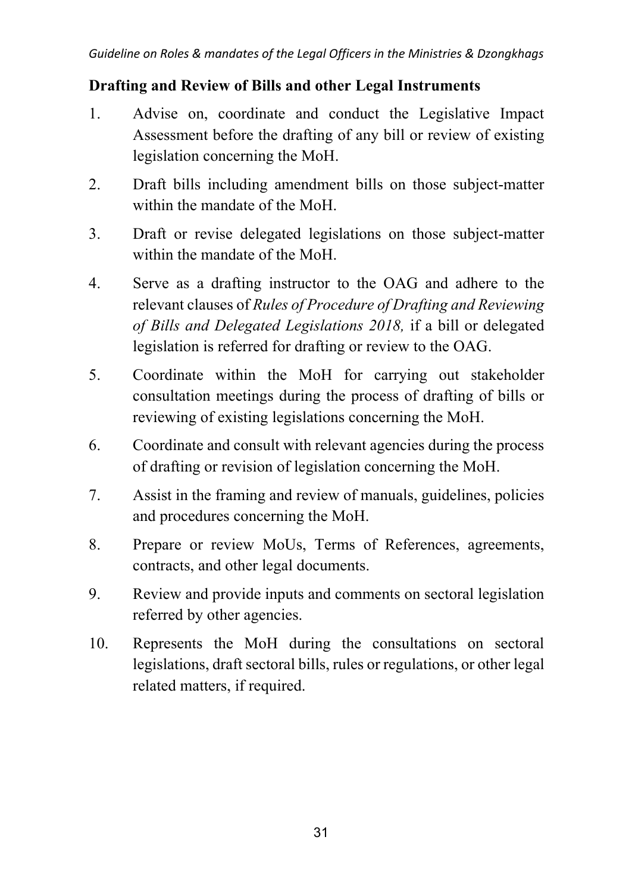**Drafting and Review of Bills and other Legal Instruments**

1. Advise on, coordinate and conduct the Legislative Impact Assessment before the drafting of any bill or review of existing legislation concerning the MoH.
2. Draft bills including amendment bills on those subject-matter within the mandate of the MoH.
3. Draft or revise delegated legislations on those subject-matter within the mandate of the MoH.
4. Serve as a drafting instructor to the OAG and adhere to the relevant clauses of *Rules of Procedure of Drafting and Reviewing of Bills and Delegated Legislations 2018,* if a bill or delegated legislation is referred for drafting or review to the OAG.
5. Coordinate within the MoH for carrying out stakeholder consultation meetings during the process of drafting of bills or reviewing of existing legislations concerning the MoH.
6. Coordinate and consult with relevant agencies during the process of drafting or revision of legislation concerning the MoH.
7. Assist in the framing and review of manuals, guidelines, policies and procedures concerning the MoH.
8. Prepare or review MoUs, Terms of References, agreements, contracts, and other legal documents.
9. Review and provide inputs and comments on sectoral legislation referred by other agencies.
10. Represents the MoH during the consultations on sectoral legislations, draft sectoral bills, rules or regulations, or other legal related matters, if required.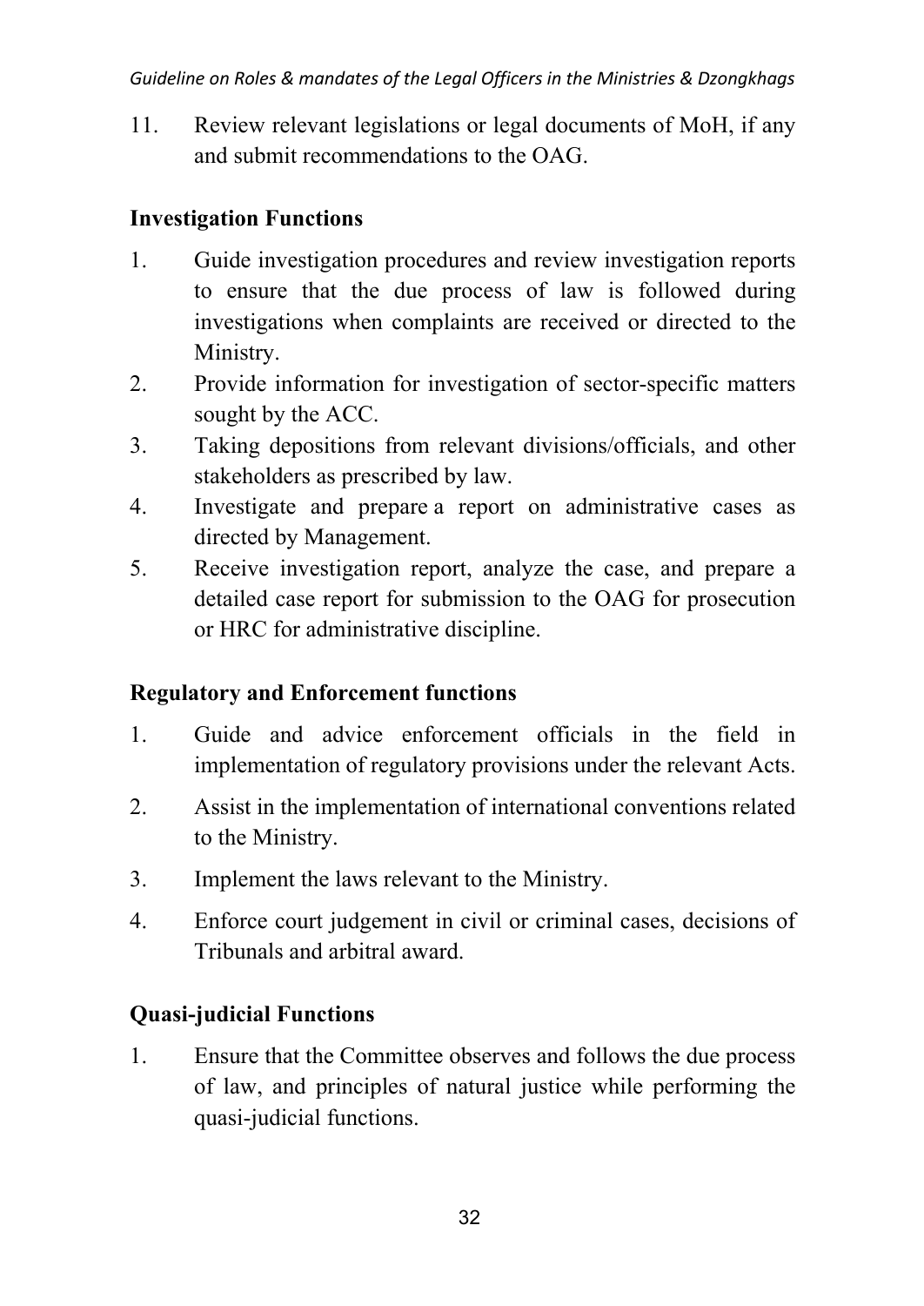11. Review relevant legislations or legal documents of MoH, if any and submit recommendations to the OAG.

**Investigation Functions**

1. Guide investigation procedures and review investigation reports to ensure that the due process of law is followed during investigations when complaints are received or directed to the Ministry.
2. Provide information for investigation of sector-specific matters sought by the ACC.
3. Taking depositions from relevant divisions/officials, and other stakeholders as prescribed by law.
4. Investigate and prepare a report on administrative cases as directed by Management.
5. Receive investigation report, analyze the case, and prepare a detailed case report for submission to the OAG for prosecution or HRC for administrative discipline.

**Regulatory and Enforcement functions**

1. Guide and advice enforcement officials in the field in implementation of regulatory provisions under the relevant Acts.
2. Assist in the implementation of international conventions related to the Ministry.
3. Implement the laws relevant to the Ministry.
4. Enforce court judgement in civil or criminal cases, decisions of Tribunals and arbitral award.

**Quasi-judicial Functions**

1. Ensure that the Committee observes and follows the due process of law, and principles of natural justice while performing the quasi-judicial functions.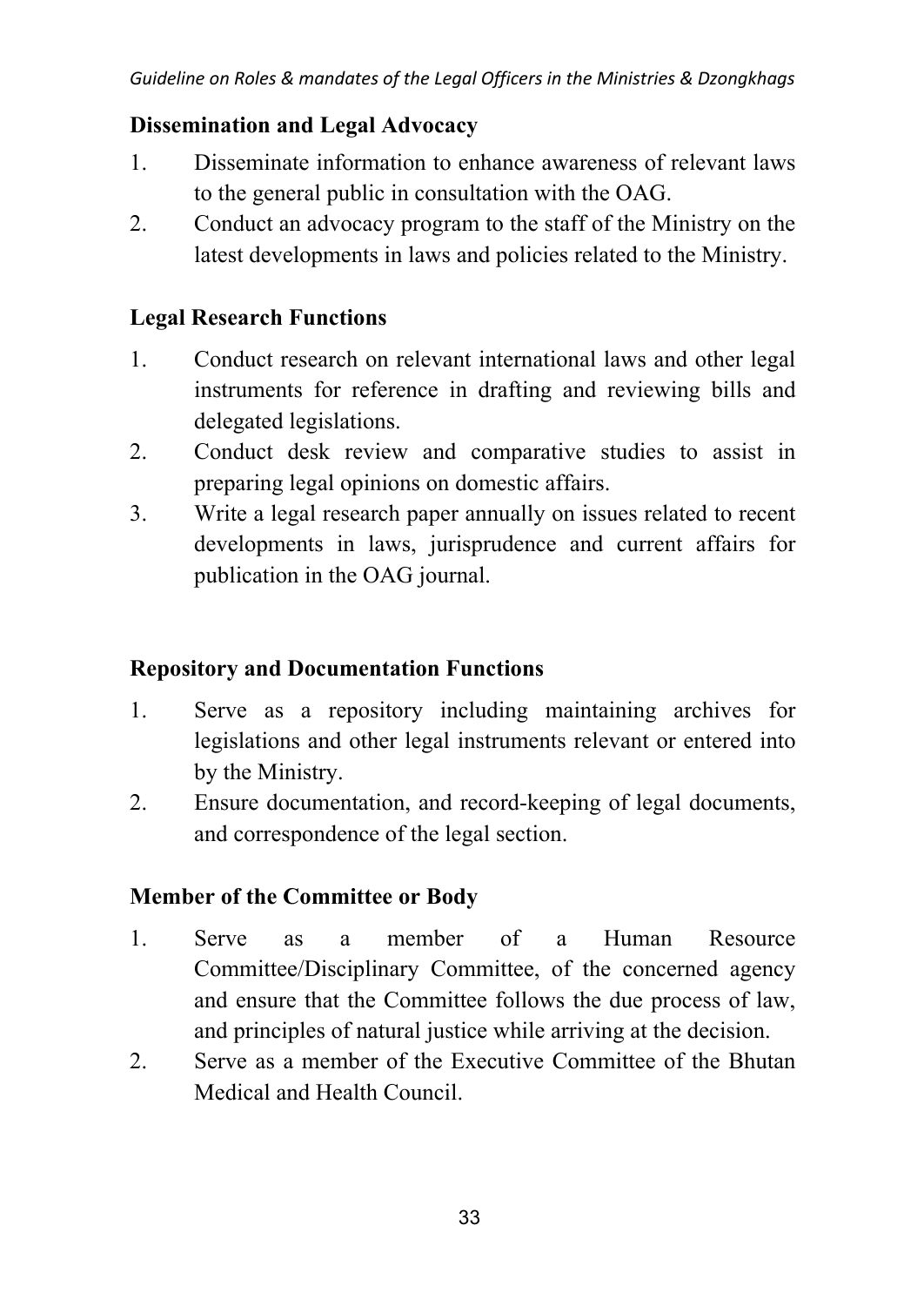### Dissemination and Legal Advocacy

1. Disseminate information to enhance awareness of relevant laws to the general public in consultation with the OAG.
2. Conduct an advocacy program to the staff of the Ministry on the latest developments in laws and policies related to the Ministry.

### Legal Research Functions

1. Conduct research on relevant international laws and other legal instruments for reference in drafting and reviewing bills and delegated legislations.
2. Conduct desk review and comparative studies to assist in preparing legal opinions on domestic affairs.
3. Write a legal research paper annually on issues related to recent developments in laws, jurisprudence and current affairs for publication in the OAG journal.

### Repository and Documentation Functions

1. Serve as a repository including maintaining archives for legislations and other legal instruments relevant or entered into by the Ministry.
2. Ensure documentation, and record-keeping of legal documents, and correspondence of the legal section.

### Member of the Committee or Body

1. Serve as a member of a Human Resource Committee/Disciplinary Committee, of the concerned agency and ensure that the Committee follows the due process of law, and principles of natural justice while arriving at the decision.
2. Serve as a member of the Executive Committee of the Bhutan Medical and Health Council.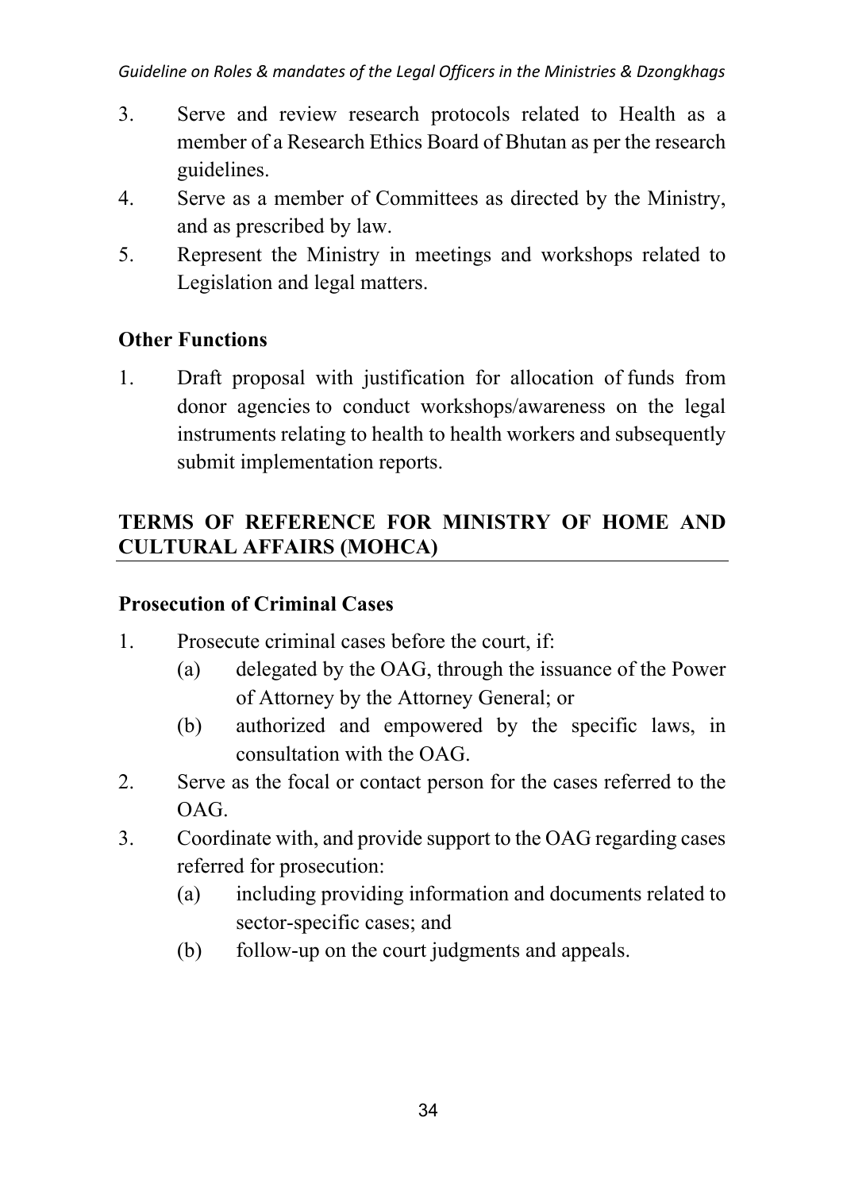3. Serve and review research protocols related to Health as a member of a Research Ethics Board of Bhutan as per the research guidelines.
4. Serve as a member of Committees as directed by the Ministry, and as prescribed by law.
5. Represent the Ministry in meetings and workshops related to Legislation and legal matters.

**Other Functions**

1. Draft proposal with justification for allocation of funds from donor agencies to conduct workshops/awareness on the legal instruments relating to health to health workers and subsequently submit implementation reports.

## TERMS OF REFERENCE FOR MINISTRY OF HOME AND CULTURAL AFFAIRS (MOHCA)

**Prosecution of Criminal Cases**

1. Prosecute criminal cases before the court, if:
   (a) delegated by the OAG, through the issuance of the Power of Attorney by the Attorney General; or
   (b) authorized and empowered by the specific laws, in consultation with the OAG.
2. Serve as the focal or contact person for the cases referred to the OAG.
3. Coordinate with, and provide support to the OAG regarding cases referred for prosecution:
   (a) including providing information and documents related to sector-specific cases; and
   (b) follow-up on the court judgments and appeals.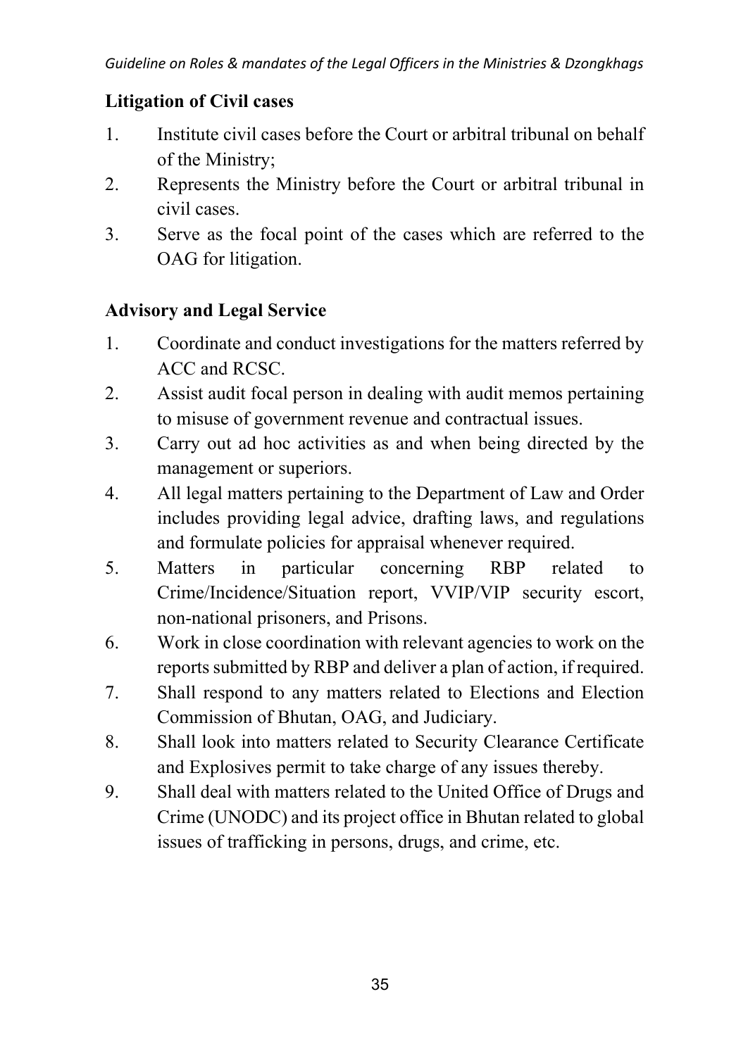**Litigation of Civil cases**

1. Institute civil cases before the Court or arbitral tribunal on behalf of the Ministry;
2. Represents the Ministry before the Court or arbitral tribunal in civil cases.
3. Serve as the focal point of the cases which are referred to the OAG for litigation.

**Advisory and Legal Service**

1. Coordinate and conduct investigations for the matters referred by ACC and RCSC.
2. Assist audit focal person in dealing with audit memos pertaining to misuse of government revenue and contractual issues.
3. Carry out ad hoc activities as and when being directed by the management or superiors.
4. All legal matters pertaining to the Department of Law and Order includes providing legal advice, drafting laws, and regulations and formulate policies for appraisal whenever required.
5. Matters in particular concerning RBP related to Crime/Incidence/Situation report, VVIP/VIP security escort, non-national prisoners, and Prisons.
6. Work in close coordination with relevant agencies to work on the reports submitted by RBP and deliver a plan of action, if required.
7. Shall respond to any matters related to Elections and Election Commission of Bhutan, OAG, and Judiciary.
8. Shall look into matters related to Security Clearance Certificate and Explosives permit to take charge of any issues thereby.
9. Shall deal with matters related to the United Office of Drugs and Crime (UNODC) and its project office in Bhutan related to global issues of trafficking in persons, drugs, and crime, etc.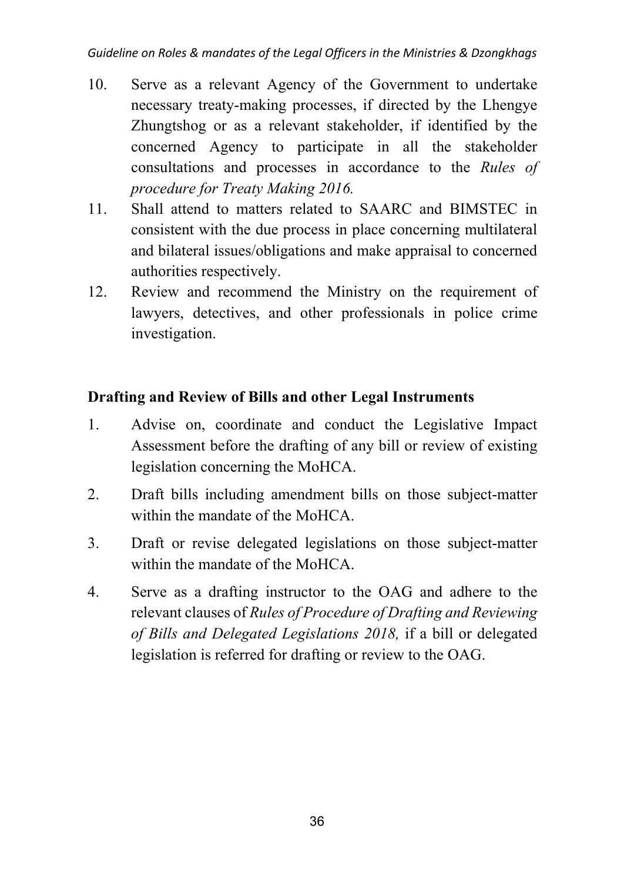10. Serve as a relevant Agency of the Government to undertake necessary treaty-making processes, if directed by the Lhengye Zhungtshog or as a relevant stakeholder, if identified by the concerned Agency to participate in all the stakeholder consultations and processes in accordance to the *Rules of procedure for Treaty Making 2016.*
11. Shall attend to matters related to SAARC and BIMSTEC in consistent with the due process in place concerning multilateral and bilateral issues/obligations and make appraisal to concerned authorities respectively.
12. Review and recommend the Ministry on the requirement of lawyers, detectives, and other professionals in police crime investigation.

**Drafting and Review of Bills and other Legal Instruments**

1. Advise on, coordinate and conduct the Legislative Impact Assessment before the drafting of any bill or review of existing legislation concerning the MoHCA.
2. Draft bills including amendment bills on those subject-matter within the mandate of the MoHCA.
3. Draft or revise delegated legislations on those subject-matter within the mandate of the MoHCA.
4. Serve as a drafting instructor to the OAG and adhere to the relevant clauses of *Rules of Procedure of Drafting and Reviewing of Bills and Delegated Legislations 2018,* if a bill or delegated legislation is referred for drafting or review to the OAG.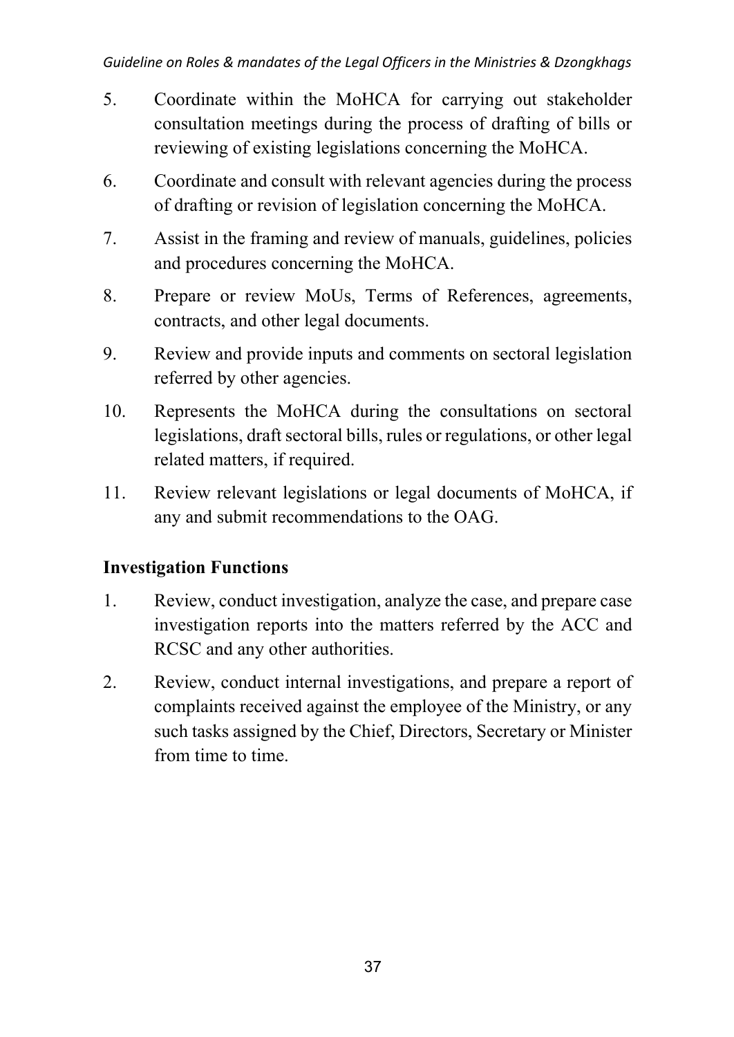5. Coordinate within the MoHCA for carrying out stakeholder consultation meetings during the process of drafting of bills or reviewing of existing legislations concerning the MoHCA.
6. Coordinate and consult with relevant agencies during the process of drafting or revision of legislation concerning the MoHCA.
7. Assist in the framing and review of manuals, guidelines, policies and procedures concerning the MoHCA.
8. Prepare or review MoUs, Terms of References, agreements, contracts, and other legal documents.
9. Review and provide inputs and comments on sectoral legislation referred by other agencies.
10. Represents the MoHCA during the consultations on sectoral legislations, draft sectoral bills, rules or regulations, or other legal related matters, if required.
11. Review relevant legislations or legal documents of MoHCA, if any and submit recommendations to the OAG.

**Investigation Functions**

1. Review, conduct investigation, analyze the case, and prepare case investigation reports into the matters referred by the ACC and RCSC and any other authorities.
2. Review, conduct internal investigations, and prepare a report of complaints received against the employee of the Ministry, or any such tasks assigned by the Chief, Directors, Secretary or Minister from time to time.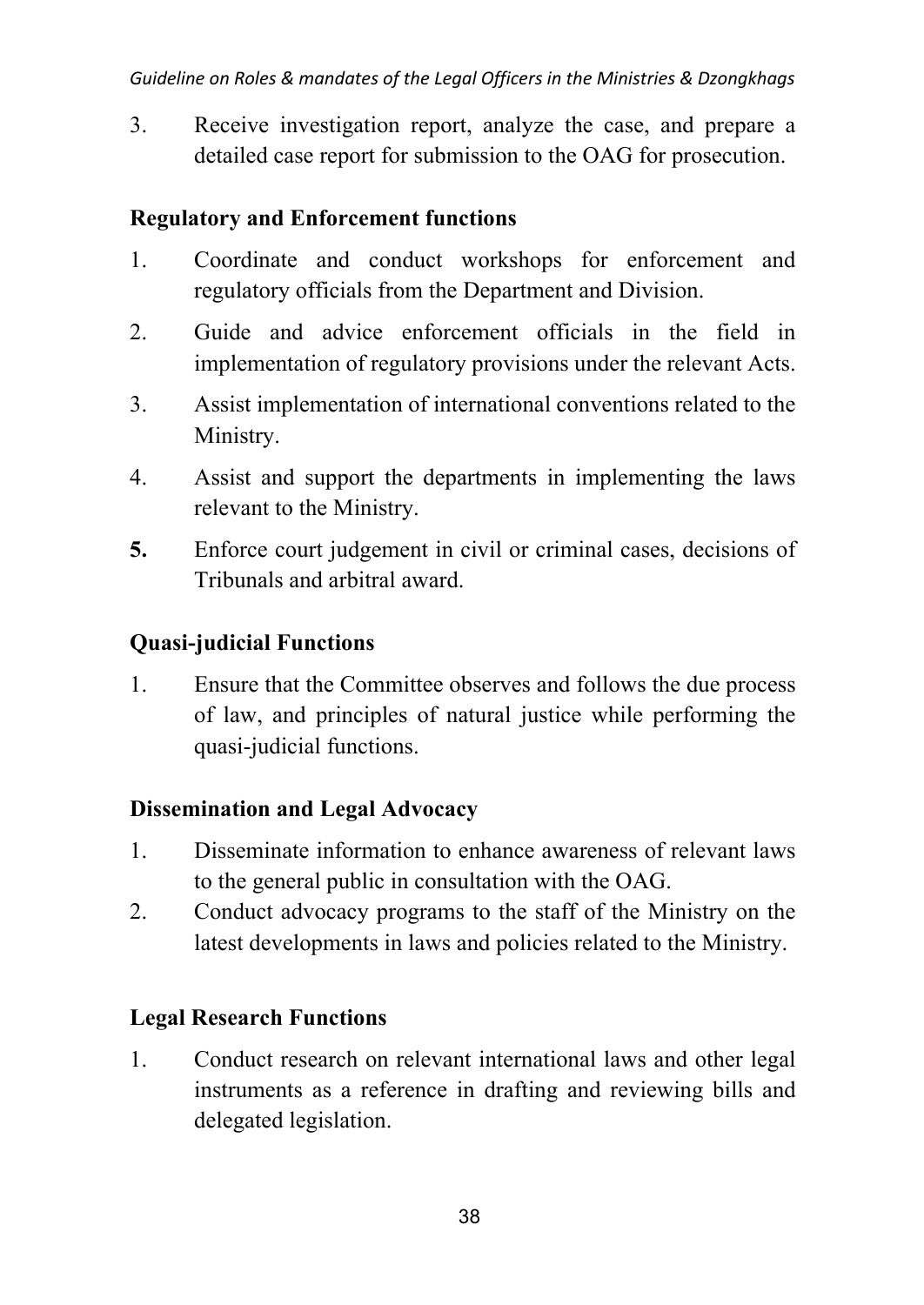3. Receive investigation report, analyze the case, and prepare a detailed case report for submission to the OAG for prosecution.

**Regulatory and Enforcement functions**

1. Coordinate and conduct workshops for enforcement and regulatory officials from the Department and Division.
2. Guide and advice enforcement officials in the field in implementation of regulatory provisions under the relevant Acts.
3. Assist implementation of international conventions related to the Ministry.
4. Assist and support the departments in implementing the laws relevant to the Ministry.
5. Enforce court judgement in civil or criminal cases, decisions of Tribunals and arbitral award.

**Quasi-judicial Functions**

1. Ensure that the Committee observes and follows the due process of law, and principles of natural justice while performing the quasi-judicial functions.

**Dissemination and Legal Advocacy**

1. Disseminate information to enhance awareness of relevant laws to the general public in consultation with the OAG.
2. Conduct advocacy programs to the staff of the Ministry on the latest developments in laws and policies related to the Ministry.

**Legal Research Functions**

1. Conduct research on relevant international laws and other legal instruments as a reference in drafting and reviewing bills and delegated legislation.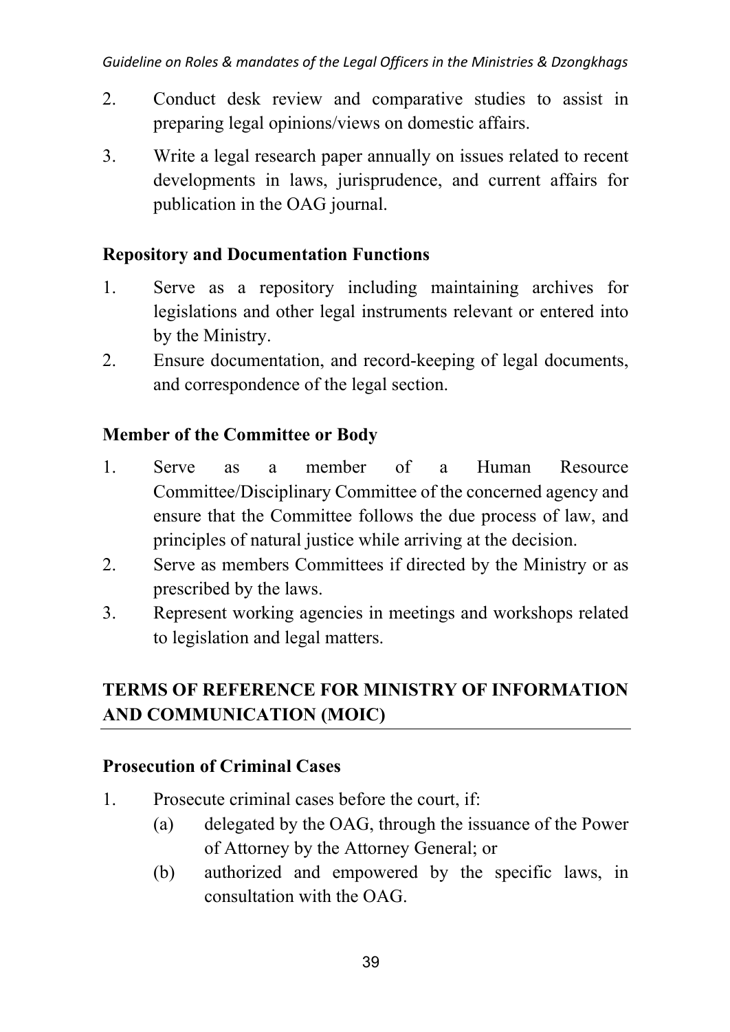2. Conduct desk review and comparative studies to assist in preparing legal opinions/views on domestic affairs.
3. Write a legal research paper annually on issues related to recent developments in laws, jurisprudence, and current affairs for publication in the OAG journal.

**Repository and Documentation Functions**

1. Serve as a repository including maintaining archives for legislations and other legal instruments relevant or entered into by the Ministry.
2. Ensure documentation, and record-keeping of legal documents, and correspondence of the legal section.

**Member of the Committee or Body**

1. Serve as a member of a Human Resource Committee/Disciplinary Committee of the concerned agency and ensure that the Committee follows the due process of law, and principles of natural justice while arriving at the decision.
2. Serve as members Committees if directed by the Ministry or as prescribed by the laws.
3. Represent working agencies in meetings and workshops related to legislation and legal matters.

## TERMS OF REFERENCE FOR MINISTRY OF INFORMATION AND COMMUNICATION (MOIC)

**Prosecution of Criminal Cases**

1. Prosecute criminal cases before the court, if:
   (a) delegated by the OAG, through the issuance of the Power of Attorney by the Attorney General; or
   (b) authorized and empowered by the specific laws, in consultation with the OAG.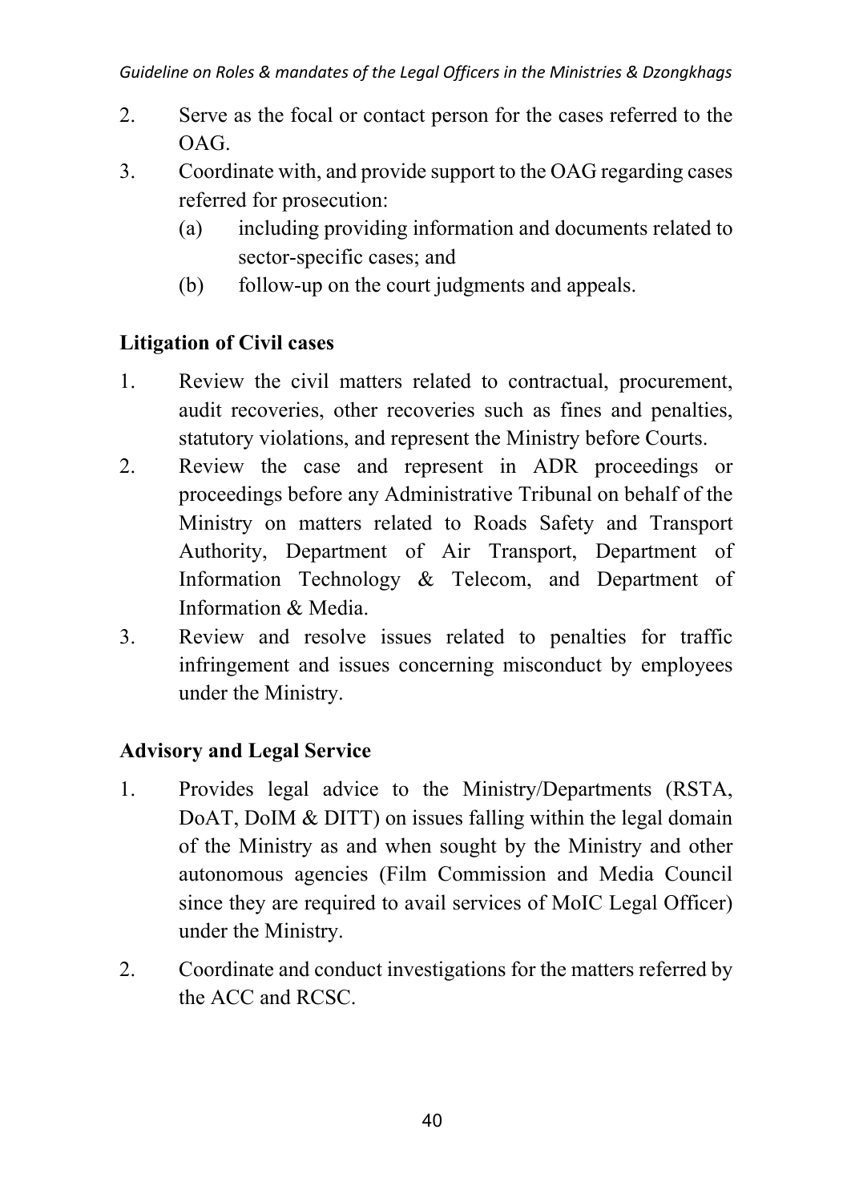2. Serve as the focal or contact person for the cases referred to the OAG.
3. Coordinate with, and provide support to the OAG regarding cases referred for prosecution:
   (a) including providing information and documents related to sector-specific cases; and
   (b) follow-up on the court judgments and appeals.

**Litigation of Civil cases**

1. Review the civil matters related to contractual, procurement, audit recoveries, other recoveries such as fines and penalties, statutory violations, and represent the Ministry before Courts.
2. Review the case and represent in ADR proceedings or proceedings before any Administrative Tribunal on behalf of the Ministry on matters related to Roads Safety and Transport Authority, Department of Air Transport, Department of Information Technology & Telecom, and Department of Information & Media.
3. Review and resolve issues related to penalties for traffic infringement and issues concerning misconduct by employees under the Ministry.

**Advisory and Legal Service**

1. Provides legal advice to the Ministry/Departments (RSTA, DoAT, DoIM & DITT) on issues falling within the legal domain of the Ministry as and when sought by the Ministry and other autonomous agencies (Film Commission and Media Council since they are required to avail services of MoIC Legal Officer) under the Ministry.
2. Coordinate and conduct investigations for the matters referred by the ACC and RCSC.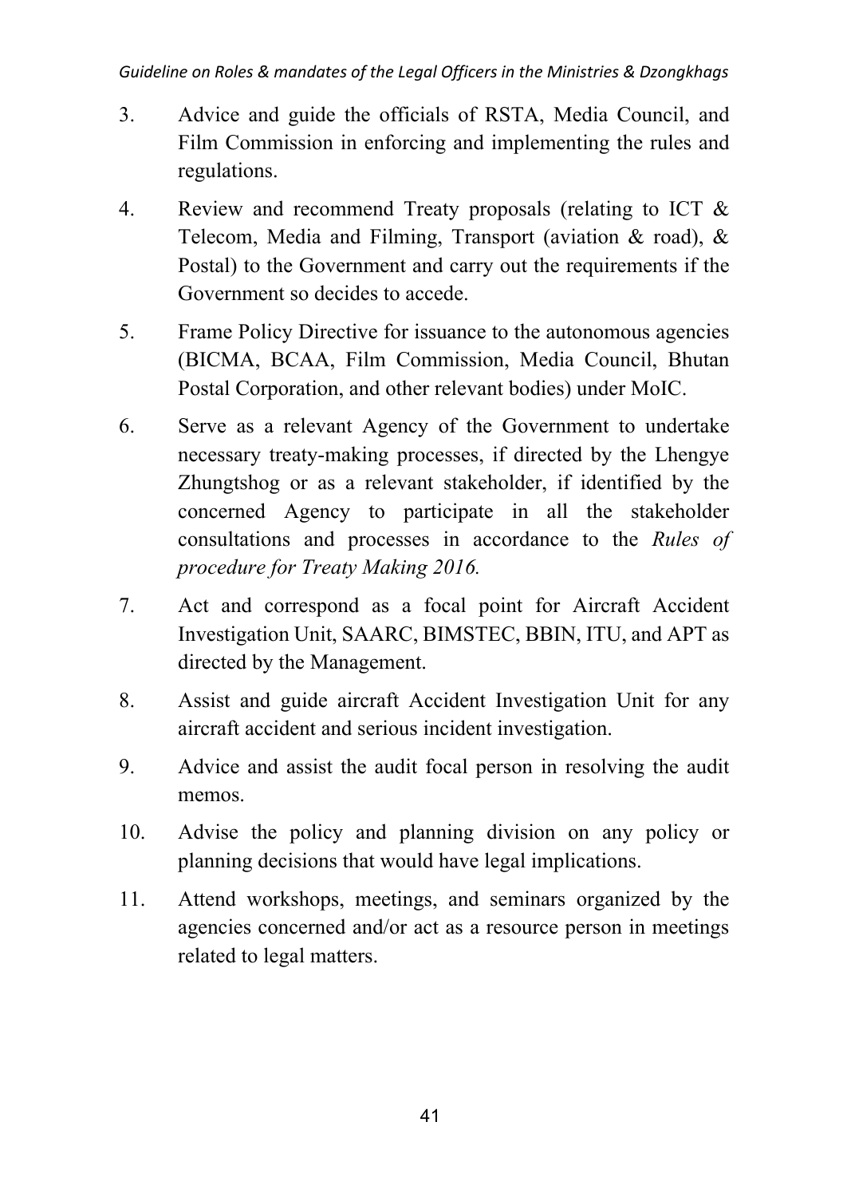3. Advice and guide the officials of RSTA, Media Council, and Film Commission in enforcing and implementing the rules and regulations.

4. Review and recommend Treaty proposals (relating to ICT & Telecom, Media and Filming, Transport (aviation & road), & Postal) to the Government and carry out the requirements if the Government so decides to accede.

5. Frame Policy Directive for issuance to the autonomous agencies (BICMA, BCAA, Film Commission, Media Council, Bhutan Postal Corporation, and other relevant bodies) under MoIC.

6. Serve as a relevant Agency of the Government to undertake necessary treaty-making processes, if directed by the Lhengye Zhungtshog or as a relevant stakeholder, if identified by the concerned Agency to participate in all the stakeholder consultations and processes in accordance to the *Rules of procedure for Treaty Making 2016.*

7. Act and correspond as a focal point for Aircraft Accident Investigation Unit, SAARC, BIMSTEC, BBIN, ITU, and APT as directed by the Management.

8. Assist and guide aircraft Accident Investigation Unit for any aircraft accident and serious incident investigation.

9. Advice and assist the audit focal person in resolving the audit memos.

10. Advise the policy and planning division on any policy or planning decisions that would have legal implications.

11. Attend workshops, meetings, and seminars organized by the agencies concerned and/or act as a resource person in meetings related to legal matters.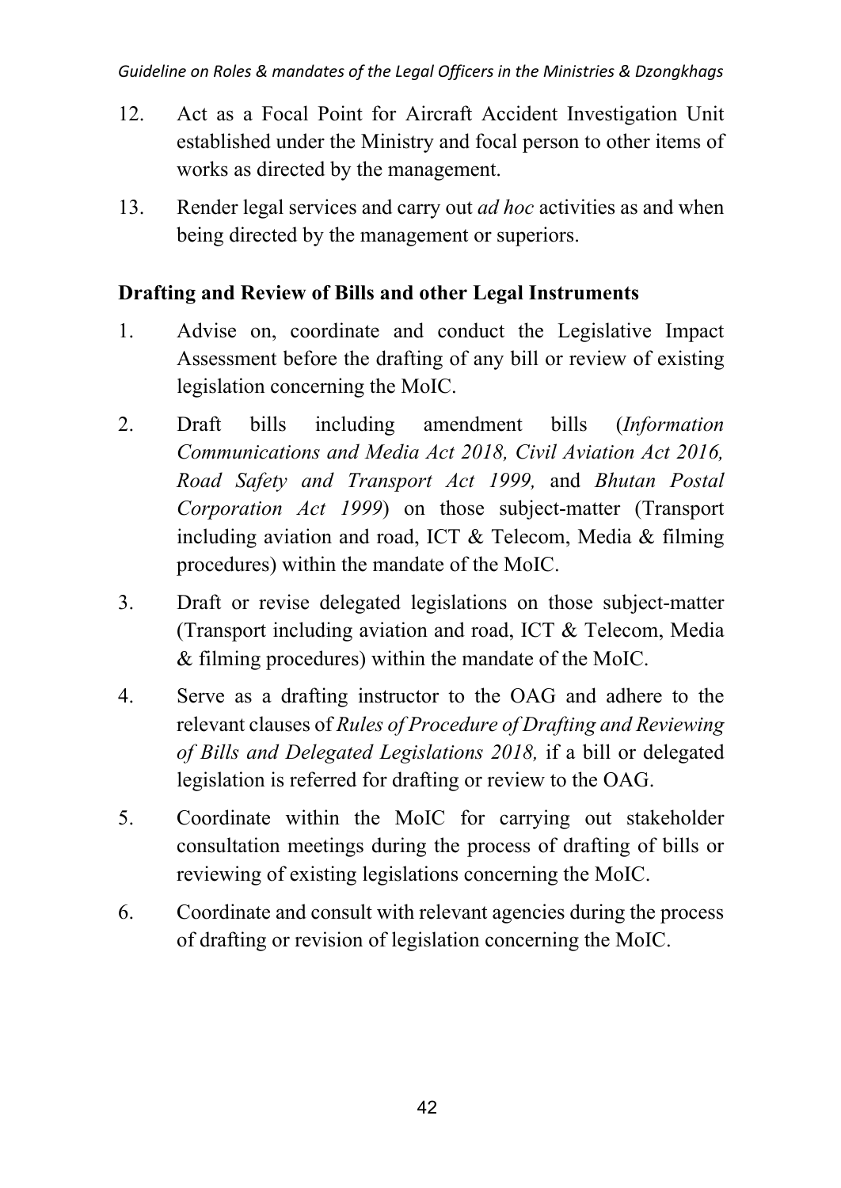12. Act as a Focal Point for Aircraft Accident Investigation Unit established under the Ministry and focal person to other items of works as directed by the management.

13. Render legal services and carry out *ad hoc* activities as and when being directed by the management or superiors.

**Drafting and Review of Bills and other Legal Instruments**

1. Advise on, coordinate and conduct the Legislative Impact Assessment before the drafting of any bill or review of existing legislation concerning the MoIC.

2. Draft bills including amendment bills (*Information Communications and Media Act 2018, Civil Aviation Act 2016, Road Safety and Transport Act 1999,* and *Bhutan Postal Corporation Act 1999*) on those subject-matter (Transport including aviation and road, ICT & Telecom, Media & filming procedures) within the mandate of the MoIC.

3. Draft or revise delegated legislations on those subject-matter (Transport including aviation and road, ICT & Telecom, Media & filming procedures) within the mandate of the MoIC.

4. Serve as a drafting instructor to the OAG and adhere to the relevant clauses of *Rules of Procedure of Drafting and Reviewing of Bills and Delegated Legislations 2018,* if a bill or delegated legislation is referred for drafting or review to the OAG.

5. Coordinate within the MoIC for carrying out stakeholder consultation meetings during the process of drafting of bills or reviewing of existing legislations concerning the MoIC.

6. Coordinate and consult with relevant agencies during the process of drafting or revision of legislation concerning the MoIC.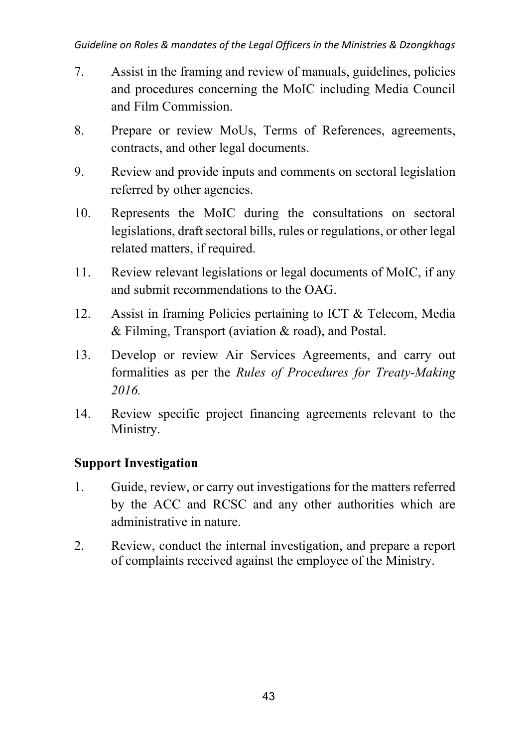7. Assist in the framing and review of manuals, guidelines, policies and procedures concerning the MoIC including Media Council and Film Commission.

8. Prepare or review MoUs, Terms of References, agreements, contracts, and other legal documents.

9. Review and provide inputs and comments on sectoral legislation referred by other agencies.

10. Represents the MoIC during the consultations on sectoral legislations, draft sectoral bills, rules or regulations, or other legal related matters, if required.

11. Review relevant legislations or legal documents of MoIC, if any and submit recommendations to the OAG.

12. Assist in framing Policies pertaining to ICT & Telecom, Media & Filming, Transport (aviation & road), and Postal.

13. Develop or review Air Services Agreements, and carry out formalities as per the *Rules of Procedures for Treaty-Making 2016.*

14. Review specific project financing agreements relevant to the Ministry.

**Support Investigation**

1. Guide, review, or carry out investigations for the matters referred by the ACC and RCSC and any other authorities which are administrative in nature.

2. Review, conduct the internal investigation, and prepare a report of complaints received against the employee of the Ministry.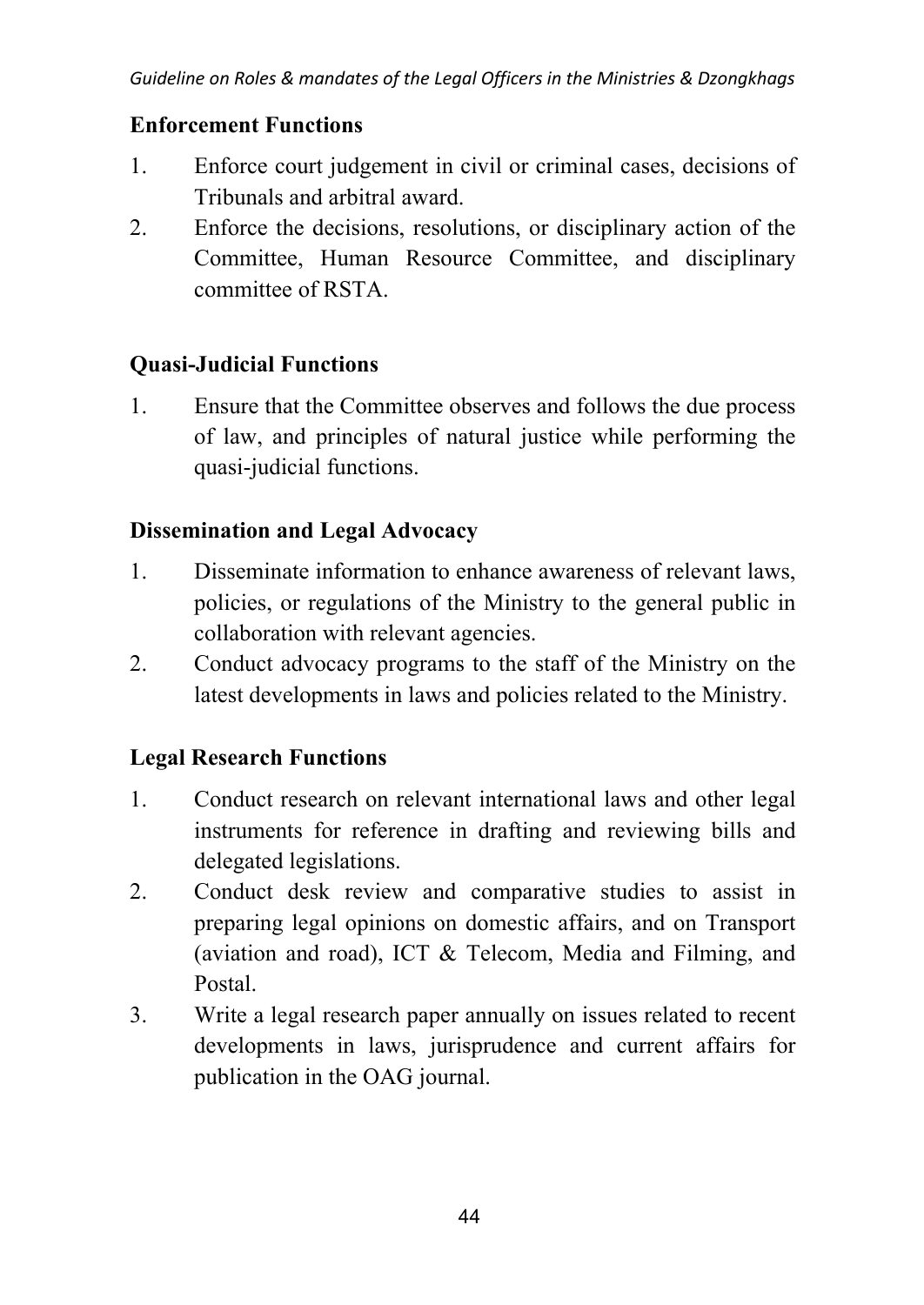**Enforcement Functions**

1. Enforce court judgement in civil or criminal cases, decisions of Tribunals and arbitral award.
2. Enforce the decisions, resolutions, or disciplinary action of the Committee, Human Resource Committee, and disciplinary committee of RSTA.

**Quasi-Judicial Functions**

1. Ensure that the Committee observes and follows the due process of law, and principles of natural justice while performing the quasi-judicial functions.

**Dissemination and Legal Advocacy**

1. Disseminate information to enhance awareness of relevant laws, policies, or regulations of the Ministry to the general public in collaboration with relevant agencies.
2. Conduct advocacy programs to the staff of the Ministry on the latest developments in laws and policies related to the Ministry.

**Legal Research Functions**

1. Conduct research on relevant international laws and other legal instruments for reference in drafting and reviewing bills and delegated legislations.
2. Conduct desk review and comparative studies to assist in preparing legal opinions on domestic affairs, and on Transport (aviation and road), ICT & Telecom, Media and Filming, and Postal.
3. Write a legal research paper annually on issues related to recent developments in laws, jurisprudence and current affairs for publication in the OAG journal.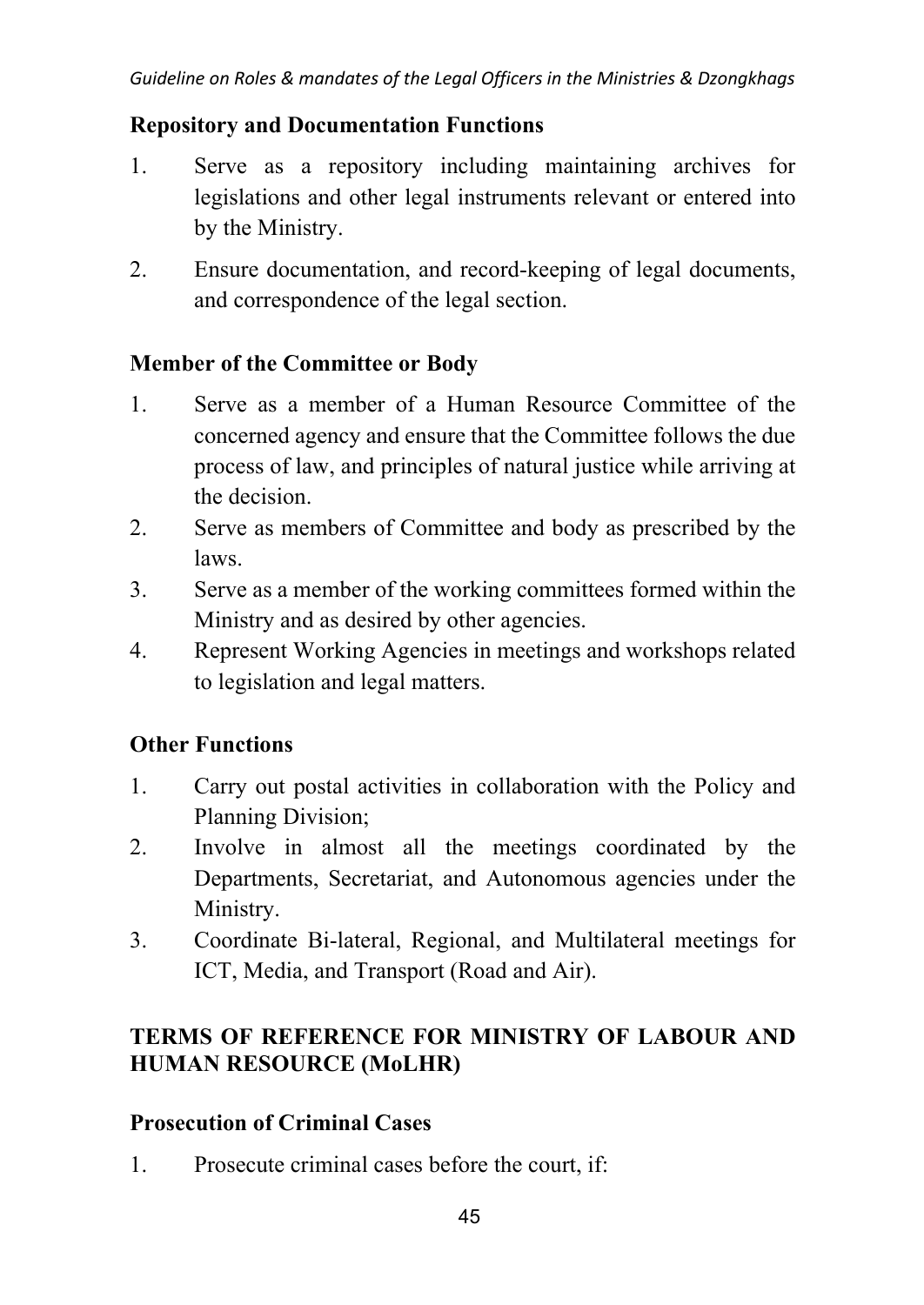**Repository and Documentation Functions**

1. Serve as a repository including maintaining archives for legislations and other legal instruments relevant or entered into by the Ministry.
2. Ensure documentation, and record-keeping of legal documents, and correspondence of the legal section.

**Member of the Committee or Body**

1. Serve as a member of a Human Resource Committee of the concerned agency and ensure that the Committee follows the due process of law, and principles of natural justice while arriving at the decision.
2. Serve as members of Committee and body as prescribed by the laws.
3. Serve as a member of the working committees formed within the Ministry and as desired by other agencies.
4. Represent Working Agencies in meetings and workshops related to legislation and legal matters.

**Other Functions**

1. Carry out postal activities in collaboration with the Policy and Planning Division;
2. Involve in almost all the meetings coordinated by the Departments, Secretariat, and Autonomous agencies under the Ministry.
3. Coordinate Bi-lateral, Regional, and Multilateral meetings for ICT, Media, and Transport (Road and Air).

**TERMS OF REFERENCE FOR MINISTRY OF LABOUR AND HUMAN RESOURCE (MoLHR)**

**Prosecution of Criminal Cases**

1. Prosecute criminal cases before the court, if: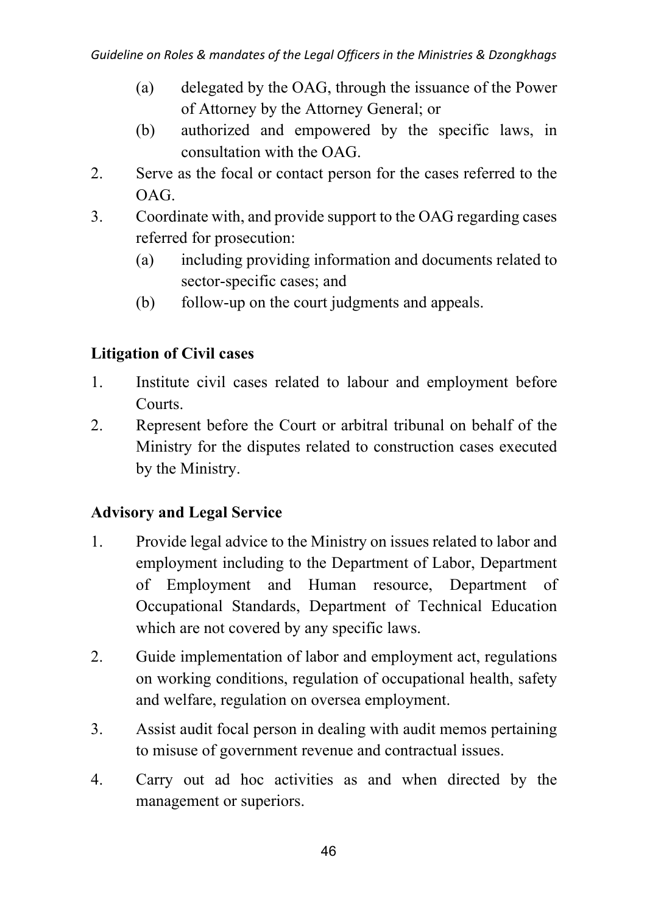(a) delegated by the OAG, through the issuance of the Power of Attorney by the Attorney General; or
   (b) authorized and empowered by the specific laws, in consultation with the OAG.
2. Serve as the focal or contact person for the cases referred to the OAG.
3. Coordinate with, and provide support to the OAG regarding cases referred for prosecution:
   (a) including providing information and documents related to sector-specific cases; and
   (b) follow-up on the court judgments and appeals.

**Litigation of Civil cases**

1. Institute civil cases related to labour and employment before Courts.
2. Represent before the Court or arbitral tribunal on behalf of the Ministry for the disputes related to construction cases executed by the Ministry.

**Advisory and Legal Service**

1. Provide legal advice to the Ministry on issues related to labor and employment including to the Department of Labor, Department of Employment and Human resource, Department of Occupational Standards, Department of Technical Education which are not covered by any specific laws.
2. Guide implementation of labor and employment act, regulations on working conditions, regulation of occupational health, safety and welfare, regulation on oversea employment.
3. Assist audit focal person in dealing with audit memos pertaining to misuse of government revenue and contractual issues.
4. Carry out ad hoc activities as and when directed by the management or superiors.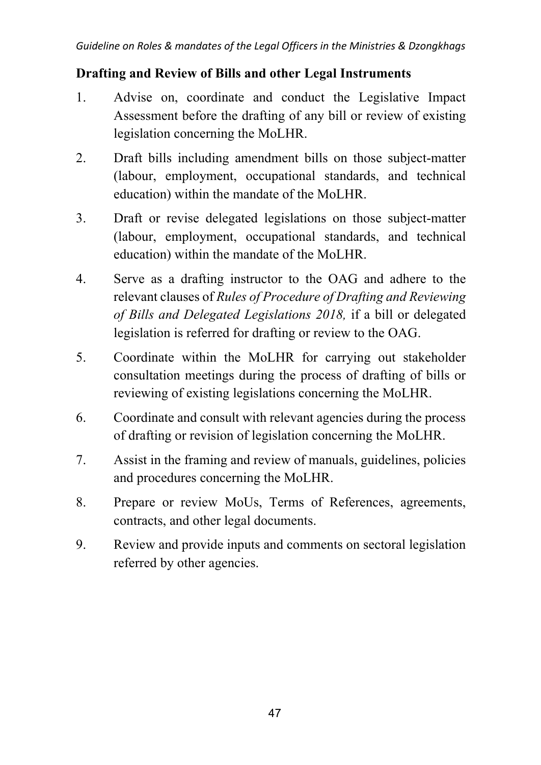**Drafting and Review of Bills and other Legal Instruments**

1. Advise on, coordinate and conduct the Legislative Impact Assessment before the drafting of any bill or review of existing legislation concerning the MoLHR.
2. Draft bills including amendment bills on those subject-matter (labour, employment, occupational standards, and technical education) within the mandate of the MoLHR.
3. Draft or revise delegated legislations on those subject-matter (labour, employment, occupational standards, and technical education) within the mandate of the MoLHR.
4. Serve as a drafting instructor to the OAG and adhere to the relevant clauses of *Rules of Procedure of Drafting and Reviewing of Bills and Delegated Legislations 2018,* if a bill or delegated legislation is referred for drafting or review to the OAG.
5. Coordinate within the MoLHR for carrying out stakeholder consultation meetings during the process of drafting of bills or reviewing of existing legislations concerning the MoLHR.
6. Coordinate and consult with relevant agencies during the process of drafting or revision of legislation concerning the MoLHR.
7. Assist in the framing and review of manuals, guidelines, policies and procedures concerning the MoLHR.
8. Prepare or review MoUs, Terms of References, agreements, contracts, and other legal documents.
9. Review and provide inputs and comments on sectoral legislation referred by other agencies.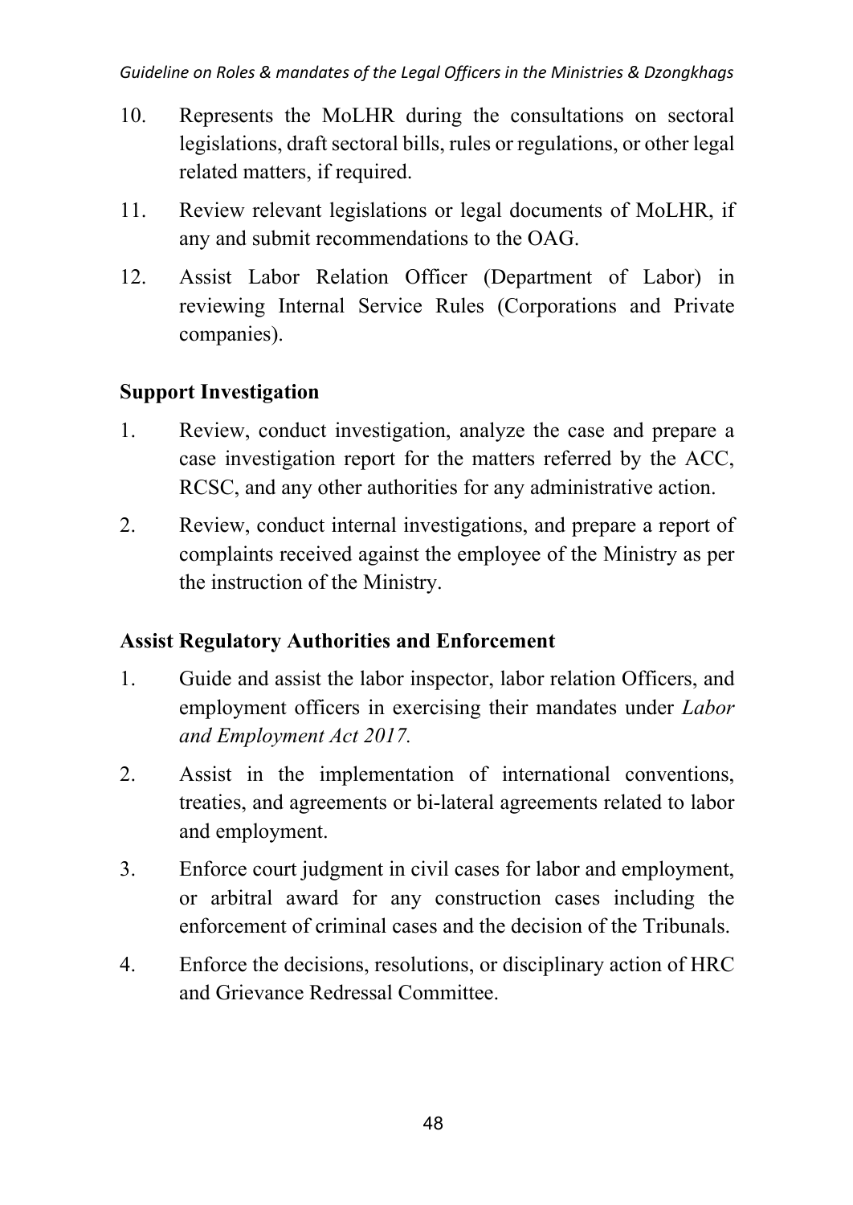10. Represents the MoLHR during the consultations on sectoral legislations, draft sectoral bills, rules or regulations, or other legal related matters, if required.
11. Review relevant legislations or legal documents of MoLHR, if any and submit recommendations to the OAG.
12. Assist Labor Relation Officer (Department of Labor) in reviewing Internal Service Rules (Corporations and Private companies).

**Support Investigation**

1. Review, conduct investigation, analyze the case and prepare a case investigation report for the matters referred by the ACC, RCSC, and any other authorities for any administrative action.
2. Review, conduct internal investigations, and prepare a report of complaints received against the employee of the Ministry as per the instruction of the Ministry.

**Assist Regulatory Authorities and Enforcement**

1. Guide and assist the labor inspector, labor relation Officers, and employment officers in exercising their mandates under *Labor and Employment Act 2017.*
2. Assist in the implementation of international conventions, treaties, and agreements or bi-lateral agreements related to labor and employment.
3. Enforce court judgment in civil cases for labor and employment, or arbitral award for any construction cases including the enforcement of criminal cases and the decision of the Tribunals.
4. Enforce the decisions, resolutions, or disciplinary action of HRC and Grievance Redressal Committee.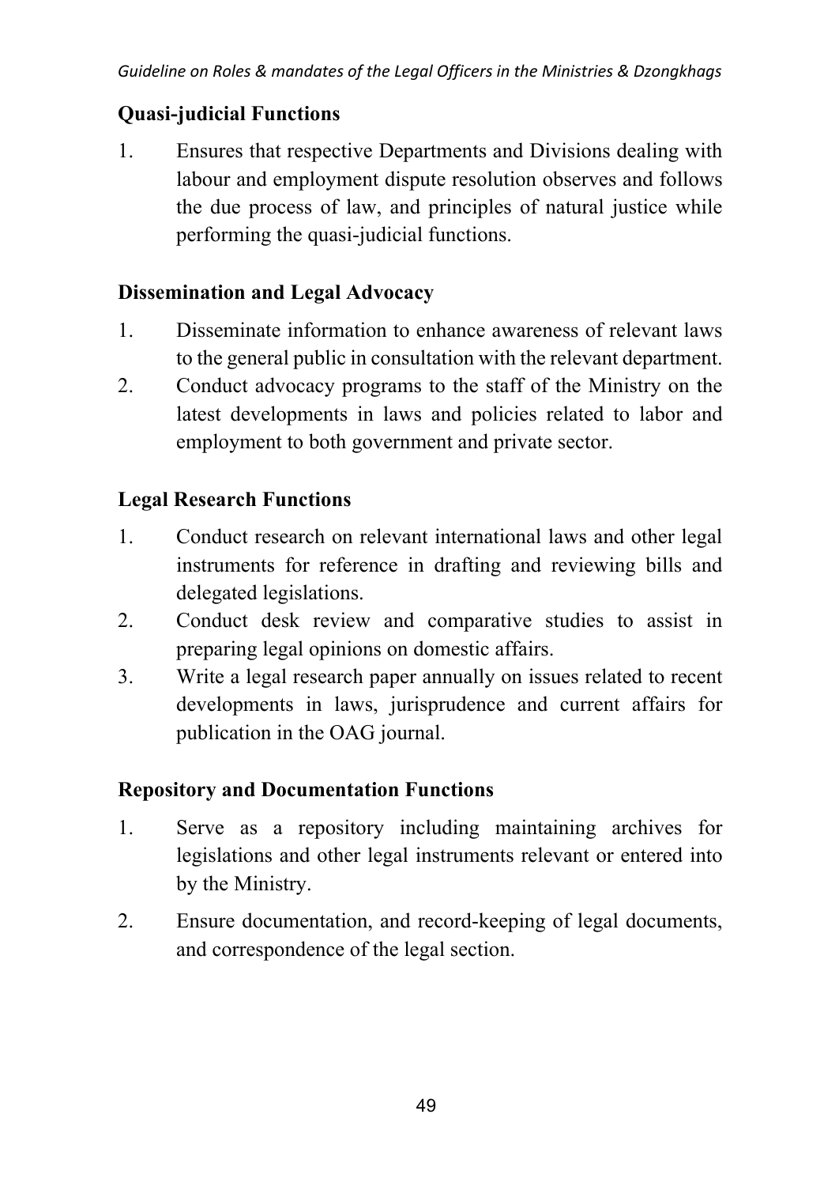**Quasi-judicial Functions**

1. Ensures that respective Departments and Divisions dealing with labour and employment dispute resolution observes and follows the due process of law, and principles of natural justice while performing the quasi-judicial functions.

**Dissemination and Legal Advocacy**

1. Disseminate information to enhance awareness of relevant laws to the general public in consultation with the relevant department.
2. Conduct advocacy programs to the staff of the Ministry on the latest developments in laws and policies related to labor and employment to both government and private sector.

**Legal Research Functions**

1. Conduct research on relevant international laws and other legal instruments for reference in drafting and reviewing bills and delegated legislations.
2. Conduct desk review and comparative studies to assist in preparing legal opinions on domestic affairs.
3. Write a legal research paper annually on issues related to recent developments in laws, jurisprudence and current affairs for publication in the OAG journal.

**Repository and Documentation Functions**

1. Serve as a repository including maintaining archives for legislations and other legal instruments relevant or entered into by the Ministry.
2. Ensure documentation, and record-keeping of legal documents, and correspondence of the legal section.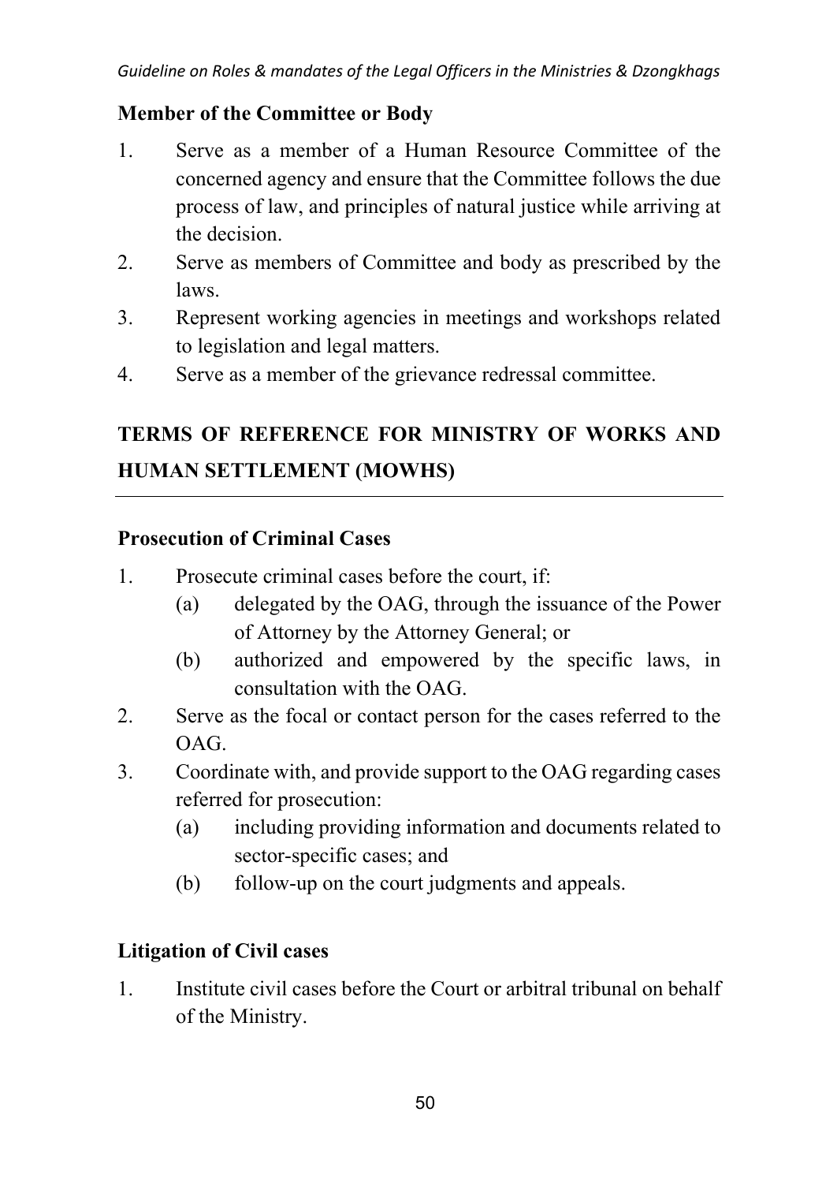**Member of the Committee or Body**

1. Serve as a member of a Human Resource Committee of the concerned agency and ensure that the Committee follows the due process of law, and principles of natural justice while arriving at the decision.
2. Serve as members of Committee and body as prescribed by the laws.
3. Represent working agencies in meetings and workshops related to legislation and legal matters.
4. Serve as a member of the grievance redressal committee.

## TERMS OF REFERENCE FOR MINISTRY OF WORKS AND HUMAN SETTLEMENT (MOWHS)

**Prosecution of Criminal Cases**

1. Prosecute criminal cases before the court, if:
   - (a) delegated by the OAG, through the issuance of the Power of Attorney by the Attorney General; or
   - (b) authorized and empowered by the specific laws, in consultation with the OAG.
2. Serve as the focal or contact person for the cases referred to the OAG.
3. Coordinate with, and provide support to the OAG regarding cases referred for prosecution:
   - (a) including providing information and documents related to sector-specific cases; and
   - (b) follow-up on the court judgments and appeals.

**Litigation of Civil cases**

1. Institute civil cases before the Court or arbitral tribunal on behalf of the Ministry.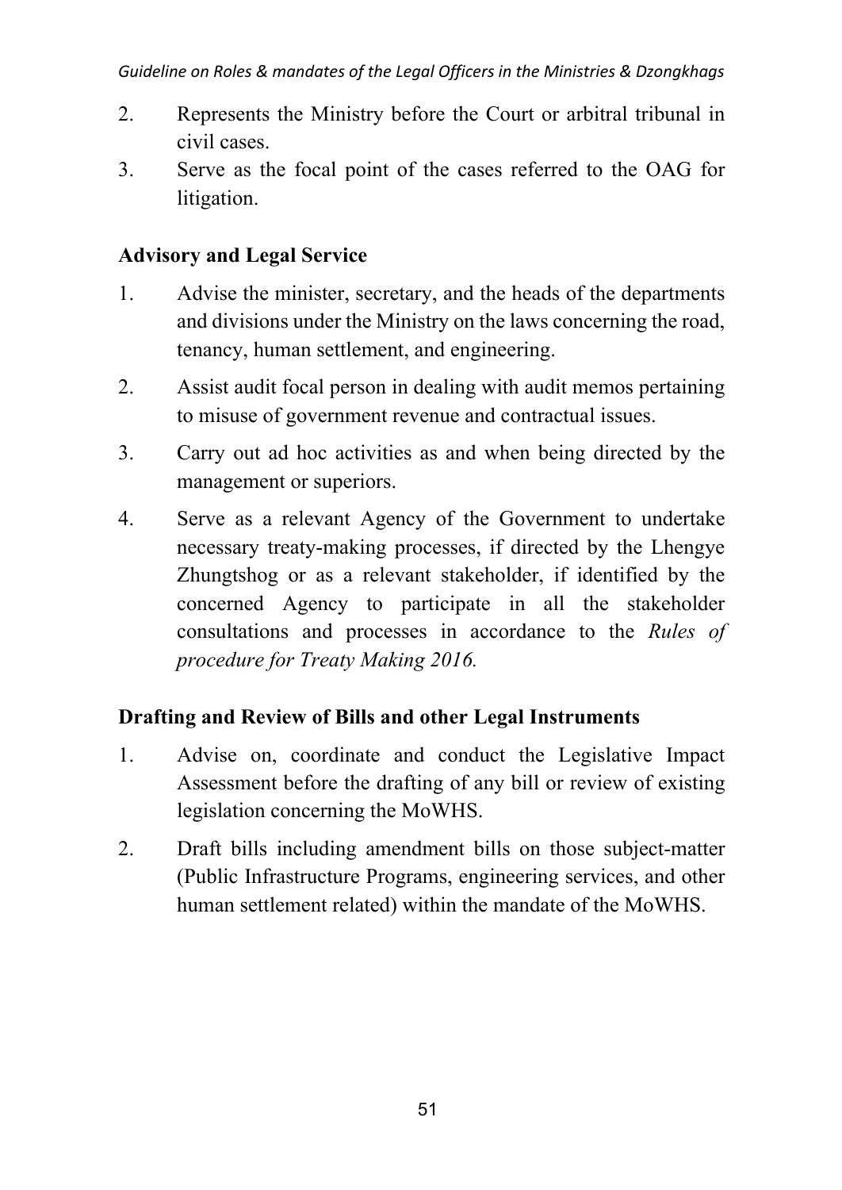2. Represents the Ministry before the Court or arbitral tribunal in civil cases.
3. Serve as the focal point of the cases referred to the OAG for litigation.

**Advisory and Legal Service**

1. Advise the minister, secretary, and the heads of the departments and divisions under the Ministry on the laws concerning the road, tenancy, human settlement, and engineering.
2. Assist audit focal person in dealing with audit memos pertaining to misuse of government revenue and contractual issues.
3. Carry out ad hoc activities as and when being directed by the management or superiors.
4. Serve as a relevant Agency of the Government to undertake necessary treaty-making processes, if directed by the Lhengye Zhungtshog or as a relevant stakeholder, if identified by the concerned Agency to participate in all the stakeholder consultations and processes in accordance to the *Rules of procedure for Treaty Making 2016.*

**Drafting and Review of Bills and other Legal Instruments**

1. Advise on, coordinate and conduct the Legislative Impact Assessment before the drafting of any bill or review of existing legislation concerning the MoWHS.
2. Draft bills including amendment bills on those subject-matter (Public Infrastructure Programs, engineering services, and other human settlement related) within the mandate of the MoWHS.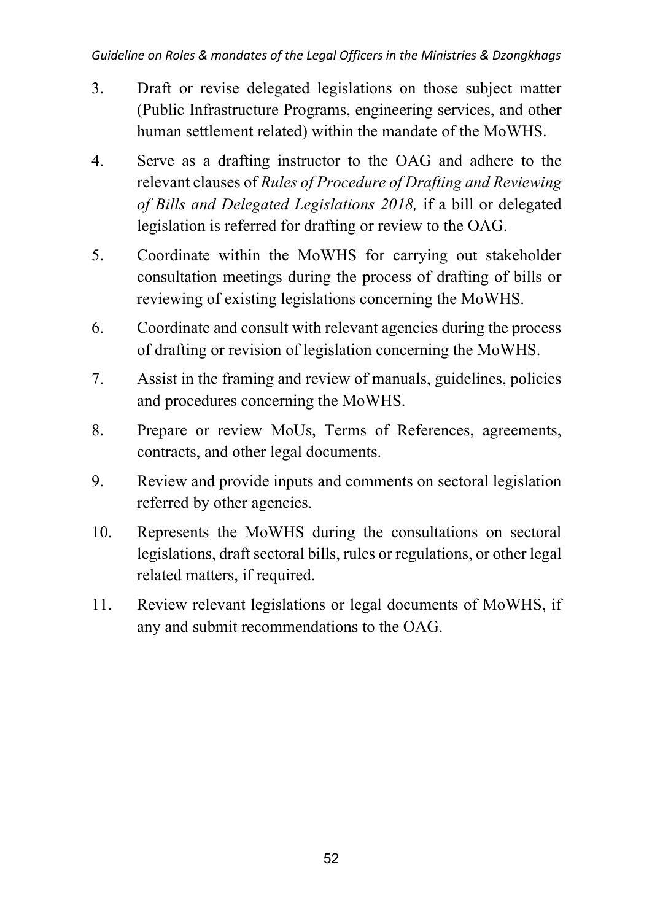3. Draft or revise delegated legislations on those subject matter (Public Infrastructure Programs, engineering services, and other human settlement related) within the mandate of the MoWHS.

4. Serve as a drafting instructor to the OAG and adhere to the relevant clauses of *Rules of Procedure of Drafting and Reviewing of Bills and Delegated Legislations 2018,* if a bill or delegated legislation is referred for drafting or review to the OAG.

5. Coordinate within the MoWHS for carrying out stakeholder consultation meetings during the process of drafting of bills or reviewing of existing legislations concerning the MoWHS.

6. Coordinate and consult with relevant agencies during the process of drafting or revision of legislation concerning the MoWHS.

7. Assist in the framing and review of manuals, guidelines, policies and procedures concerning the MoWHS.

8. Prepare or review MoUs, Terms of References, agreements, contracts, and other legal documents.

9. Review and provide inputs and comments on sectoral legislation referred by other agencies.

10. Represents the MoWHS during the consultations on sectoral legislations, draft sectoral bills, rules or regulations, or other legal related matters, if required.

11. Review relevant legislations or legal documents of MoWHS, if any and submit recommendations to the OAG.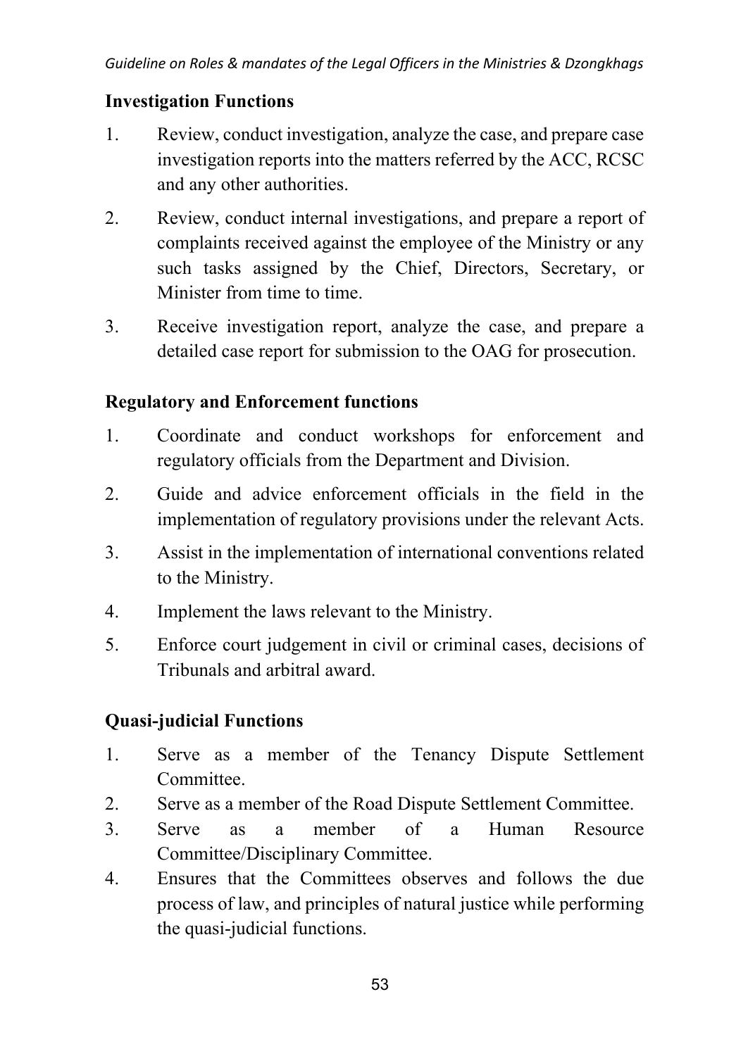**Investigation Functions**

1. Review, conduct investigation, analyze the case, and prepare case investigation reports into the matters referred by the ACC, RCSC and any other authorities.
2. Review, conduct internal investigations, and prepare a report of complaints received against the employee of the Ministry or any such tasks assigned by the Chief, Directors, Secretary, or Minister from time to time.
3. Receive investigation report, analyze the case, and prepare a detailed case report for submission to the OAG for prosecution.

**Regulatory and Enforcement functions**

1. Coordinate and conduct workshops for enforcement and regulatory officials from the Department and Division.
2. Guide and advice enforcement officials in the field in the implementation of regulatory provisions under the relevant Acts.
3. Assist in the implementation of international conventions related to the Ministry.
4. Implement the laws relevant to the Ministry.
5. Enforce court judgement in civil or criminal cases, decisions of Tribunals and arbitral award.

**Quasi-judicial Functions**

1. Serve as a member of the Tenancy Dispute Settlement Committee.
2. Serve as a member of the Road Dispute Settlement Committee.
3. Serve as a member of a Human Resource Committee/Disciplinary Committee.
4. Ensures that the Committees observes and follows the due process of law, and principles of natural justice while performing the quasi-judicial functions.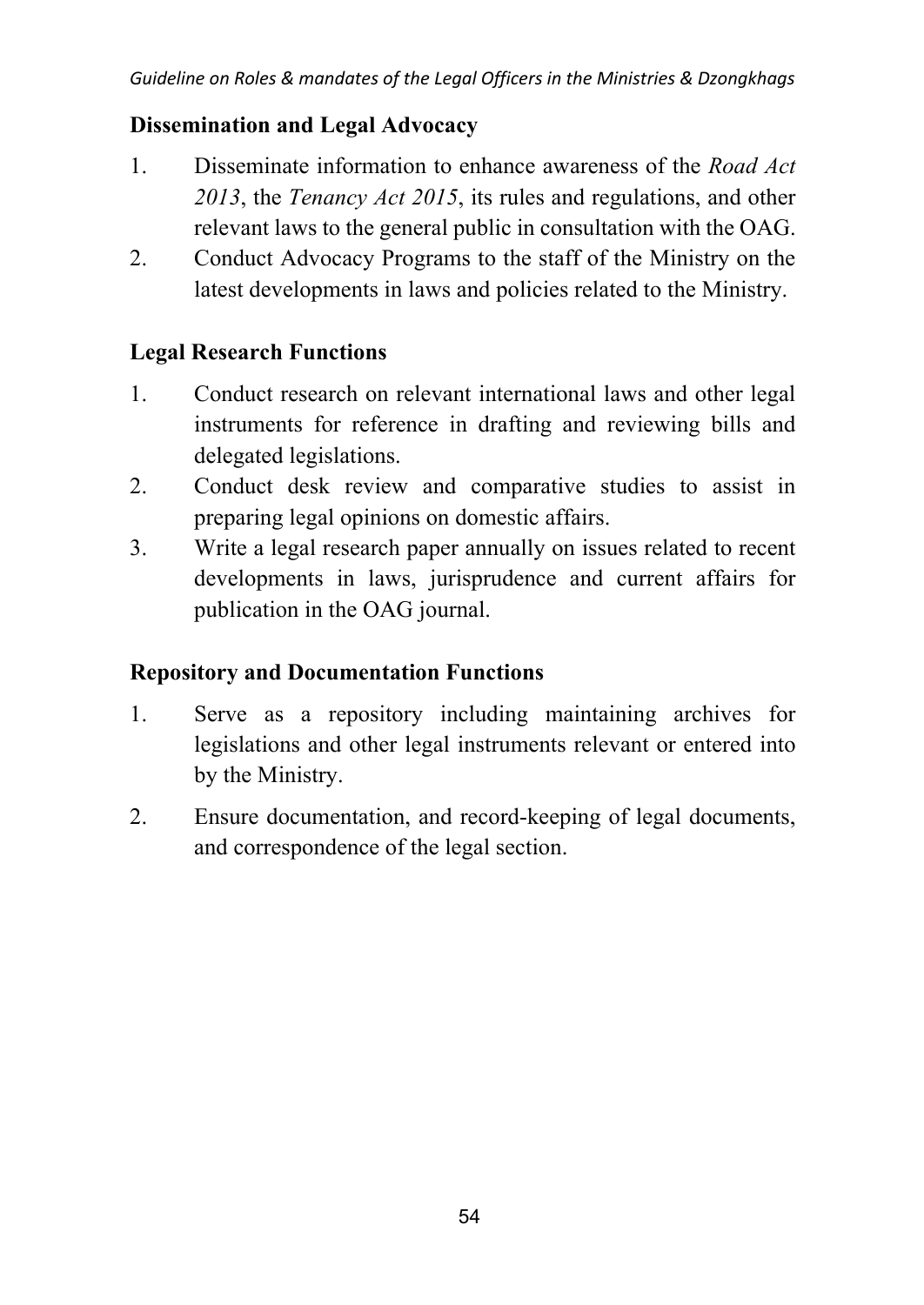**Dissemination and Legal Advocacy**

1. Disseminate information to enhance awareness of the *Road Act 2013*, the *Tenancy Act 2015*, its rules and regulations, and other relevant laws to the general public in consultation with the OAG.
2. Conduct Advocacy Programs to the staff of the Ministry on the latest developments in laws and policies related to the Ministry.

**Legal Research Functions**

1. Conduct research on relevant international laws and other legal instruments for reference in drafting and reviewing bills and delegated legislations.
2. Conduct desk review and comparative studies to assist in preparing legal opinions on domestic affairs.
3. Write a legal research paper annually on issues related to recent developments in laws, jurisprudence and current affairs for publication in the OAG journal.

**Repository and Documentation Functions**

1. Serve as a repository including maintaining archives for legislations and other legal instruments relevant or entered into by the Ministry.
2. Ensure documentation, and record-keeping of legal documents, and correspondence of the legal section.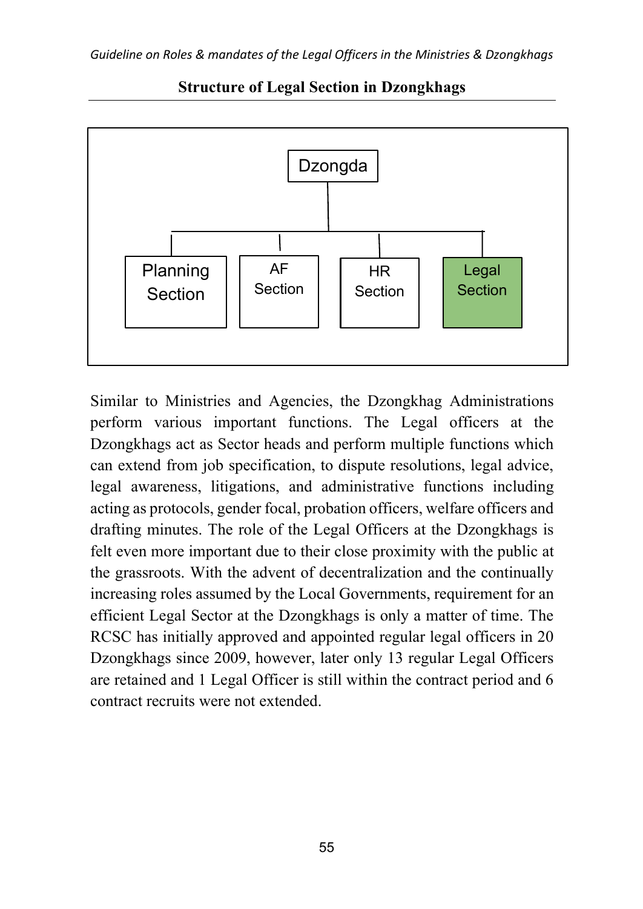**Structure of Legal Section in Dzongkhags**

Dzongda

Planning Section | AF Section | HR Section | Legal Section

Similar to Ministries and Agencies, the Dzongkhag Administrations perform various important functions. The Legal officers at the Dzongkhags act as Sector heads and perform multiple functions which can extend from job specification, to dispute resolutions, legal advice, legal awareness, litigations, and administrative functions including acting as protocols, gender focal, probation officers, welfare officers and drafting minutes. The role of the Legal Officers at the Dzongkhags is felt even more important due to their close proximity with the public at the grassroots. With the advent of decentralization and the continually increasing roles assumed by the Local Governments, requirement for an efficient Legal Sector at the Dzongkhags is only a matter of time. The RCSC has initially approved and appointed regular legal officers in 20 Dzongkhags since 2009, however, later only 13 regular Legal Officers are retained and 1 Legal Officer is still within the contract period and 6 contract recruits were not extended.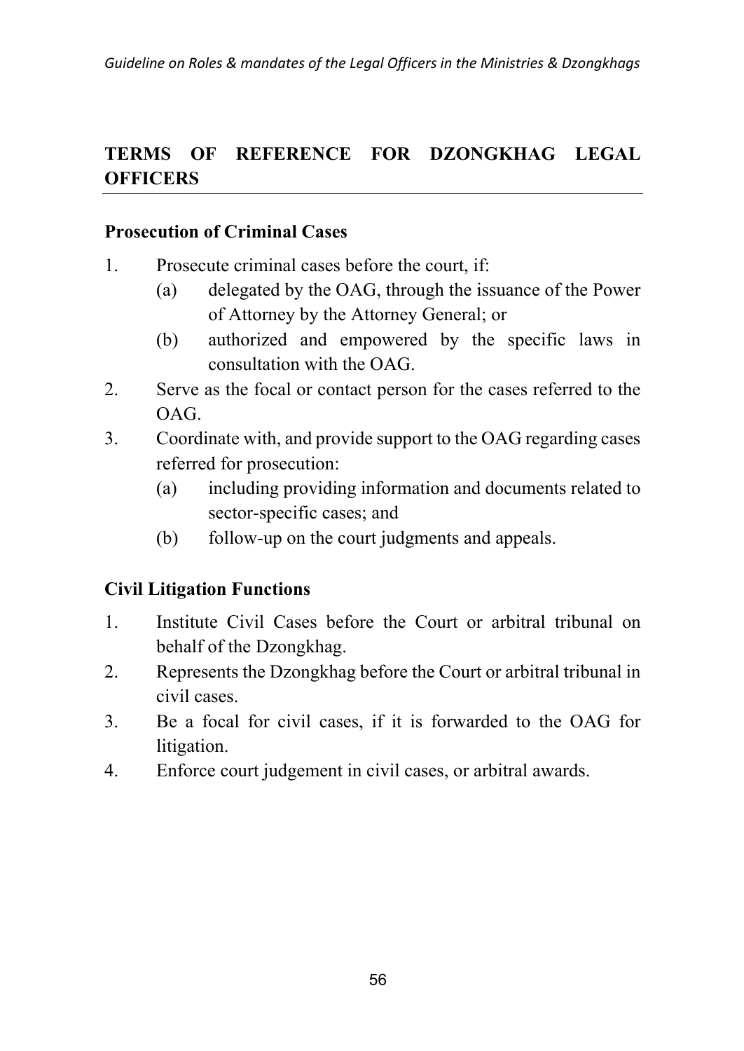## TERMS OF REFERENCE FOR DZONGKHAG LEGAL OFFICERS

### Prosecution of Criminal Cases

1. Prosecute criminal cases before the court, if:
   (a) delegated by the OAG, through the issuance of the Power of Attorney by the Attorney General; or
   (b) authorized and empowered by the specific laws in consultation with the OAG.
2. Serve as the focal or contact person for the cases referred to the OAG.
3. Coordinate with, and provide support to the OAG regarding cases referred for prosecution:
   (a) including providing information and documents related to sector-specific cases; and
   (b) follow-up on the court judgments and appeals.

### Civil Litigation Functions

1. Institute Civil Cases before the Court or arbitral tribunal on behalf of the Dzongkhag.
2. Represents the Dzongkhag before the Court or arbitral tribunal in civil cases.
3. Be a focal for civil cases, if it is forwarded to the OAG for litigation.
4. Enforce court judgement in civil cases, or arbitral awards.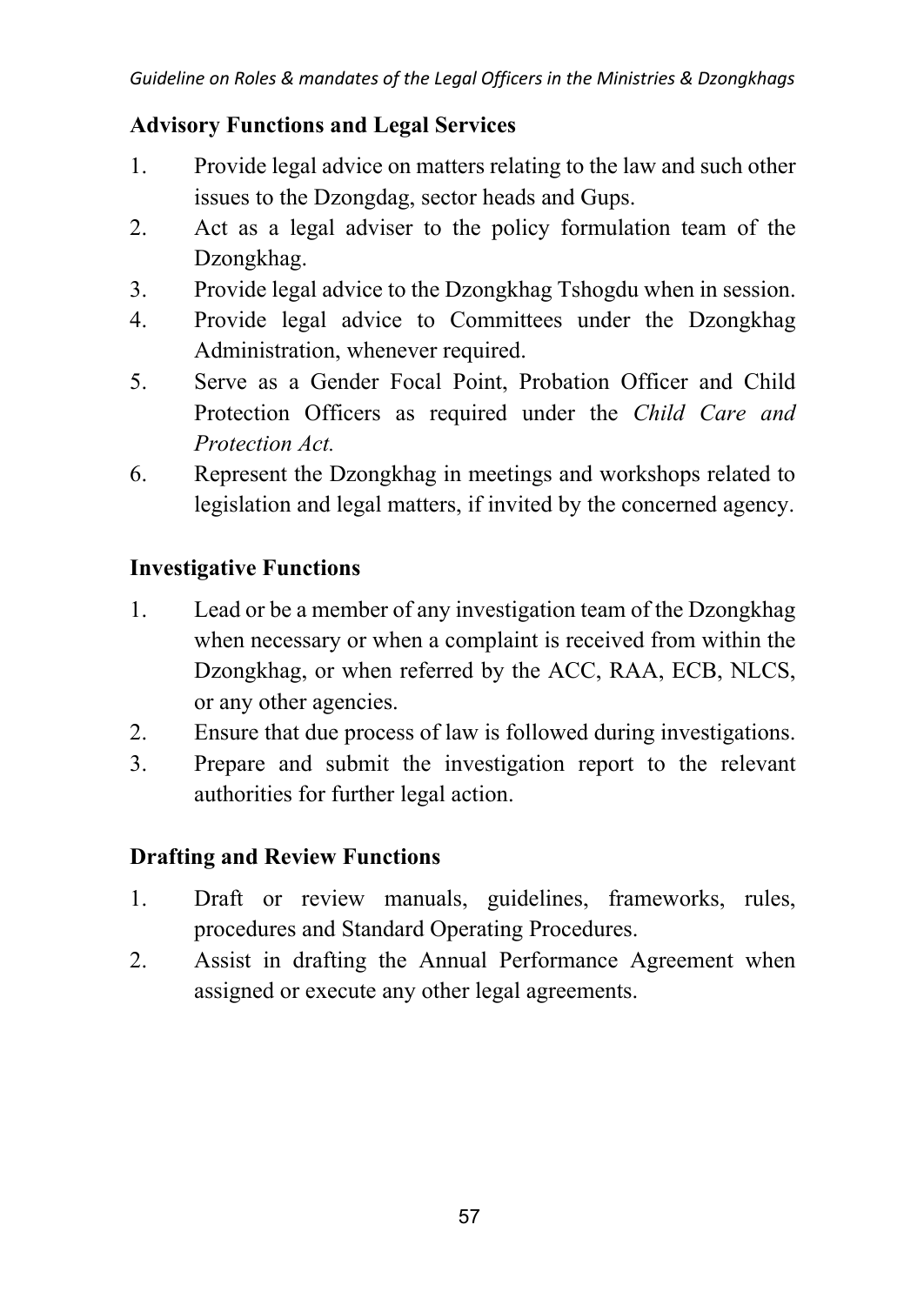**Advisory Functions and Legal Services**

1. Provide legal advice on matters relating to the law and such other issues to the Dzongdag, sector heads and Gups.
2. Act as a legal adviser to the policy formulation team of the Dzongkhag.
3. Provide legal advice to the Dzongkhag Tshogdu when in session.
4. Provide legal advice to Committees under the Dzongkhag Administration, whenever required.
5. Serve as a Gender Focal Point, Probation Officer and Child Protection Officers as required under the *Child Care and Protection Act.*
6. Represent the Dzongkhag in meetings and workshops related to legislation and legal matters, if invited by the concerned agency.

**Investigative Functions**

1. Lead or be a member of any investigation team of the Dzongkhag when necessary or when a complaint is received from within the Dzongkhag, or when referred by the ACC, RAA, ECB, NLCS, or any other agencies.
2. Ensure that due process of law is followed during investigations.
3. Prepare and submit the investigation report to the relevant authorities for further legal action.

**Drafting and Review Functions**

1. Draft or review manuals, guidelines, frameworks, rules, procedures and Standard Operating Procedures.
2. Assist in drafting the Annual Performance Agreement when assigned or execute any other legal agreements.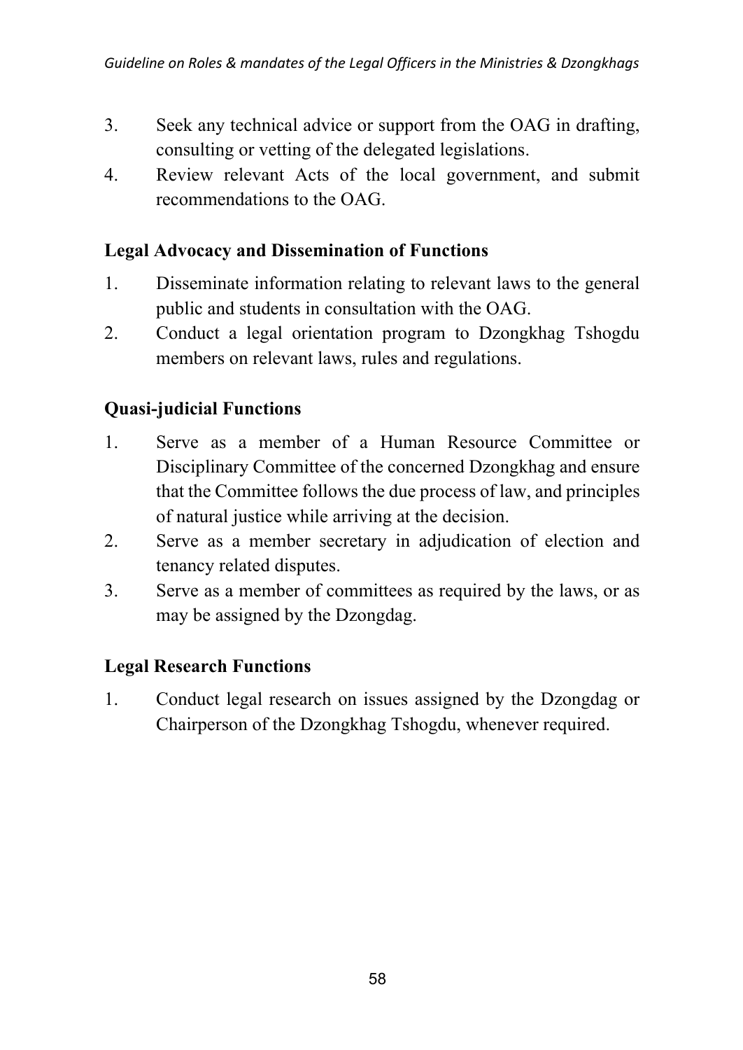3. Seek any technical advice or support from the OAG in drafting, consulting or vetting of the delegated legislations.
4. Review relevant Acts of the local government, and submit recommendations to the OAG.

**Legal Advocacy and Dissemination of Functions**

1. Disseminate information relating to relevant laws to the general public and students in consultation with the OAG.
2. Conduct a legal orientation program to Dzongkhag Tshogdu members on relevant laws, rules and regulations.

**Quasi-judicial Functions**

1. Serve as a member of a Human Resource Committee or Disciplinary Committee of the concerned Dzongkhag and ensure that the Committee follows the due process of law, and principles of natural justice while arriving at the decision.
2. Serve as a member secretary in adjudication of election and tenancy related disputes.
3. Serve as a member of committees as required by the laws, or as may be assigned by the Dzongdag.

**Legal Research Functions**

1. Conduct legal research on issues assigned by the Dzongdag or Chairperson of the Dzongkhag Tshogdu, whenever required.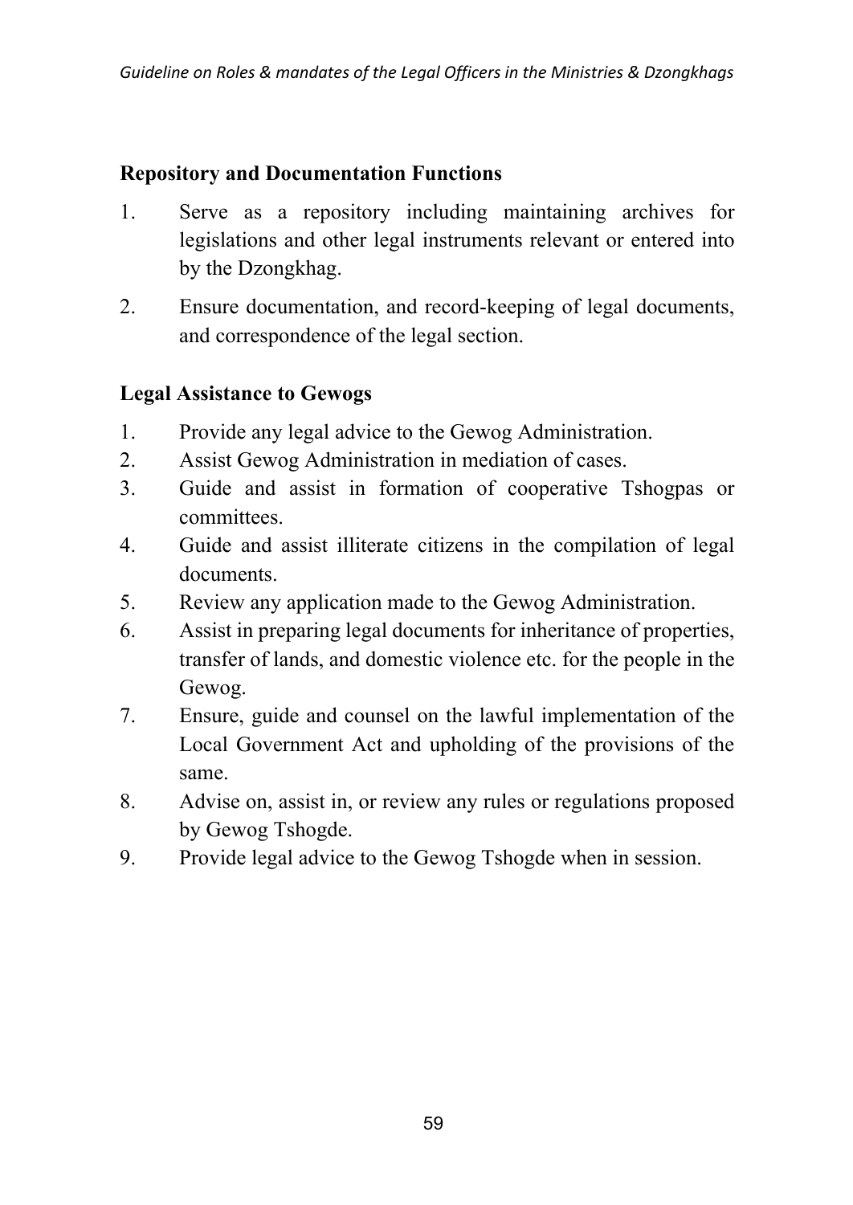**Repository and Documentation Functions**

1. Serve as a repository including maintaining archives for legislations and other legal instruments relevant or entered into by the Dzongkhag.
2. Ensure documentation, and record-keeping of legal documents, and correspondence of the legal section.

**Legal Assistance to Gewogs**

1. Provide any legal advice to the Gewog Administration.
2. Assist Gewog Administration in mediation of cases.
3. Guide and assist in formation of cooperative Tshogpas or committees.
4. Guide and assist illiterate citizens in the compilation of legal documents.
5. Review any application made to the Gewog Administration.
6. Assist in preparing legal documents for inheritance of properties, transfer of lands, and domestic violence etc. for the people in the Gewog.
7. Ensure, guide and counsel on the lawful implementation of the Local Government Act and upholding of the provisions of the same.
8. Advise on, assist in, or review any rules or regulations proposed by Gewog Tshogde.
9. Provide legal advice to the Gewog Tshogde when in session.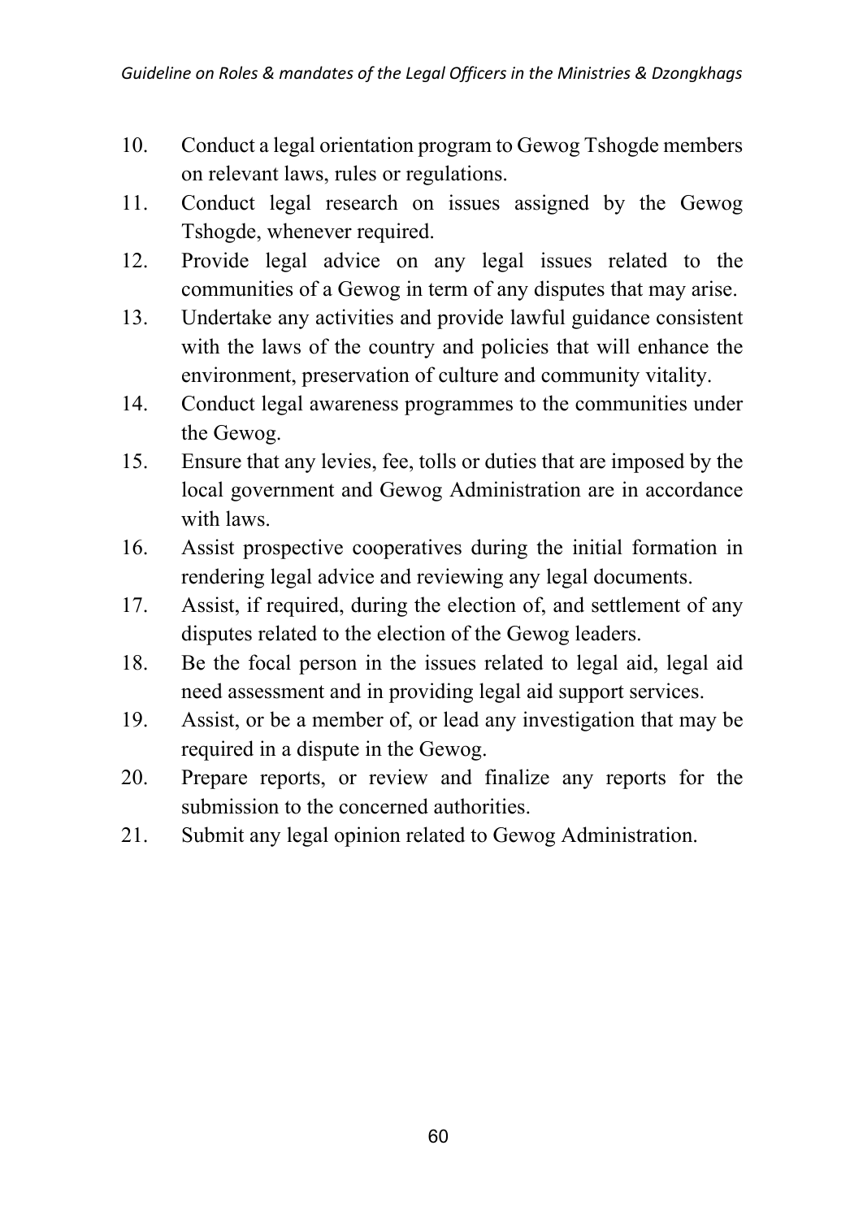10. Conduct a legal orientation program to Gewog Tshogde members on relevant laws, rules or regulations.
11. Conduct legal research on issues assigned by the Gewog Tshogde, whenever required.
12. Provide legal advice on any legal issues related to the communities of a Gewog in term of any disputes that may arise.
13. Undertake any activities and provide lawful guidance consistent with the laws of the country and policies that will enhance the environment, preservation of culture and community vitality.
14. Conduct legal awareness programmes to the communities under the Gewog.
15. Ensure that any levies, fee, tolls or duties that are imposed by the local government and Gewog Administration are in accordance with laws.
16. Assist prospective cooperatives during the initial formation in rendering legal advice and reviewing any legal documents.
17. Assist, if required, during the election of, and settlement of any disputes related to the election of the Gewog leaders.
18. Be the focal person in the issues related to legal aid, legal aid need assessment and in providing legal aid support services.
19. Assist, or be a member of, or lead any investigation that may be required in a dispute in the Gewog.
20. Prepare reports, or review and finalize any reports for the submission to the concerned authorities.
21. Submit any legal opinion related to Gewog Administration.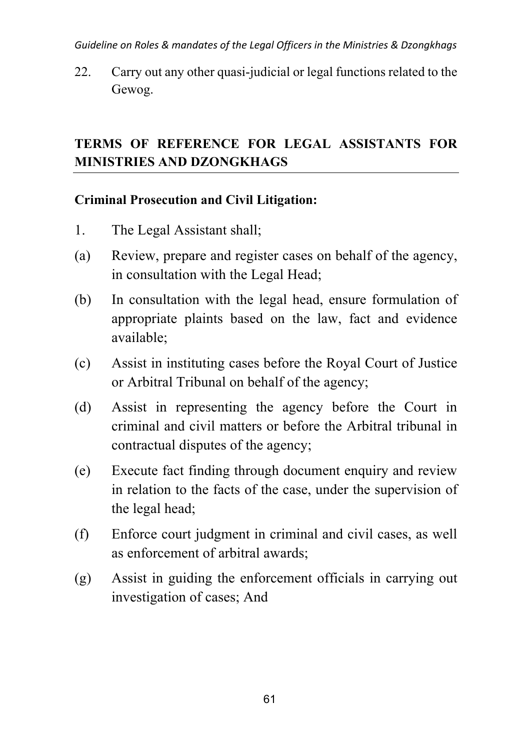22. Carry out any other quasi-judicial or legal functions related to the Gewog.

## TERMS OF REFERENCE FOR LEGAL ASSISTANTS FOR MINISTRIES AND DZONGKHAGS

**Criminal Prosecution and Civil Litigation:**

1. The Legal Assistant shall;

(a) Review, prepare and register cases on behalf of the agency, in consultation with the Legal Head;

(b) In consultation with the legal head, ensure formulation of appropriate plaints based on the law, fact and evidence available;

(c) Assist in instituting cases before the Royal Court of Justice or Arbitral Tribunal on behalf of the agency;

(d) Assist in representing the agency before the Court in criminal and civil matters or before the Arbitral tribunal in contractual disputes of the agency;

(e) Execute fact finding through document enquiry and review in relation to the facts of the case, under the supervision of the legal head;

(f) Enforce court judgment in criminal and civil cases, as well as enforcement of arbitral awards;

(g) Assist in guiding the enforcement officials in carrying out investigation of cases; And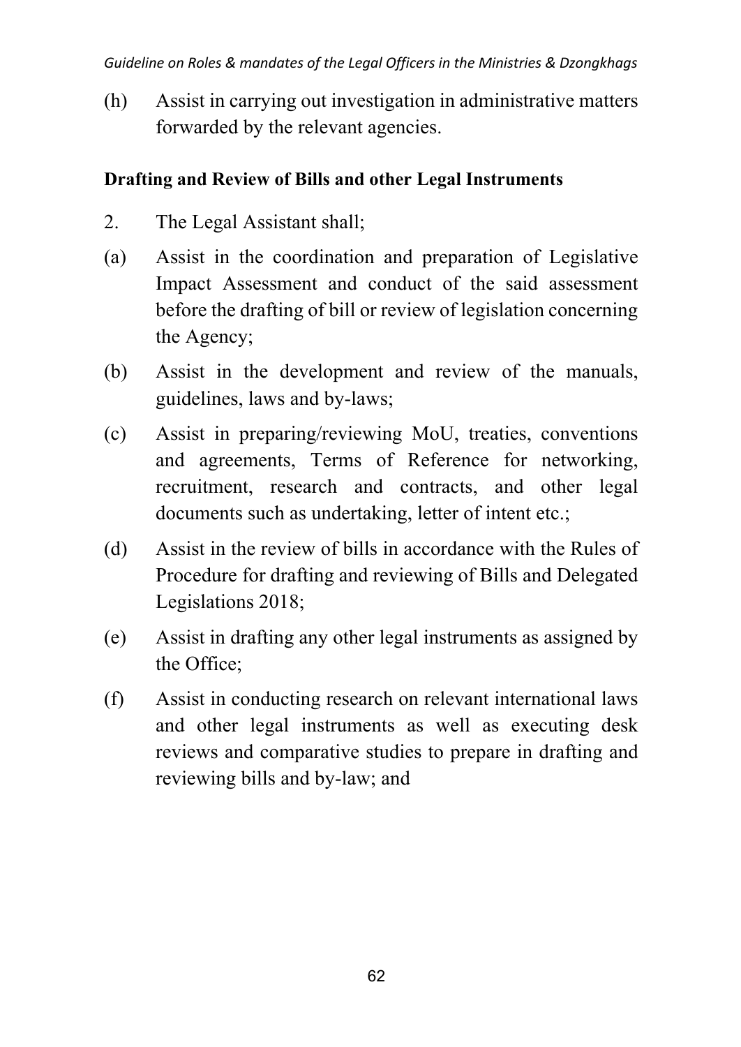(h) Assist in carrying out investigation in administrative matters forwarded by the relevant agencies.

**Drafting and Review of Bills and other Legal Instruments**

2. The Legal Assistant shall;

(a) Assist in the coordination and preparation of Legislative Impact Assessment and conduct of the said assessment before the drafting of bill or review of legislation concerning the Agency;

(b) Assist in the development and review of the manuals, guidelines, laws and by-laws;

(c) Assist in preparing/reviewing MoU, treaties, conventions and agreements, Terms of Reference for networking, recruitment, research and contracts, and other legal documents such as undertaking, letter of intent etc.;

(d) Assist in the review of bills in accordance with the Rules of Procedure for drafting and reviewing of Bills and Delegated Legislations 2018;

(e) Assist in drafting any other legal instruments as assigned by the Office;

(f) Assist in conducting research on relevant international laws and other legal instruments as well as executing desk reviews and comparative studies to prepare in drafting and reviewing bills and by-law; and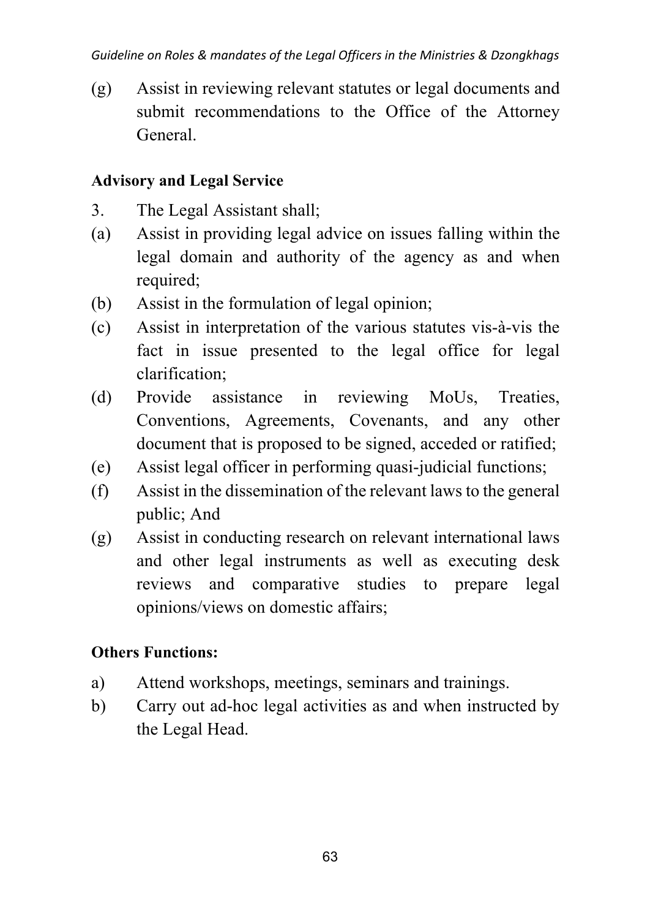(g) Assist in reviewing relevant statutes or legal documents and submit recommendations to the Office of the Attorney General.

**Advisory and Legal Service**

3. The Legal Assistant shall;

(a) Assist in providing legal advice on issues falling within the legal domain and authority of the agency as and when required;

(b) Assist in the formulation of legal opinion;

(c) Assist in interpretation of the various statutes vis-à-vis the fact in issue presented to the legal office for legal clarification;

(d) Provide assistance in reviewing MoUs, Treaties, Conventions, Agreements, Covenants, and any other document that is proposed to be signed, acceded or ratified;

(e) Assist legal officer in performing quasi-judicial functions;

(f) Assist in the dissemination of the relevant laws to the general public; And

(g) Assist in conducting research on relevant international laws and other legal instruments as well as executing desk reviews and comparative studies to prepare legal opinions/views on domestic affairs;

**Others Functions:**

a) Attend workshops, meetings, seminars and trainings.

b) Carry out ad-hoc legal activities as and when instructed by the Legal Head.